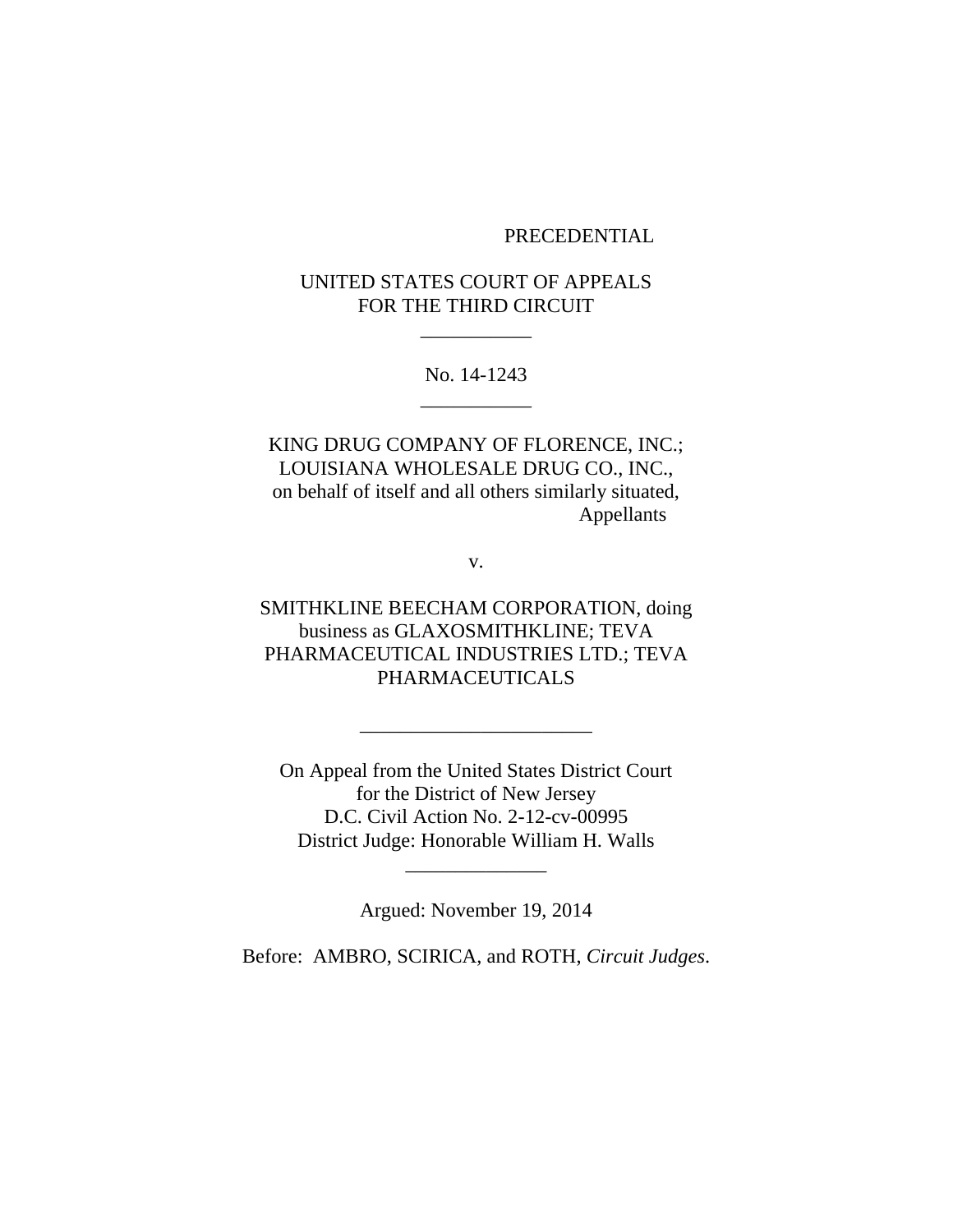PRECEDENTIAL

UNITED STATES COURT OF APPEALS
FOR THE THIRD CIRCUIT

---

No. 14-1243

---

KING DRUG COMPANY OF FLORENCE, INC.;
LOUISIANA WHOLESALE DRUG CO., INC.,
on behalf of itself and all others similarly situated,
Appellants

v.

SMITHKLINE BEECHAM CORPORATION, doing business as GLAXOSMITHKLINE; TEVA PHARMACEUTICAL INDUSTRIES LTD.; TEVA PHARMACEUTICALS

---

On Appeal from the United States District Court
for the District of New Jersey
D.C. Civil Action No. 2-12-cv-00995
District Judge: Honorable William H. Walls

---

Argued: November 19, 2014

Before: AMBRO, SCIRICA, and ROTH, *Circuit Judges*.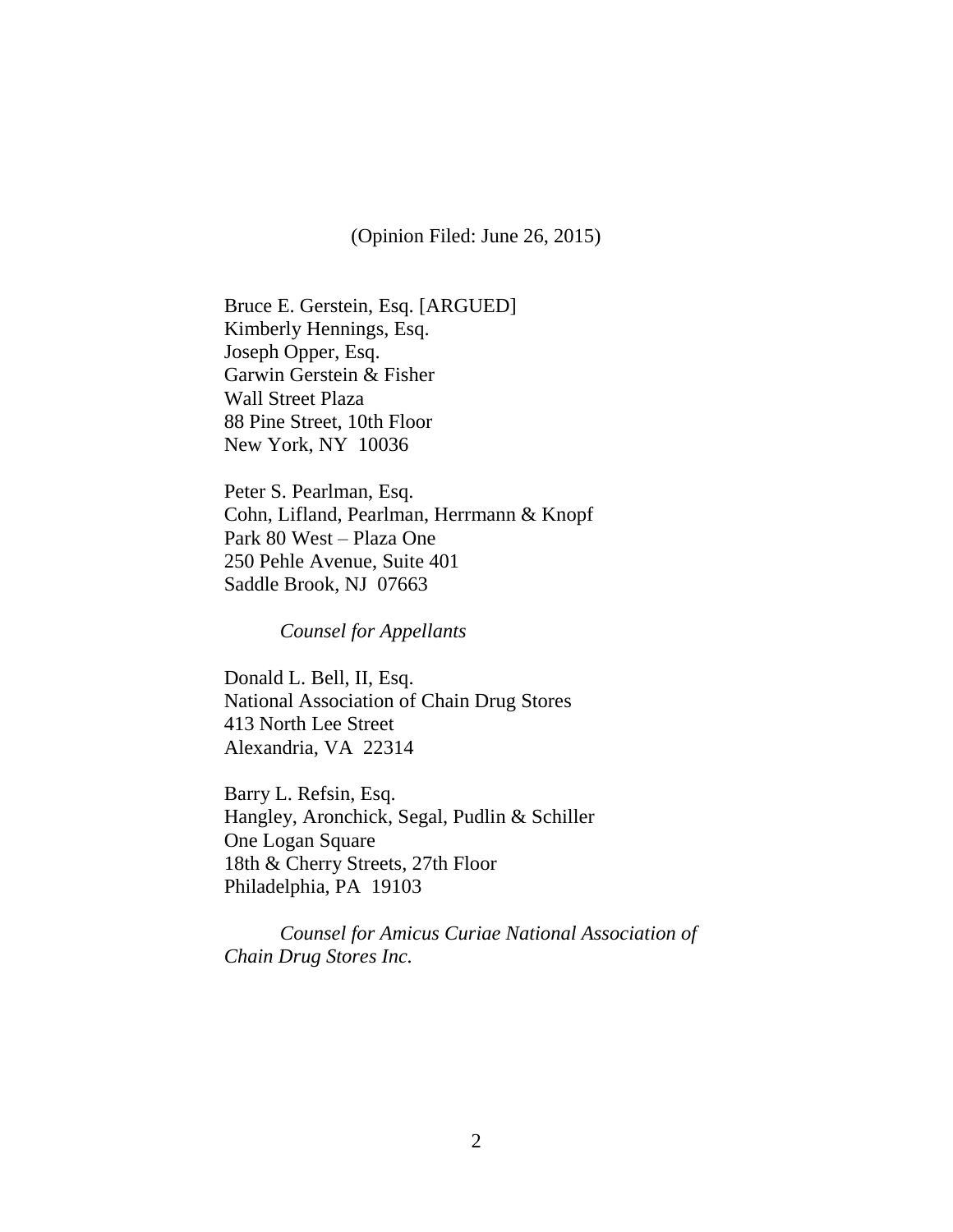(Opinion Filed: June 26, 2015)

Bruce E. Gerstein, Esq. [ARGUED]
Kimberly Hennings, Esq.
Joseph Opper, Esq.
Garwin Gerstein & Fisher
Wall Street Plaza
88 Pine Street, 10th Floor
New York, NY 10036

Peter S. Pearlman, Esq.
Cohn, Lifland, Pearlman, Herrmann & Knopf
Park 80 West – Plaza One
250 Pehle Avenue, Suite 401
Saddle Brook, NJ 07663

*Counsel for Appellants*

Donald L. Bell, II, Esq.
National Association of Chain Drug Stores
413 North Lee Street
Alexandria, VA 22314

Barry L. Refsin, Esq.
Hangley, Aronchick, Segal, Pudlin & Schiller
One Logan Square
18th & Cherry Streets, 27th Floor
Philadelphia, PA 19103

*Counsel for Amicus Curiae National Association of Chain Drug Stores Inc.*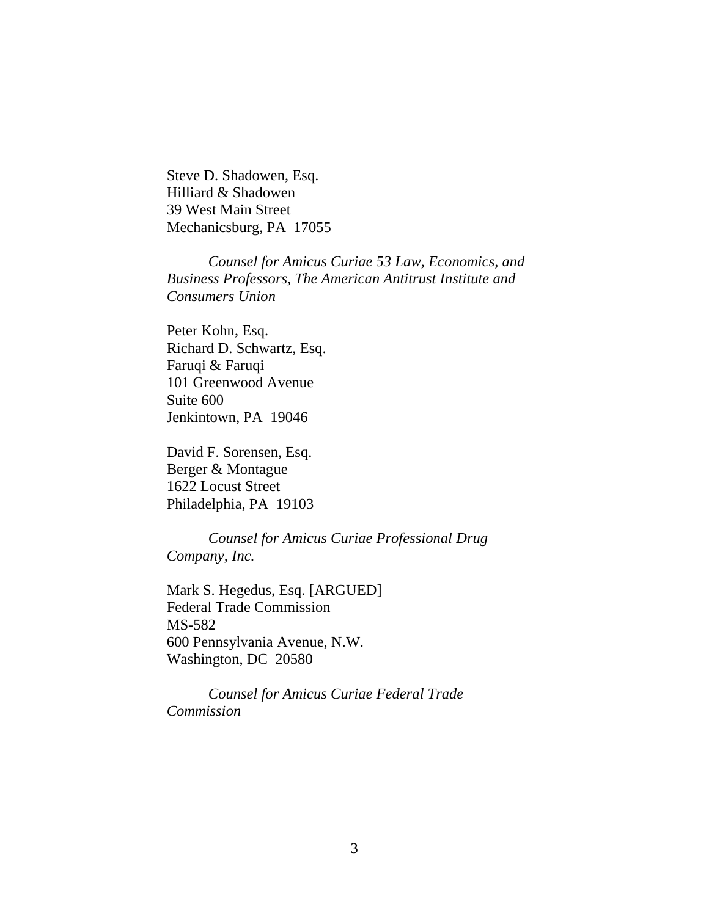Steve D. Shadowen, Esq.
Hilliard & Shadowen
39 West Main Street
Mechanicsburg, PA  17055

*Counsel for Amicus Curiae 53 Law, Economics, and Business Professors, The American Antitrust Institute and Consumers Union*

Peter Kohn, Esq.
Richard D. Schwartz, Esq.
Faruqi & Faruqi
101 Greenwood Avenue
Suite 600
Jenkintown, PA  19046

David F. Sorensen, Esq.
Berger & Montague
1622 Locust Street
Philadelphia, PA  19103

*Counsel for Amicus Curiae Professional Drug Company, Inc.*

Mark S. Hegedus, Esq. [ARGUED]
Federal Trade Commission
MS-582
600 Pennsylvania Avenue, N.W.
Washington, DC  20580

*Counsel for Amicus Curiae Federal Trade Commission*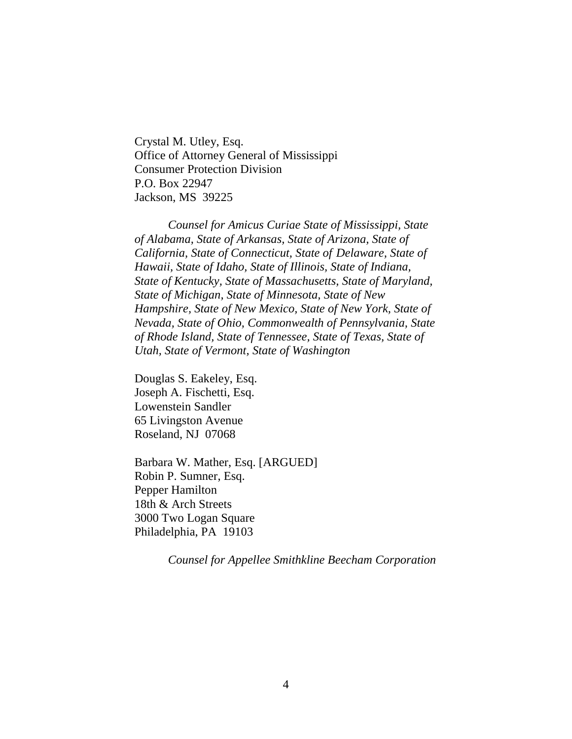Crystal M. Utley, Esq.
Office of Attorney General of Mississippi
Consumer Protection Division
P.O. Box 22947
Jackson, MS 39225

*Counsel for Amicus Curiae State of Mississippi, State of Alabama, State of Arkansas, State of Arizona, State of California, State of Connecticut, State of Delaware, State of Hawaii, State of Idaho, State of Illinois, State of Indiana, State of Kentucky, State of Massachusetts, State of Maryland, State of Michigan, State of Minnesota, State of New Hampshire, State of New Mexico, State of New York, State of Nevada, State of Ohio, Commonwealth of Pennsylvania, State of Rhode Island, State of Tennessee, State of Texas, State of Utah, State of Vermont, State of Washington*

Douglas S. Eakeley, Esq.
Joseph A. Fischetti, Esq.
Lowenstein Sandler
65 Livingston Avenue
Roseland, NJ 07068

Barbara W. Mather, Esq. [ARGUED]
Robin P. Sumner, Esq.
Pepper Hamilton
18th & Arch Streets
3000 Two Logan Square
Philadelphia, PA 19103

*Counsel for Appellee Smithkline Beecham Corporation*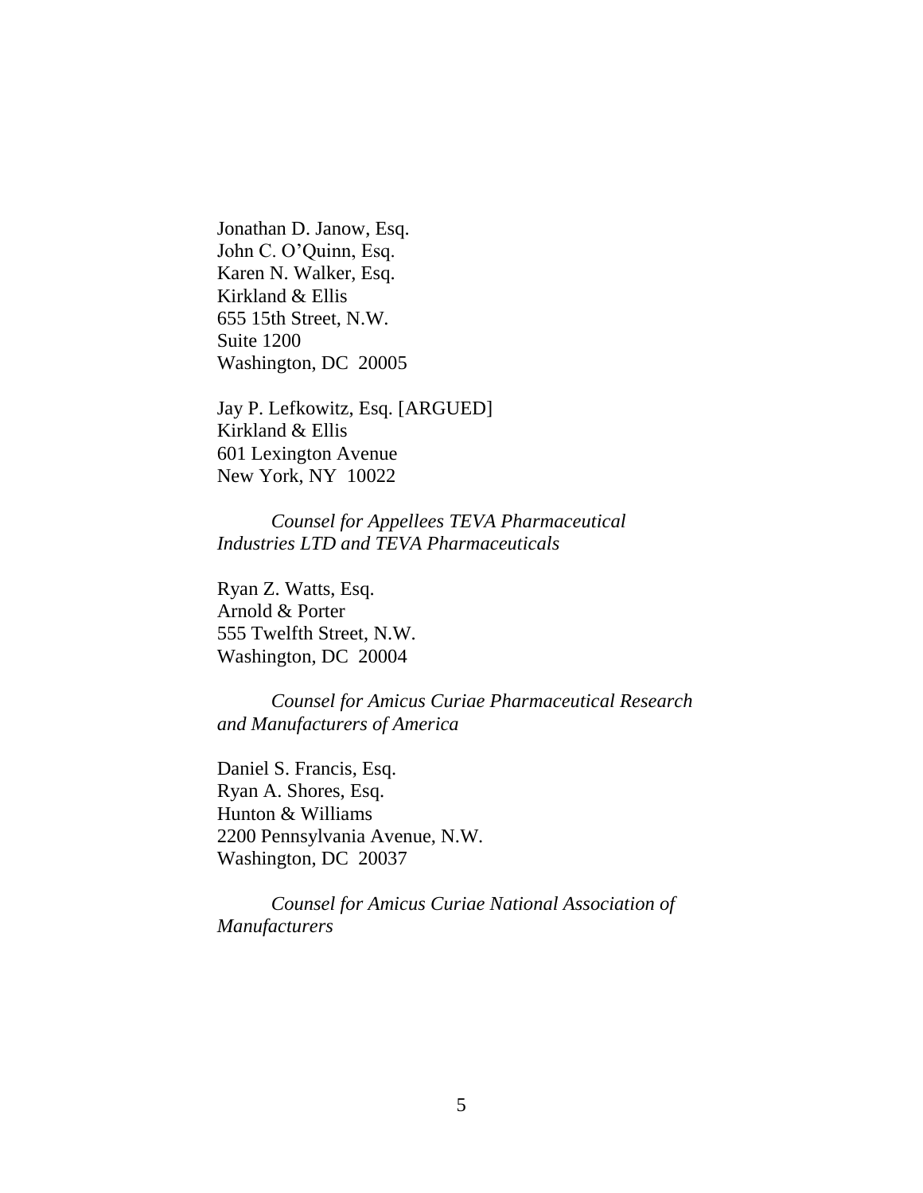Jonathan D. Janow, Esq.
John C. O'Quinn, Esq.
Karen N. Walker, Esq.
Kirkland & Ellis
655 15th Street, N.W.
Suite 1200
Washington, DC 20005

Jay P. Lefkowitz, Esq. [ARGUED]
Kirkland & Ellis
601 Lexington Avenue
New York, NY 10022

*Counsel for Appellees TEVA Pharmaceutical Industries LTD and TEVA Pharmaceuticals*

Ryan Z. Watts, Esq.
Arnold & Porter
555 Twelfth Street, N.W.
Washington, DC 20004

*Counsel for Amicus Curiae Pharmaceutical Research and Manufacturers of America*

Daniel S. Francis, Esq.
Ryan A. Shores, Esq.
Hunton & Williams
2200 Pennsylvania Avenue, N.W.
Washington, DC 20037

*Counsel for Amicus Curiae National Association of Manufacturers*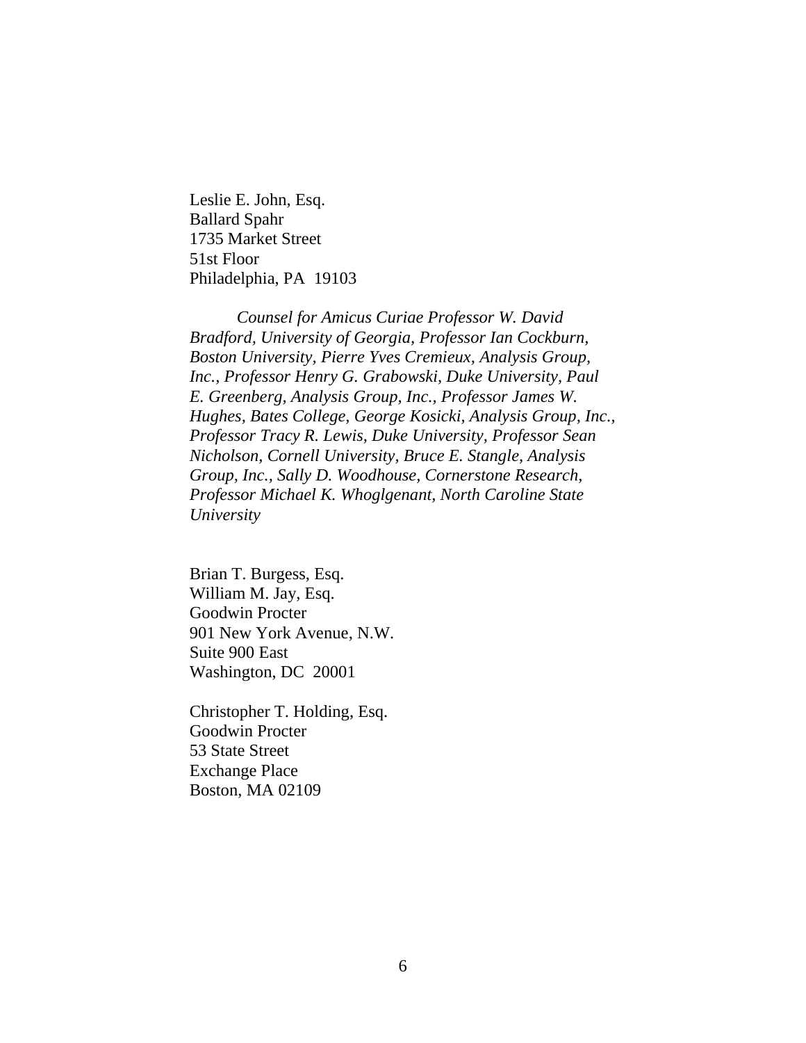Leslie E. John, Esq.
Ballard Spahr
1735 Market Street
51st Floor
Philadelphia, PA  19103

*Counsel for Amicus Curiae Professor W. David Bradford, University of Georgia, Professor Ian Cockburn, Boston University, Pierre Yves Cremieux, Analysis Group, Inc., Professor Henry G. Grabowski, Duke University, Paul E. Greenberg, Analysis Group, Inc., Professor James W. Hughes, Bates College, George Kosicki, Analysis Group, Inc., Professor Tracy R. Lewis, Duke University, Professor Sean Nicholson, Cornell University, Bruce E. Stangle, Analysis Group, Inc., Sally D. Woodhouse, Cornerstone Research, Professor Michael K. Whoglgenant, North Caroline State University*

Brian T. Burgess, Esq.
William M. Jay, Esq.
Goodwin Procter
901 New York Avenue, N.W.
Suite 900 East
Washington, DC  20001

Christopher T. Holding, Esq.
Goodwin Procter
53 State Street
Exchange Place
Boston, MA 02109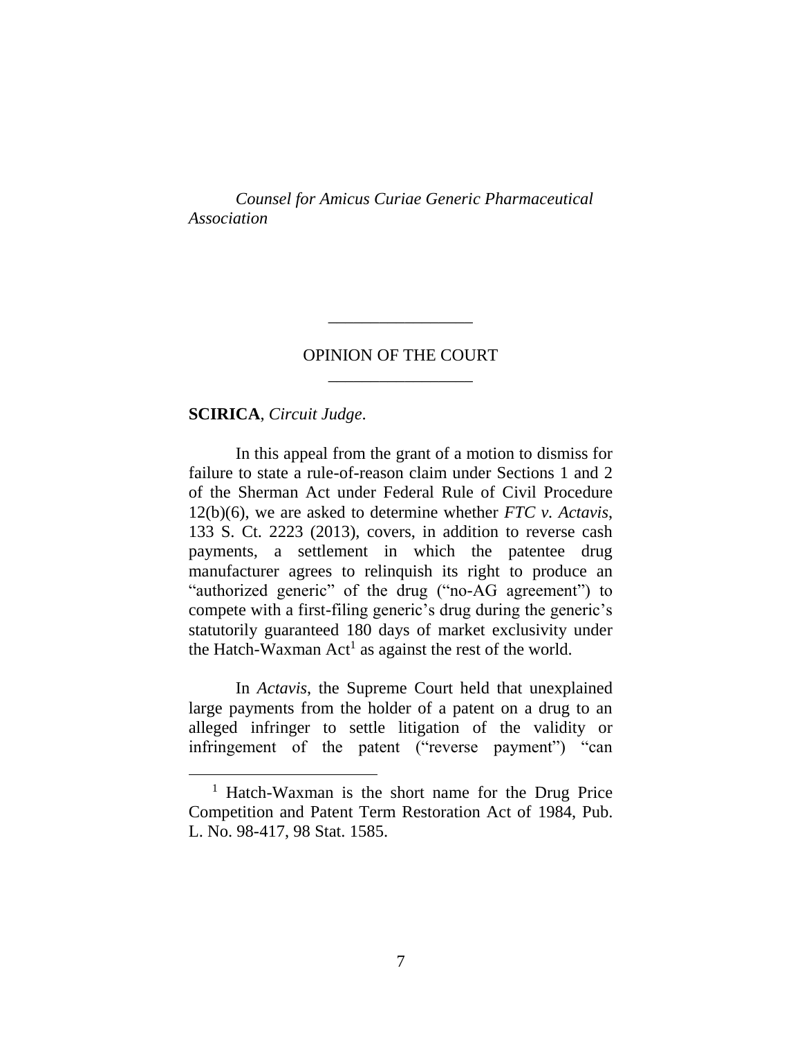*Counsel for Amicus Curiae Generic Pharmaceutical Association*

---

OPINION OF THE COURT

---

**SCIRICA**, *Circuit Judge*.

In this appeal from the grant of a motion to dismiss for failure to state a rule-of-reason claim under Sections 1 and 2 of the Sherman Act under Federal Rule of Civil Procedure 12(b)(6), we are asked to determine whether *FTC v. Actavis*, 133 S. Ct. 2223 (2013), covers, in addition to reverse cash payments, a settlement in which the patentee drug manufacturer agrees to relinquish its right to produce an "authorized generic" of the drug ("no-AG agreement") to compete with a first-filing generic's drug during the generic's statutorily guaranteed 180 days of market exclusivity under the Hatch-Waxman Act[1] as against the rest of the world.

In *Actavis*, the Supreme Court held that unexplained large payments from the holder of a patent on a drug to an alleged infringer to settle litigation of the validity or infringement of the patent ("reverse payment") "can

[1] Hatch-Waxman is the short name for the Drug Price Competition and Patent Term Restoration Act of 1984, Pub. L. No. 98-417, 98 Stat. 1585.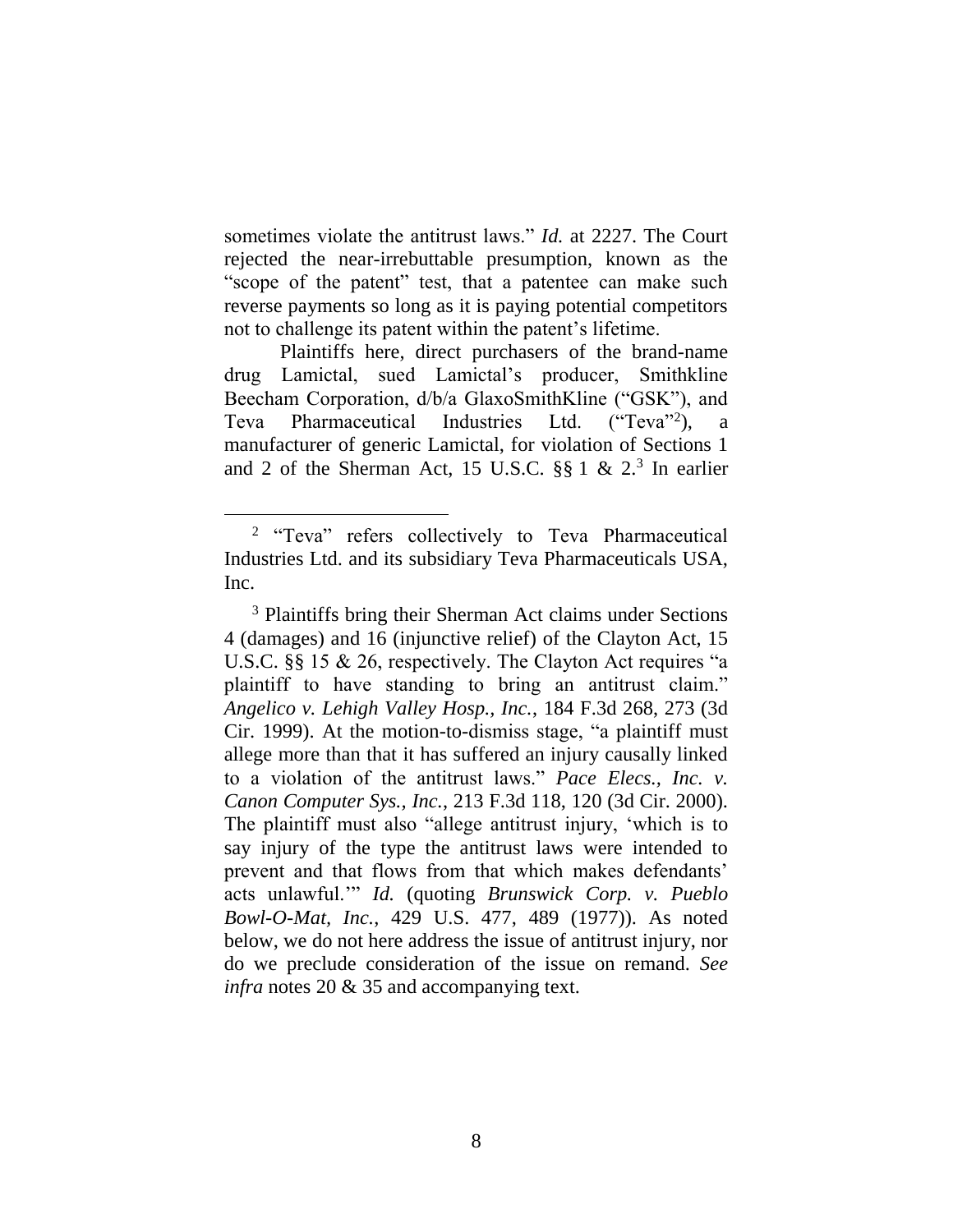sometimes violate the antitrust laws." *Id.* at 2227. The Court rejected the near-irrebuttable presumption, known as the "scope of the patent" test, that a patentee can make such reverse payments so long as it is paying potential competitors not to challenge its patent within the patent's lifetime.

Plaintiffs here, direct purchasers of the brand-name drug Lamictal, sued Lamictal's producer, Smithkline Beecham Corporation, d/b/a GlaxoSmithKline ("GSK"), and Teva Pharmaceutical Industries Ltd. ("Teva"[2]), a manufacturer of generic Lamictal, for violation of Sections 1 and 2 of the Sherman Act, 15 U.S.C. §§ 1 & 2.[3] In earlier

---

[2] "Teva" refers collectively to Teva Pharmaceutical Industries Ltd. and its subsidiary Teva Pharmaceuticals USA, Inc.

[3] Plaintiffs bring their Sherman Act claims under Sections 4 (damages) and 16 (injunctive relief) of the Clayton Act, 15 U.S.C. §§ 15 & 26, respectively. The Clayton Act requires "a plaintiff to have standing to bring an antitrust claim." *Angelico v. Lehigh Valley Hosp., Inc.*, 184 F.3d 268, 273 (3d Cir. 1999). At the motion-to-dismiss stage, "a plaintiff must allege more than that it has suffered an injury causally linked to a violation of the antitrust laws." *Pace Elecs., Inc. v. Canon Computer Sys., Inc.*, 213 F.3d 118, 120 (3d Cir. 2000). The plaintiff must also "allege antitrust injury, 'which is to say injury of the type the antitrust laws were intended to prevent and that flows from that which makes defendants' acts unlawful.'" *Id.* (quoting *Brunswick Corp. v. Pueblo Bowl-O-Mat, Inc.*, 429 U.S. 477, 489 (1977)). As noted below, we do not here address the issue of antitrust injury, nor do we preclude consideration of the issue on remand. *See infra* notes 20 & 35 and accompanying text.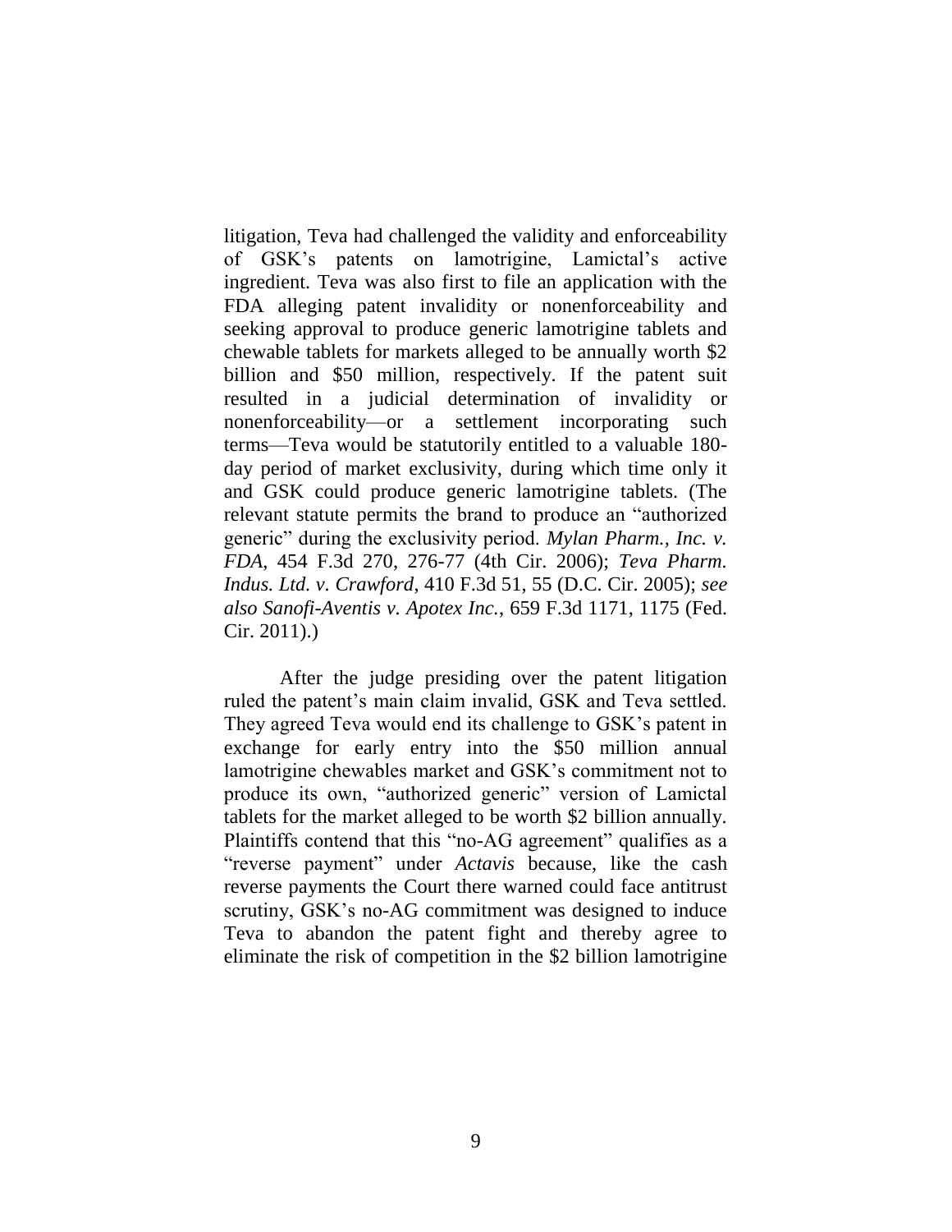litigation, Teva had challenged the validity and enforceability of GSK's patents on lamotrigine, Lamictal's active ingredient. Teva was also first to file an application with the FDA alleging patent invalidity or nonenforceability and seeking approval to produce generic lamotrigine tablets and chewable tablets for markets alleged to be annually worth $2 billion and $50 million, respectively. If the patent suit resulted in a judicial determination of invalidity or nonenforceability—or a settlement incorporating such terms—Teva would be statutorily entitled to a valuable 180-day period of market exclusivity, during which time only it and GSK could produce generic lamotrigine tablets. (The relevant statute permits the brand to produce an "authorized generic" during the exclusivity period. *Mylan Pharm., Inc. v. FDA*, 454 F.3d 270, 276-77 (4th Cir. 2006); *Teva Pharm. Indus. Ltd. v. Crawford*, 410 F.3d 51, 55 (D.C. Cir. 2005); *see also Sanofi-Aventis v. Apotex Inc.*, 659 F.3d 1171, 1175 (Fed. Cir. 2011).)

After the judge presiding over the patent litigation ruled the patent's main claim invalid, GSK and Teva settled. They agreed Teva would end its challenge to GSK's patent in exchange for early entry into the $50 million annual lamotrigine chewables market and GSK's commitment not to produce its own, "authorized generic" version of Lamictal tablets for the market alleged to be worth $2 billion annually. Plaintiffs contend that this "no-AG agreement" qualifies as a "reverse payment" under *Actavis* because, like the cash reverse payments the Court there warned could face antitrust scrutiny, GSK's no-AG commitment was designed to induce Teva to abandon the patent fight and thereby agree to eliminate the risk of competition in the $2 billion lamotrigine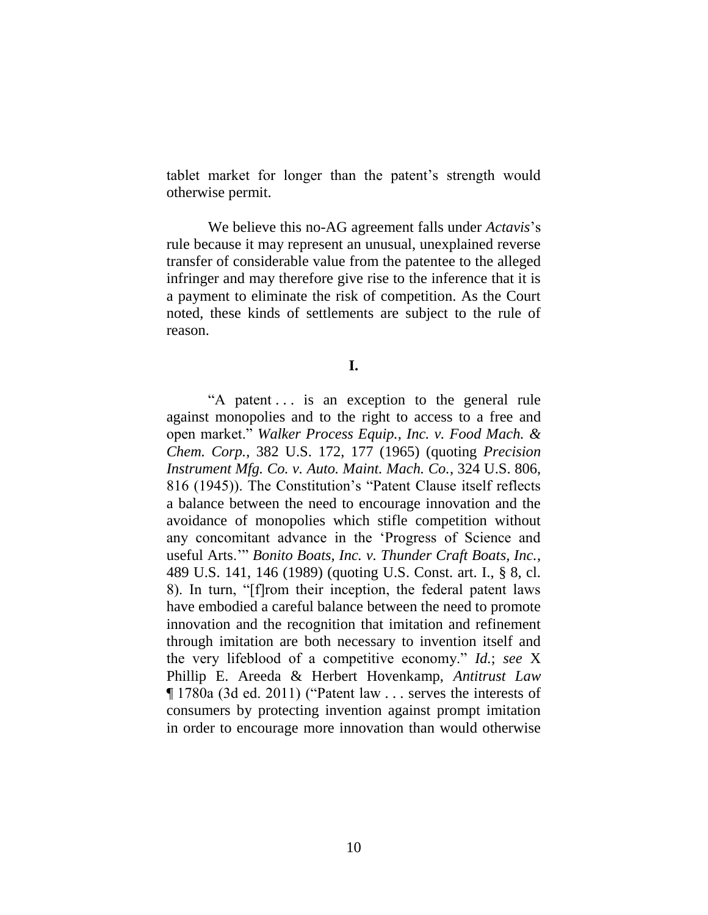tablet market for longer than the patent's strength would otherwise permit.

We believe this no-AG agreement falls under *Actavis*'s rule because it may represent an unusual, unexplained reverse transfer of considerable value from the patentee to the alleged infringer and may therefore give rise to the inference that it is a payment to eliminate the risk of competition. As the Court noted, these kinds of settlements are subject to the rule of reason.

## I.

"A patent . . . is an exception to the general rule against monopolies and to the right to access to a free and open market." *Walker Process Equip., Inc. v. Food Mach. & Chem. Corp.*, 382 U.S. 172, 177 (1965) (quoting *Precision Instrument Mfg. Co. v. Auto. Maint. Mach. Co.*, 324 U.S. 806, 816 (1945)). The Constitution's "Patent Clause itself reflects a balance between the need to encourage innovation and the avoidance of monopolies which stifle competition without any concomitant advance in the 'Progress of Science and useful Arts.'" *Bonito Boats, Inc. v. Thunder Craft Boats, Inc.*, 489 U.S. 141, 146 (1989) (quoting U.S. Const. art. I., § 8, cl. 8). In turn, "[f]rom their inception, the federal patent laws have embodied a careful balance between the need to promote innovation and the recognition that imitation and refinement through imitation are both necessary to invention itself and the very lifeblood of a competitive economy." *Id.*; *see* X Phillip E. Areeda & Herbert Hovenkamp, *Antitrust Law* ¶ 1780a (3d ed. 2011) ("Patent law . . . serves the interests of consumers by protecting invention against prompt imitation in order to encourage more innovation than would otherwise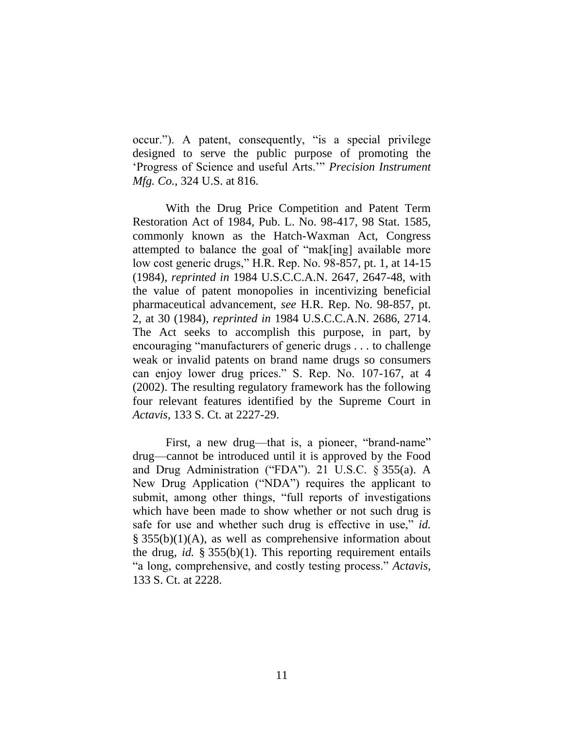occur."). A patent, consequently, "is a special privilege designed to serve the public purpose of promoting the 'Progress of Science and useful Arts.'" *Precision Instrument Mfg. Co.*, 324 U.S. at 816.

With the Drug Price Competition and Patent Term Restoration Act of 1984, Pub. L. No. 98-417, 98 Stat. 1585, commonly known as the Hatch-Waxman Act, Congress attempted to balance the goal of "mak[ing] available more low cost generic drugs," H.R. Rep. No. 98-857, pt. 1, at 14-15 (1984), *reprinted in* 1984 U.S.C.C.A.N. 2647, 2647-48, with the value of patent monopolies in incentivizing beneficial pharmaceutical advancement, *see* H.R. Rep. No. 98-857, pt. 2, at 30 (1984), *reprinted in* 1984 U.S.C.C.A.N. 2686, 2714. The Act seeks to accomplish this purpose, in part, by encouraging "manufacturers of generic drugs . . . to challenge weak or invalid patents on brand name drugs so consumers can enjoy lower drug prices." S. Rep. No. 107-167, at 4 (2002). The resulting regulatory framework has the following four relevant features identified by the Supreme Court in *Actavis*, 133 S. Ct. at 2227-29.

First, a new drug—that is, a pioneer, "brand-name" drug—cannot be introduced until it is approved by the Food and Drug Administration ("FDA"). 21 U.S.C. § 355(a). A New Drug Application ("NDA") requires the applicant to submit, among other things, "full reports of investigations which have been made to show whether or not such drug is safe for use and whether such drug is effective in use," *id.* § 355(b)(1)(A), as well as comprehensive information about the drug, *id.* § 355(b)(1). This reporting requirement entails "a long, comprehensive, and costly testing process." *Actavis*, 133 S. Ct. at 2228.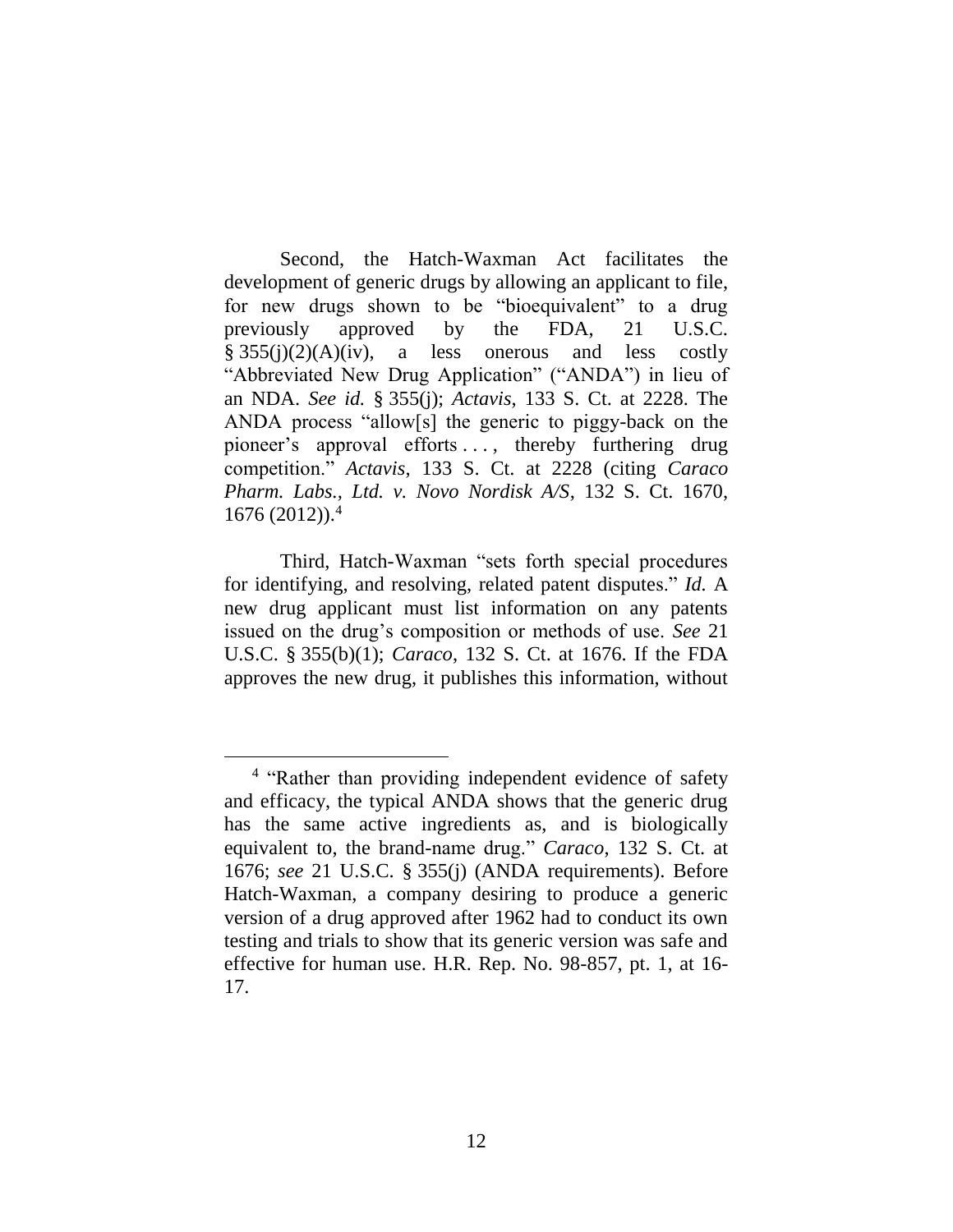Second, the Hatch-Waxman Act facilitates the development of generic drugs by allowing an applicant to file, for new drugs shown to be "bioequivalent" to a drug previously approved by the FDA, 21 U.S.C. § 355(j)(2)(A)(iv), a less onerous and less costly "Abbreviated New Drug Application" ("ANDA") in lieu of an NDA. *See id.* § 355(j); *Actavis*, 133 S. Ct. at 2228. The ANDA process "allow[s] the generic to piggy-back on the pioneer's approval efforts . . . , thereby furthering drug competition." *Actavis*, 133 S. Ct. at 2228 (citing *Caraco Pharm. Labs., Ltd. v. Novo Nordisk A/S*, 132 S. Ct. 1670, 1676 (2012)).[4]

Third, Hatch-Waxman "sets forth special procedures for identifying, and resolving, related patent disputes." *Id.* A new drug applicant must list information on any patents issued on the drug's composition or methods of use. *See* 21 U.S.C. § 355(b)(1); *Caraco*, 132 S. Ct. at 1676. If the FDA approves the new drug, it publishes this information, without

---

[4] "Rather than providing independent evidence of safety and efficacy, the typical ANDA shows that the generic drug has the same active ingredients as, and is biologically equivalent to, the brand-name drug." *Caraco*, 132 S. Ct. at 1676; *see* 21 U.S.C. § 355(j) (ANDA requirements). Before Hatch-Waxman, a company desiring to produce a generic version of a drug approved after 1962 had to conduct its own testing and trials to show that its generic version was safe and effective for human use. H.R. Rep. No. 98-857, pt. 1, at 16-17.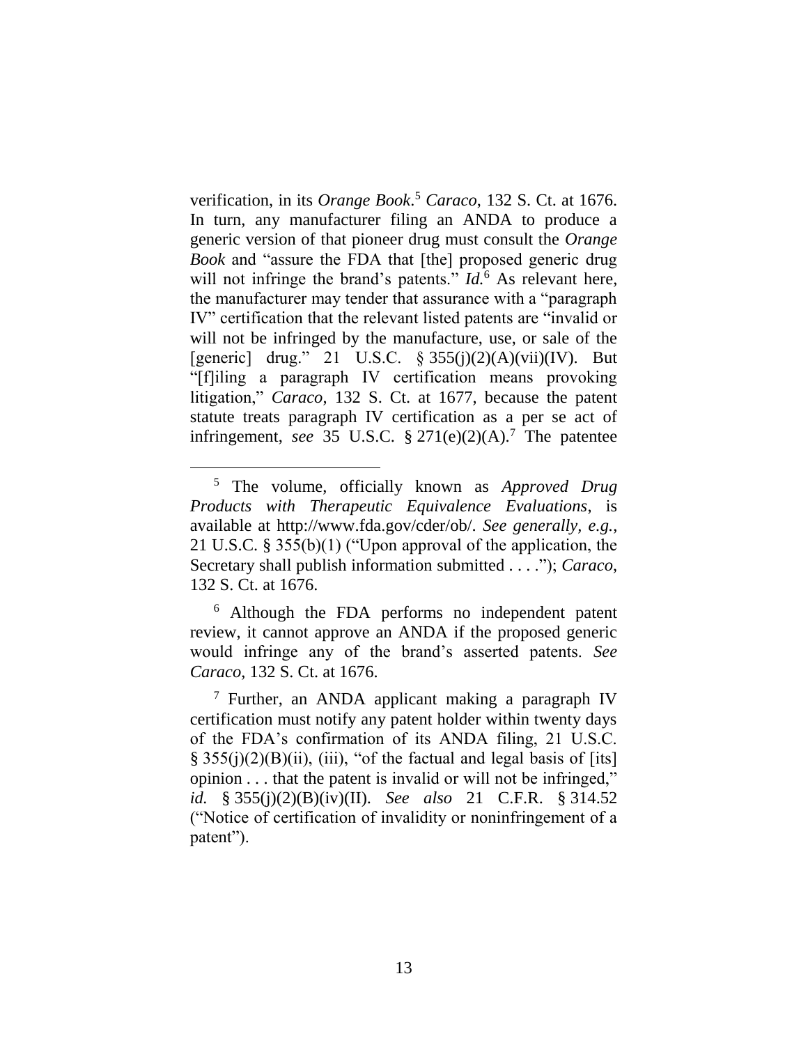verification, in its *Orange Book*.[5] *Caraco*, 132 S. Ct. at 1676. In turn, any manufacturer filing an ANDA to produce a generic version of that pioneer drug must consult the *Orange Book* and "assure the FDA that [the] proposed generic drug will not infringe the brand's patents." *Id.*[6] As relevant here, the manufacturer may tender that assurance with a "paragraph IV" certification that the relevant listed patents are "invalid or will not be infringed by the manufacture, use, or sale of the [generic] drug." 21 U.S.C. § 355(j)(2)(A)(vii)(IV). But "[f]iling a paragraph IV certification means provoking litigation," *Caraco*, 132 S. Ct. at 1677, because the patent statute treats paragraph IV certification as a per se act of infringement, *see* 35 U.S.C. § 271(e)(2)(A).[7] The patentee

---

[5] The volume, officially known as *Approved Drug Products with Therapeutic Equivalence Evaluations*, is available at http://www.fda.gov/cder/ob/. *See generally, e.g.*, 21 U.S.C. § 355(b)(1) ("Upon approval of the application, the Secretary shall publish information submitted . . . ."); *Caraco*, 132 S. Ct. at 1676.

[6] Although the FDA performs no independent patent review, it cannot approve an ANDA if the proposed generic would infringe any of the brand's asserted patents. *See Caraco*, 132 S. Ct. at 1676.

[7] Further, an ANDA applicant making a paragraph IV certification must notify any patent holder within twenty days of the FDA's confirmation of its ANDA filing, 21 U.S.C. § 355(j)(2)(B)(ii), (iii), "of the factual and legal basis of [its] opinion . . . that the patent is invalid or will not be infringed," *id.* § 355(j)(2)(B)(iv)(II). *See also* 21 C.F.R. § 314.52 ("Notice of certification of invalidity or noninfringement of a patent").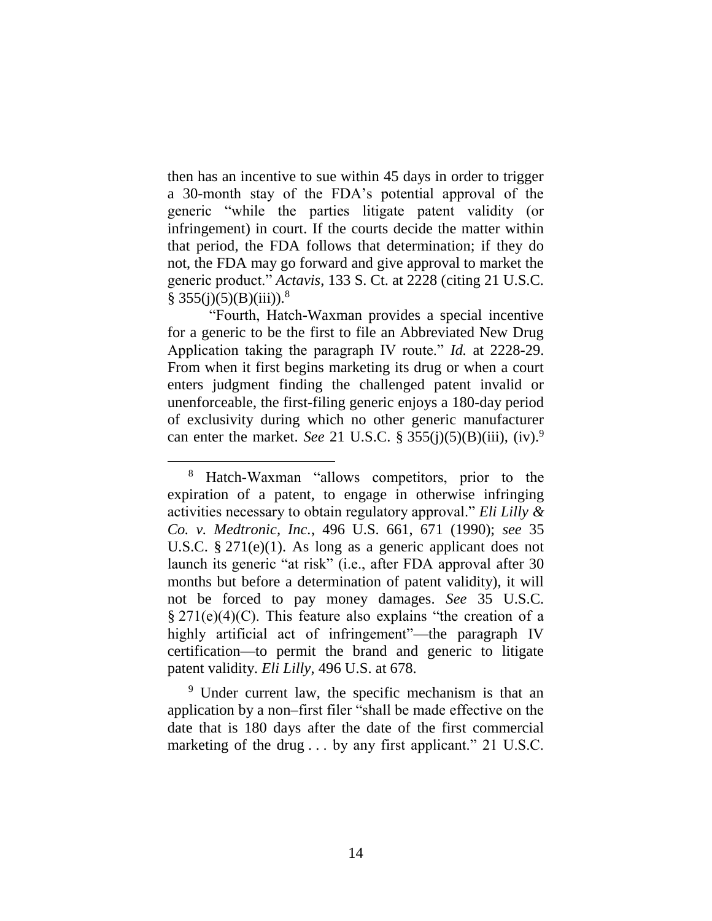then has an incentive to sue within 45 days in order to trigger a 30-month stay of the FDA's potential approval of the generic "while the parties litigate patent validity (or infringement) in court. If the courts decide the matter within that period, the FDA follows that determination; if they do not, the FDA may go forward and give approval to market the generic product." *Actavis*, 133 S. Ct. at 2228 (citing 21 U.S.C. § 355(j)(5)(B)(iii)).[8]

"Fourth, Hatch-Waxman provides a special incentive for a generic to be the first to file an Abbreviated New Drug Application taking the paragraph IV route." *Id.* at 2228-29. From when it first begins marketing its drug or when a court enters judgment finding the challenged patent invalid or unenforceable, the first-filing generic enjoys a 180-day period of exclusivity during which no other generic manufacturer can enter the market. *See* 21 U.S.C. § 355(j)(5)(B)(iii), (iv).[9]

---

[8] Hatch-Waxman "allows competitors, prior to the expiration of a patent, to engage in otherwise infringing activities necessary to obtain regulatory approval." *Eli Lilly & Co. v. Medtronic, Inc.*, 496 U.S. 661, 671 (1990); *see* 35 U.S.C. § 271(e)(1). As long as a generic applicant does not launch its generic "at risk" (i.e., after FDA approval after 30 months but before a determination of patent validity), it will not be forced to pay money damages. *See* 35 U.S.C. § 271(e)(4)(C). This feature also explains "the creation of a highly artificial act of infringement"—the paragraph IV certification—to permit the brand and generic to litigate patent validity. *Eli Lilly*, 496 U.S. at 678.

[9] Under current law, the specific mechanism is that an application by a non–first filer "shall be made effective on the date that is 180 days after the date of the first commercial marketing of the drug . . . by any first applicant." 21 U.S.C.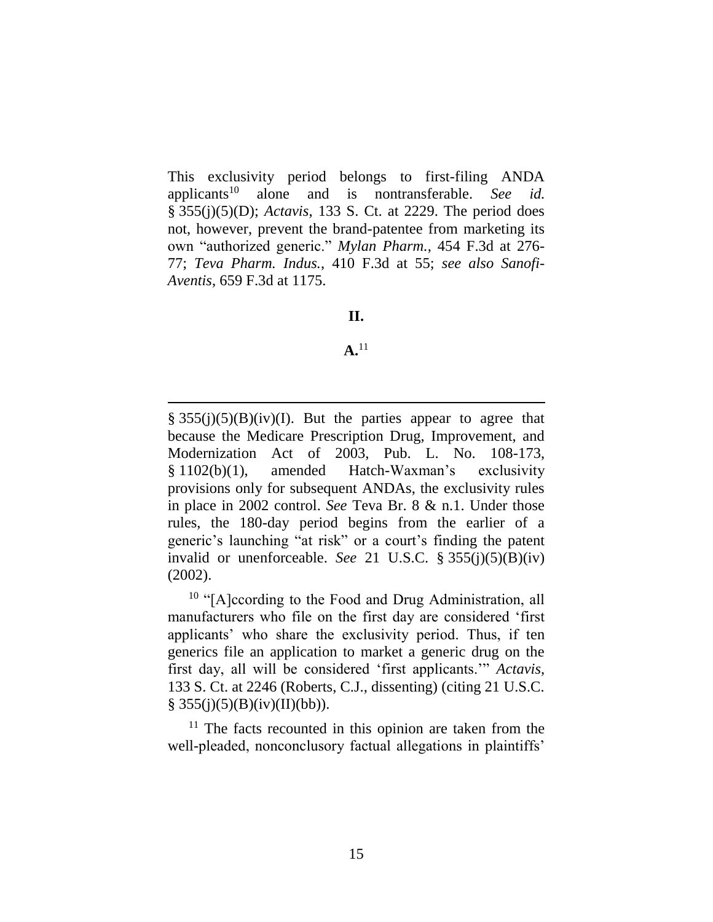This exclusivity period belongs to first-filing ANDA applicants[10] alone and is nontransferable. *See id.* § 355(j)(5)(D); *Actavis*, 133 S. Ct. at 2229. The period does not, however, prevent the brand-patentee from marketing its own "authorized generic." *Mylan Pharm.*, 454 F.3d at 276-77; *Teva Pharm. Indus.*, 410 F.3d at 55; *see also Sanofi-Aventis*, 659 F.3d at 1175.

## II.

### A.[11]

---

§ 355(j)(5)(B)(iv)(I). But the parties appear to agree that because the Medicare Prescription Drug, Improvement, and Modernization Act of 2003, Pub. L. No. 108-173, § 1102(b)(1), amended Hatch-Waxman's exclusivity provisions only for subsequent ANDAs, the exclusivity rules in place in 2002 control. *See* Teva Br. 8 & n.1. Under those rules, the 180-day period begins from the earlier of a generic's launching "at risk" or a court's finding the patent invalid or unenforceable. *See* 21 U.S.C. § 355(j)(5)(B)(iv) (2002).

[10] "[A]ccording to the Food and Drug Administration, all manufacturers who file on the first day are considered 'first applicants' who share the exclusivity period. Thus, if ten generics file an application to market a generic drug on the first day, all will be considered 'first applicants.'" *Actavis*, 133 S. Ct. at 2246 (Roberts, C.J., dissenting) (citing 21 U.S.C. § 355(j)(5)(B)(iv)(II)(bb)).

[11] The facts recounted in this opinion are taken from the well-pleaded, nonconclusory factual allegations in plaintiffs'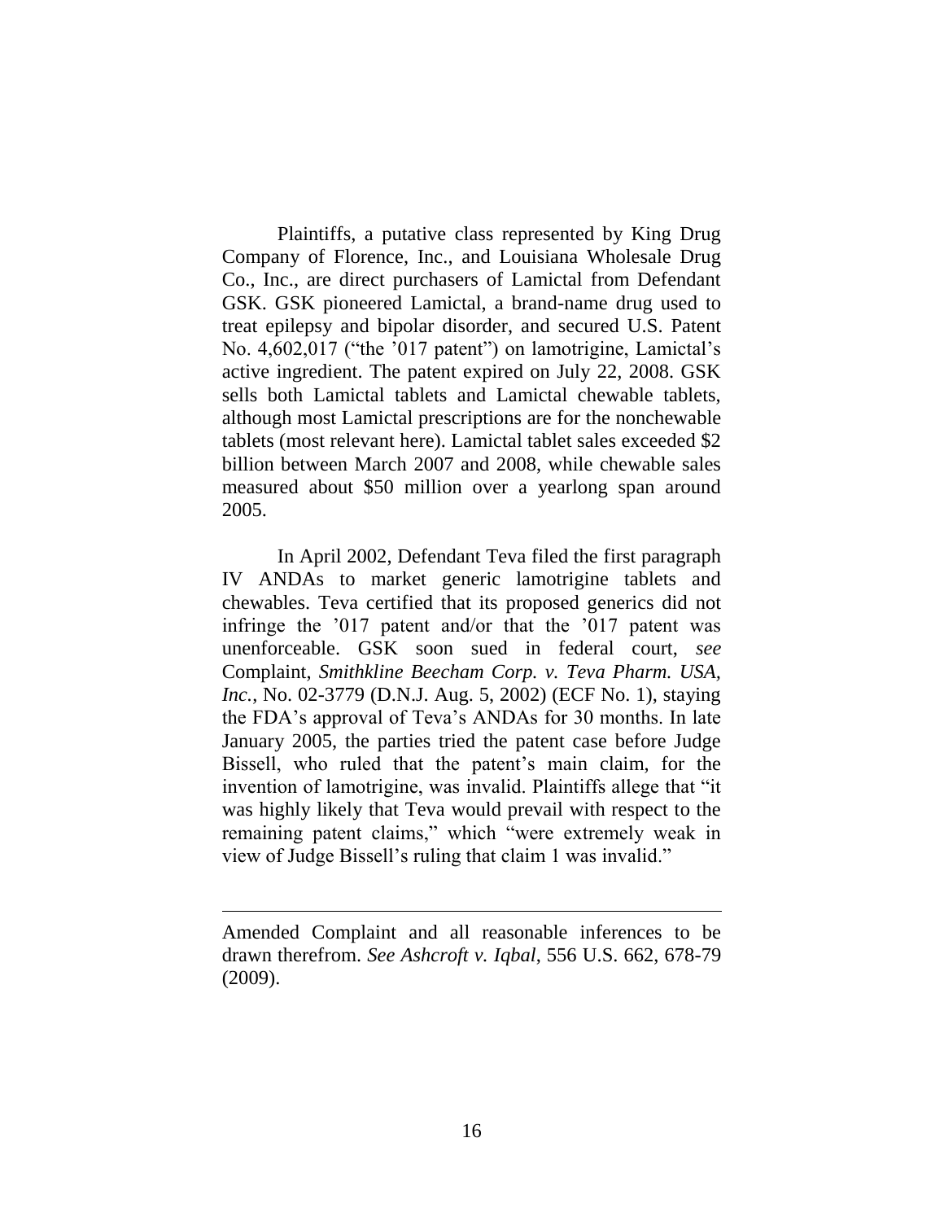Plaintiffs, a putative class represented by King Drug Company of Florence, Inc., and Louisiana Wholesale Drug Co., Inc., are direct purchasers of Lamictal from Defendant GSK. GSK pioneered Lamictal, a brand-name drug used to treat epilepsy and bipolar disorder, and secured U.S. Patent No. 4,602,017 ("the '017 patent") on lamotrigine, Lamictal's active ingredient. The patent expired on July 22, 2008. GSK sells both Lamictal tablets and Lamictal chewable tablets, although most Lamictal prescriptions are for the nonchewable tablets (most relevant here). Lamictal tablet sales exceeded $2 billion between March 2007 and 2008, while chewable sales measured about $50 million over a yearlong span around 2005.

In April 2002, Defendant Teva filed the first paragraph IV ANDAs to market generic lamotrigine tablets and chewables. Teva certified that its proposed generics did not infringe the '017 patent and/or that the '017 patent was unenforceable. GSK soon sued in federal court, *see* Complaint, *Smithkline Beecham Corp. v. Teva Pharm. USA, Inc.*, No. 02-3779 (D.N.J. Aug. 5, 2002) (ECF No. 1), staying the FDA's approval of Teva's ANDAs for 30 months. In late January 2005, the parties tried the patent case before Judge Bissell, who ruled that the patent's main claim, for the invention of lamotrigine, was invalid. Plaintiffs allege that "it was highly likely that Teva would prevail with respect to the remaining patent claims," which "were extremely weak in view of Judge Bissell's ruling that claim 1 was invalid."

---

Amended Complaint and all reasonable inferences to be drawn therefrom. *See Ashcroft v. Iqbal*, 556 U.S. 662, 678-79 (2009).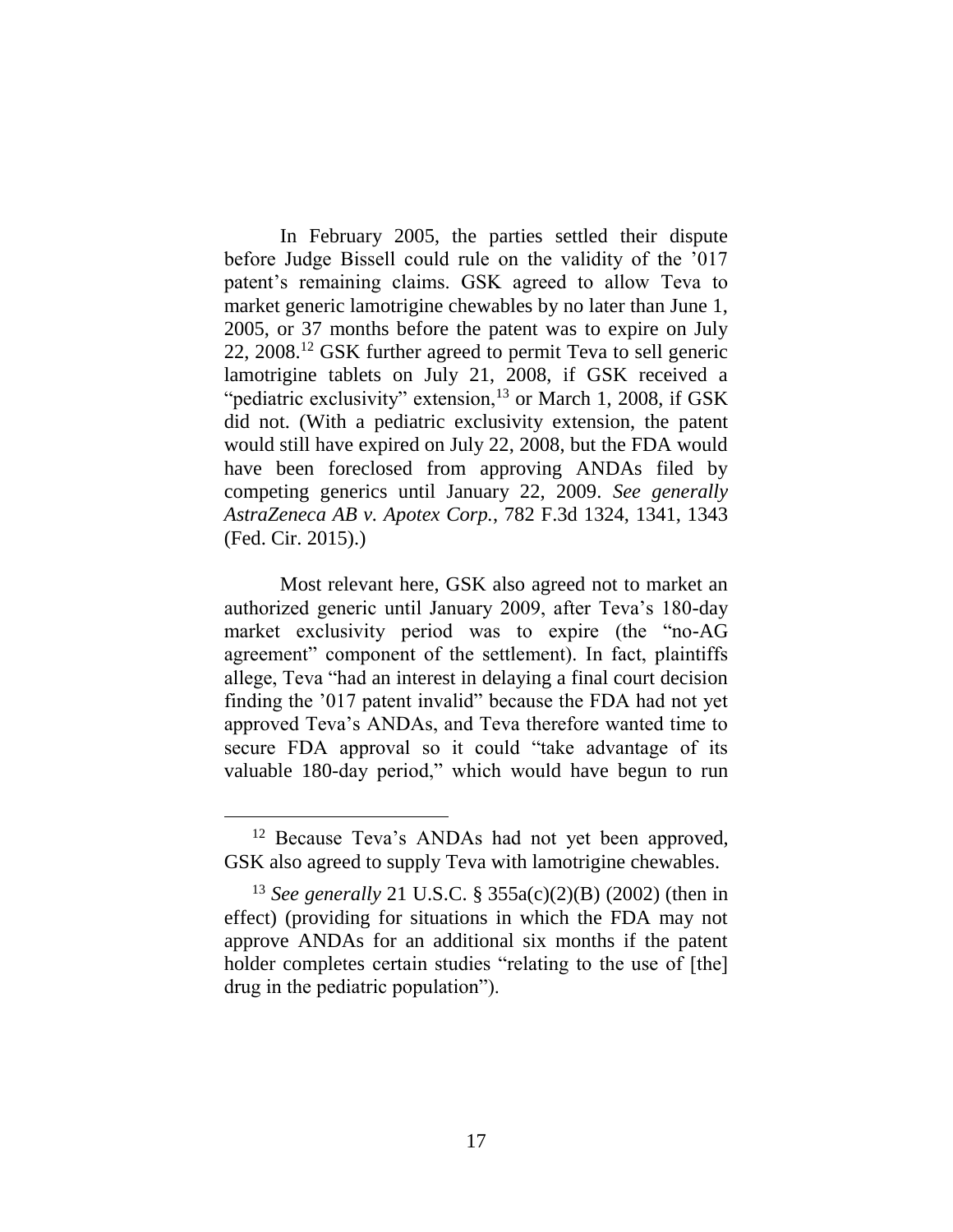In February 2005, the parties settled their dispute before Judge Bissell could rule on the validity of the '017 patent's remaining claims. GSK agreed to allow Teva to market generic lamotrigine chewables by no later than June 1, 2005, or 37 months before the patent was to expire on July 22, 2008.[12] GSK further agreed to permit Teva to sell generic lamotrigine tablets on July 21, 2008, if GSK received a "pediatric exclusivity" extension,[13] or March 1, 2008, if GSK did not. (With a pediatric exclusivity extension, the patent would still have expired on July 22, 2008, but the FDA would have been foreclosed from approving ANDAs filed by competing generics until January 22, 2009. *See generally AstraZeneca AB v. Apotex Corp.*, 782 F.3d 1324, 1341, 1343 (Fed. Cir. 2015).)

Most relevant here, GSK also agreed not to market an authorized generic until January 2009, after Teva's 180-day market exclusivity period was to expire (the "no-AG agreement" component of the settlement). In fact, plaintiffs allege, Teva "had an interest in delaying a final court decision finding the '017 patent invalid" because the FDA had not yet approved Teva's ANDAs, and Teva therefore wanted time to secure FDA approval so it could "take advantage of its valuable 180-day period," which would have begun to run

---

[12] Because Teva's ANDAs had not yet been approved, GSK also agreed to supply Teva with lamotrigine chewables.

[13] *See generally* 21 U.S.C. § 355a(c)(2)(B) (2002) (then in effect) (providing for situations in which the FDA may not approve ANDAs for an additional six months if the patent holder completes certain studies "relating to the use of [the] drug in the pediatric population").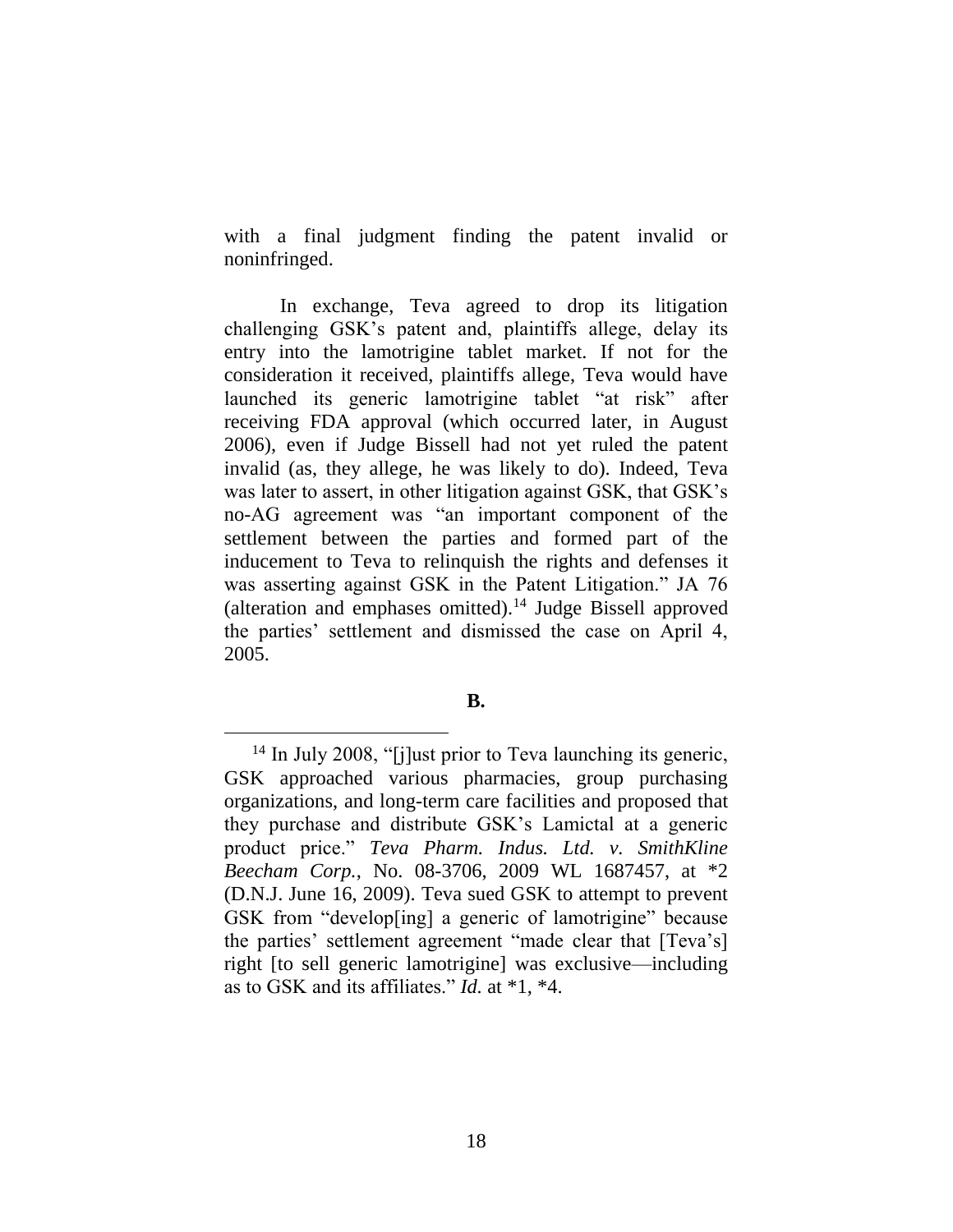with a final judgment finding the patent invalid or noninfringed.

In exchange, Teva agreed to drop its litigation challenging GSK's patent and, plaintiffs allege, delay its entry into the lamotrigine tablet market. If not for the consideration it received, plaintiffs allege, Teva would have launched its generic lamotrigine tablet "at risk" after receiving FDA approval (which occurred later, in August 2006), even if Judge Bissell had not yet ruled the patent invalid (as, they allege, he was likely to do). Indeed, Teva was later to assert, in other litigation against GSK, that GSK's no-AG agreement was "an important component of the settlement between the parties and formed part of the inducement to Teva to relinquish the rights and defenses it was asserting against GSK in the Patent Litigation." JA 76 (alteration and emphases omitted).[14] Judge Bissell approved the parties' settlement and dismissed the case on April 4, 2005.

**B.**

[14] In July 2008, "[j]ust prior to Teva launching its generic, GSK approached various pharmacies, group purchasing organizations, and long-term care facilities and proposed that they purchase and distribute GSK's Lamictal at a generic product price." *Teva Pharm. Indus. Ltd. v. SmithKline Beecham Corp.*, No. 08-3706, 2009 WL 1687457, at *2 (D.N.J. June 16, 2009). Teva sued GSK to attempt to prevent GSK from "develop[ing] a generic of lamotrigine" because the parties' settlement agreement "made clear that [Teva's] right [to sell generic lamotrigine] was exclusive—including as to GSK and its affiliates." *Id.* at *1, *4.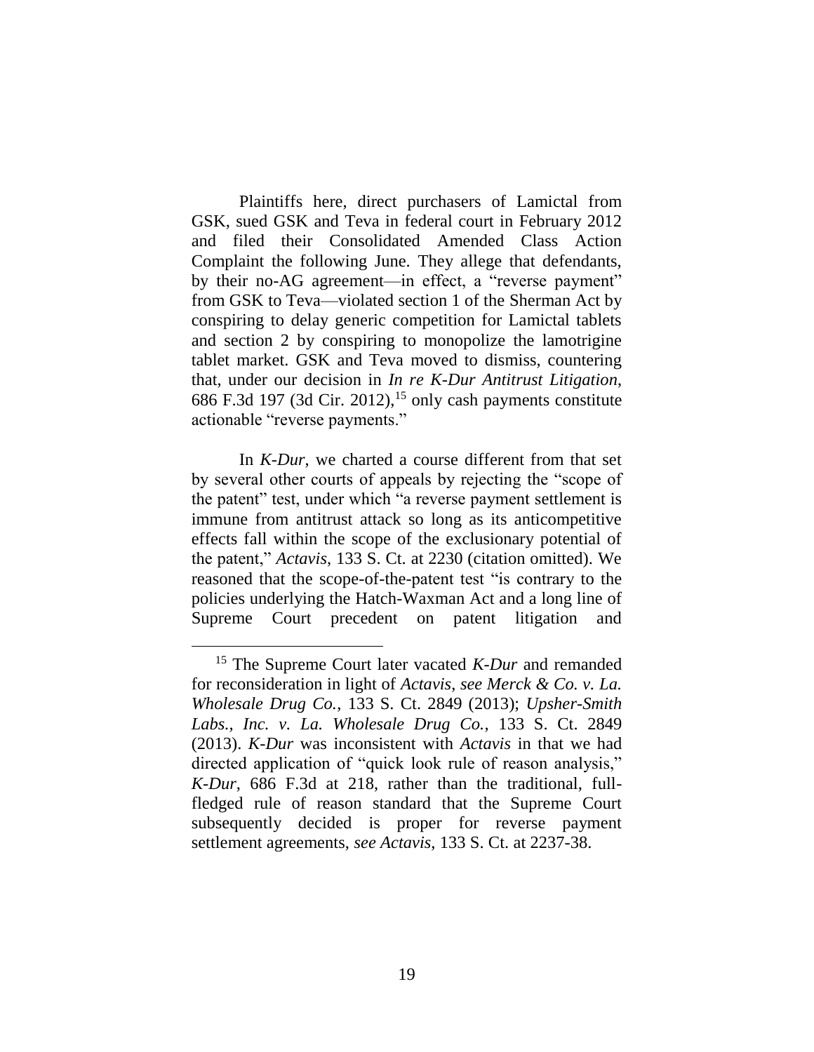Plaintiffs here, direct purchasers of Lamictal from GSK, sued GSK and Teva in federal court in February 2012 and filed their Consolidated Amended Class Action Complaint the following June. They allege that defendants, by their no-AG agreement—in effect, a "reverse payment" from GSK to Teva—violated section 1 of the Sherman Act by conspiring to delay generic competition for Lamictal tablets and section 2 by conspiring to monopolize the lamotrigine tablet market. GSK and Teva moved to dismiss, countering that, under our decision in *In re K-Dur Antitrust Litigation*, 686 F.3d 197 (3d Cir. 2012),[15] only cash payments constitute actionable "reverse payments."

In *K-Dur*, we charted a course different from that set by several other courts of appeals by rejecting the "scope of the patent" test, under which "a reverse payment settlement is immune from antitrust attack so long as its anticompetitive effects fall within the scope of the exclusionary potential of the patent," *Actavis*, 133 S. Ct. at 2230 (citation omitted). We reasoned that the scope-of-the-patent test "is contrary to the policies underlying the Hatch-Waxman Act and a long line of Supreme Court precedent on patent litigation and

[15] The Supreme Court later vacated *K-Dur* and remanded for reconsideration in light of *Actavis*, *see Merck & Co. v. La. Wholesale Drug Co.*, 133 S. Ct. 2849 (2013); *Upsher-Smith Labs., Inc. v. La. Wholesale Drug Co.*, 133 S. Ct. 2849 (2013). *K-Dur* was inconsistent with *Actavis* in that we had directed application of "quick look rule of reason analysis," *K-Dur*, 686 F.3d at 218, rather than the traditional, full-fledged rule of reason standard that the Supreme Court subsequently decided is proper for reverse payment settlement agreements, *see Actavis*, 133 S. Ct. at 2237-38.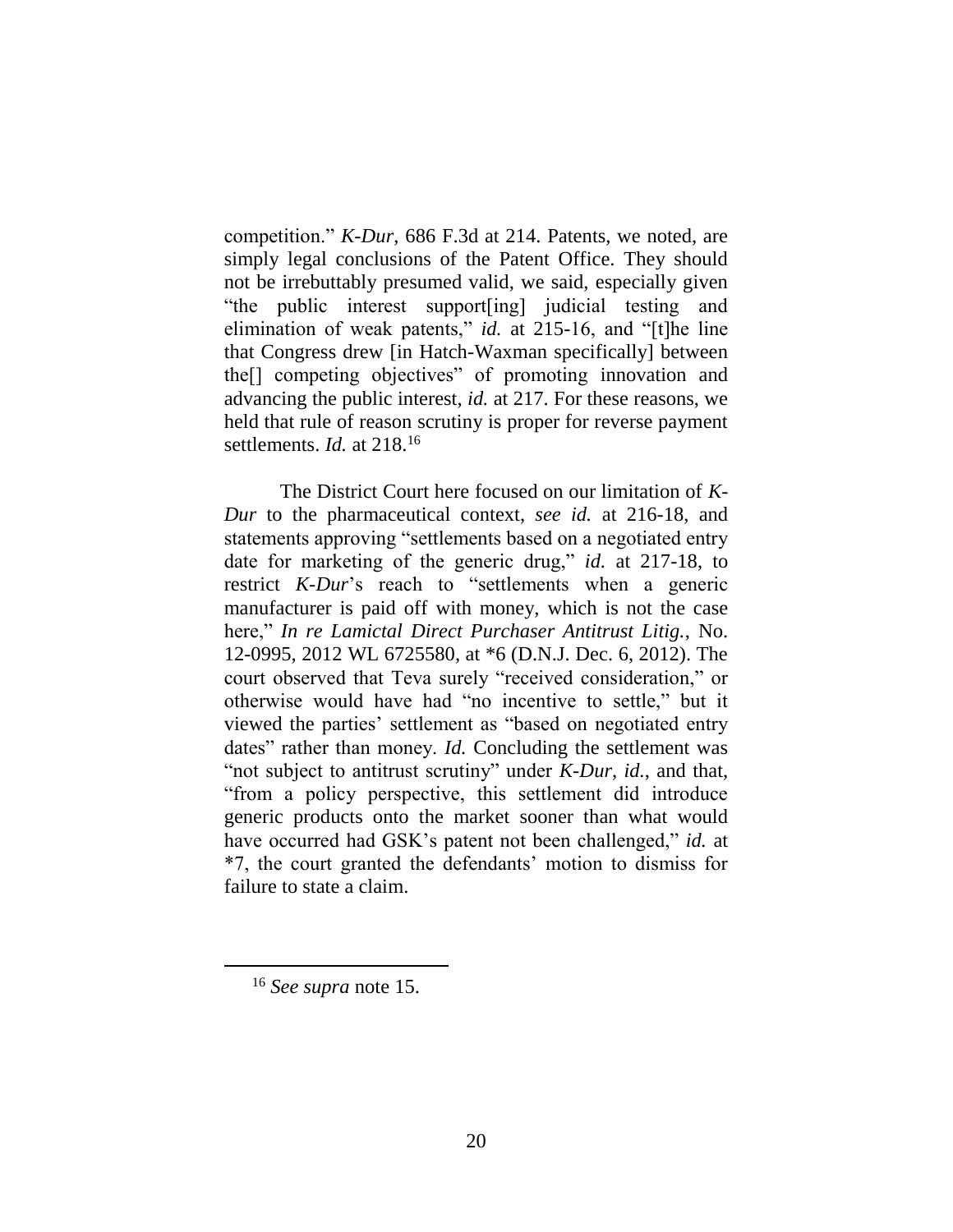competition." *K-Dur*, 686 F.3d at 214. Patents, we noted, are simply legal conclusions of the Patent Office. They should not be irrebuttably presumed valid, we said, especially given "the public interest support[ing] judicial testing and elimination of weak patents," *id.* at 215-16, and "[t]he line that Congress drew [in Hatch-Waxman specifically] between the[] competing objectives" of promoting innovation and advancing the public interest, *id.* at 217. For these reasons, we held that rule of reason scrutiny is proper for reverse payment settlements. *Id.* at 218.[16]

The District Court here focused on our limitation of *K-Dur* to the pharmaceutical context, *see id.* at 216-18, and statements approving "settlements based on a negotiated entry date for marketing of the generic drug," *id.* at 217-18, to restrict *K-Dur*'s reach to "settlements when a generic manufacturer is paid off with money, which is not the case here," *In re Lamictal Direct Purchaser Antitrust Litig.*, No. 12-0995, 2012 WL 6725580, at *6 (D.N.J. Dec. 6, 2012). The court observed that Teva surely "received consideration," or otherwise would have had "no incentive to settle," but it viewed the parties' settlement as "based on negotiated entry dates" rather than money. *Id.* Concluding the settlement was "not subject to antitrust scrutiny" under *K-Dur*, *id.*, and that, "from a policy perspective, this settlement did introduce generic products onto the market sooner than what would have occurred had GSK's patent not been challenged," *id.* at *7, the court granted the defendants' motion to dismiss for failure to state a claim.

---

[16] *See supra* note 15.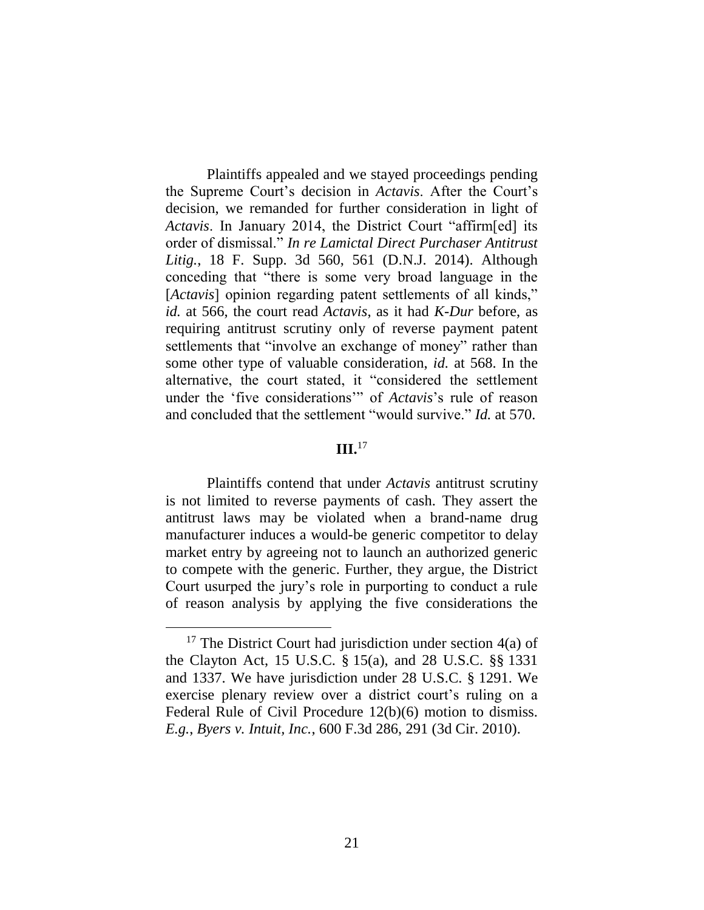Plaintiffs appealed and we stayed proceedings pending the Supreme Court's decision in *Actavis*. After the Court's decision, we remanded for further consideration in light of *Actavis*. In January 2014, the District Court "affirm[ed] its order of dismissal." *In re Lamictal Direct Purchaser Antitrust Litig.*, 18 F. Supp. 3d 560, 561 (D.N.J. 2014). Although conceding that "there is some very broad language in the [*Actavis*] opinion regarding patent settlements of all kinds," *id.* at 566, the court read *Actavis*, as it had *K-Dur* before, as requiring antitrust scrutiny only of reverse payment patent settlements that "involve an exchange of money" rather than some other type of valuable consideration, *id.* at 568. In the alternative, the court stated, it "considered the settlement under the 'five considerations'" of *Actavis*'s rule of reason and concluded that the settlement "would survive." *Id.* at 570.

## III.[17]

Plaintiffs contend that under *Actavis* antitrust scrutiny is not limited to reverse payments of cash. They assert the antitrust laws may be violated when a brand-name drug manufacturer induces a would-be generic competitor to delay market entry by agreeing not to launch an authorized generic to compete with the generic. Further, they argue, the District Court usurped the jury's role in purporting to conduct a rule of reason analysis by applying the five considerations the

[17] The District Court had jurisdiction under section 4(a) of the Clayton Act, 15 U.S.C. § 15(a), and 28 U.S.C. §§ 1331 and 1337. We have jurisdiction under 28 U.S.C. § 1291. We exercise plenary review over a district court's ruling on a Federal Rule of Civil Procedure 12(b)(6) motion to dismiss. *E.g.*, *Byers v. Intuit, Inc.*, 600 F.3d 286, 291 (3d Cir. 2010).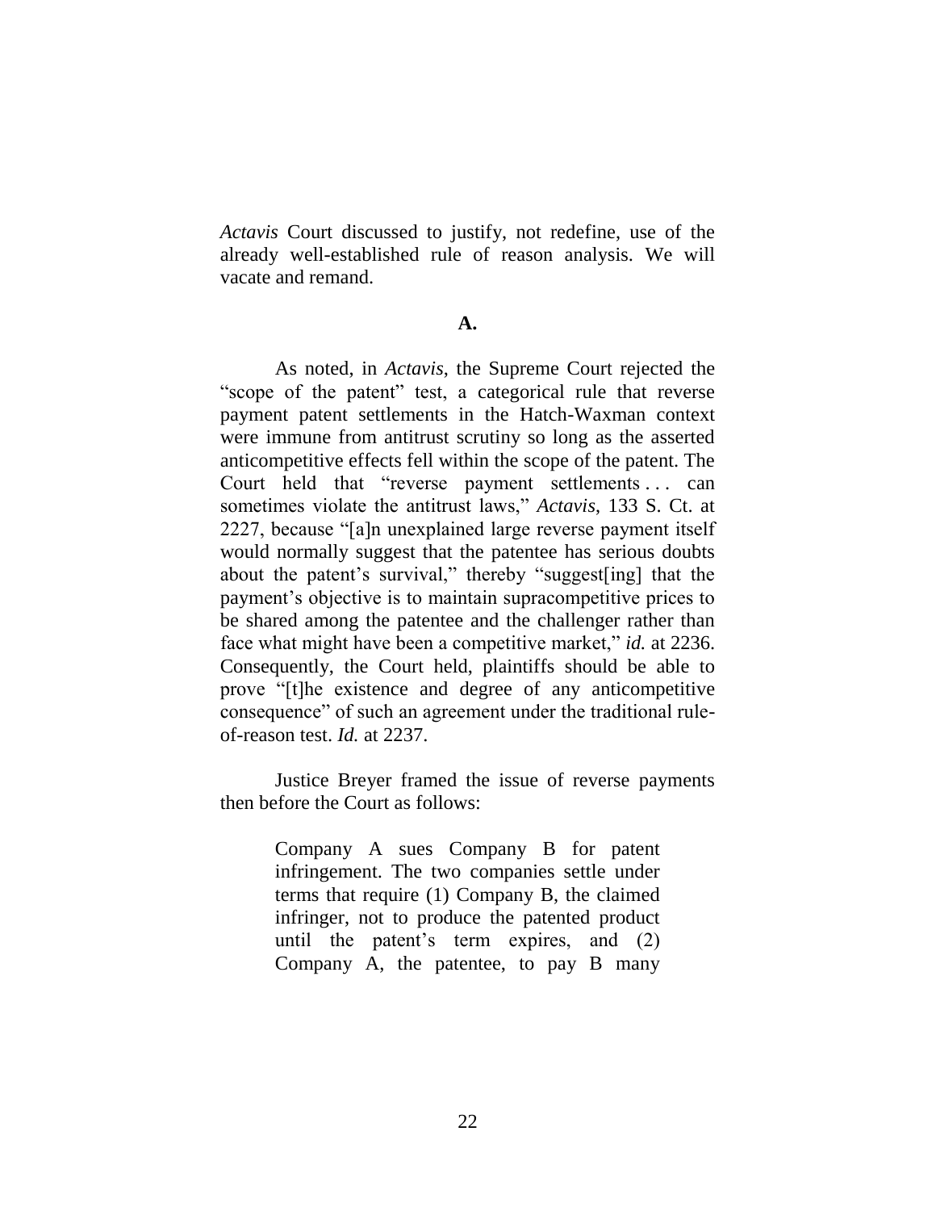*Actavis* Court discussed to justify, not redefine, use of the already well-established rule of reason analysis. We will vacate and remand.

### A.

As noted, in *Actavis*, the Supreme Court rejected the "scope of the patent" test, a categorical rule that reverse payment patent settlements in the Hatch-Waxman context were immune from antitrust scrutiny so long as the asserted anticompetitive effects fell within the scope of the patent. The Court held that "reverse payment settlements . . . can sometimes violate the antitrust laws," *Actavis*, 133 S. Ct. at 2227, because "[a]n unexplained large reverse payment itself would normally suggest that the patentee has serious doubts about the patent's survival," thereby "suggest[ing] that the payment's objective is to maintain supracompetitive prices to be shared among the patentee and the challenger rather than face what might have been a competitive market," *id.* at 2236. Consequently, the Court held, plaintiffs should be able to prove "[t]he existence and degree of any anticompetitive consequence" of such an agreement under the traditional rule-of-reason test. *Id.* at 2237.

Justice Breyer framed the issue of reverse payments then before the Court as follows:

> Company A sues Company B for patent infringement. The two companies settle under terms that require (1) Company B, the claimed infringer, not to produce the patented product until the patent's term expires, and (2) Company A, the patentee, to pay B many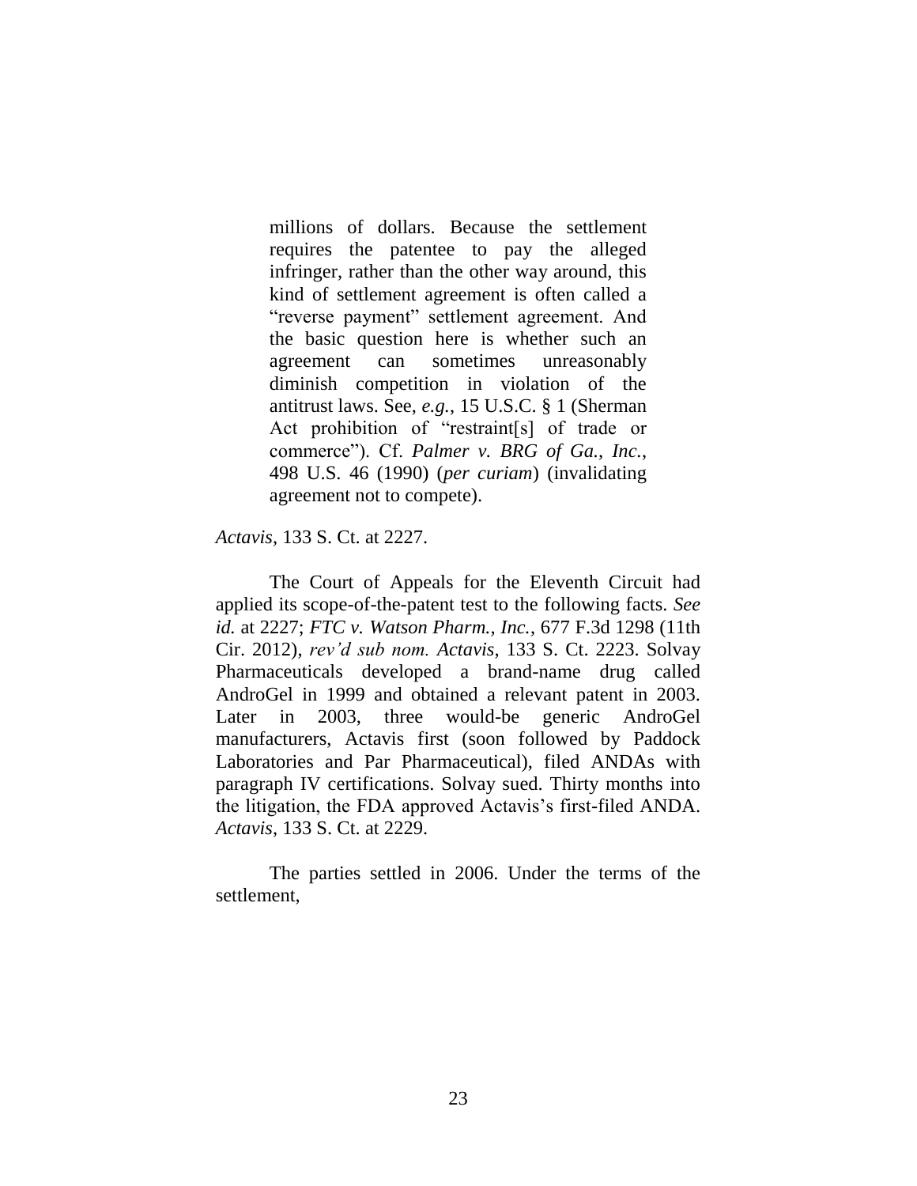> millions of dollars. Because the settlement requires the patentee to pay the alleged infringer, rather than the other way around, this kind of settlement agreement is often called a "reverse payment" settlement agreement. And the basic question here is whether such an agreement can sometimes unreasonably diminish competition in violation of the antitrust laws. See, *e.g.*, 15 U.S.C. § 1 (Sherman Act prohibition of "restraint[s] of trade or commerce"). Cf. *Palmer v. BRG of Ga., Inc.*, 498 U.S. 46 (1990) (*per curiam*) (invalidating agreement not to compete).

*Actavis*, 133 S. Ct. at 2227.

The Court of Appeals for the Eleventh Circuit had applied its scope-of-the-patent test to the following facts. *See id.* at 2227; *FTC v. Watson Pharm., Inc.*, 677 F.3d 1298 (11th Cir. 2012), *rev'd sub nom. Actavis*, 133 S. Ct. 2223. Solvay Pharmaceuticals developed a brand-name drug called AndroGel in 1999 and obtained a relevant patent in 2003. Later in 2003, three would-be generic AndroGel manufacturers, Actavis first (soon followed by Paddock Laboratories and Par Pharmaceutical), filed ANDAs with paragraph IV certifications. Solvay sued. Thirty months into the litigation, the FDA approved Actavis's first-filed ANDA. *Actavis*, 133 S. Ct. at 2229.

The parties settled in 2006. Under the terms of the settlement,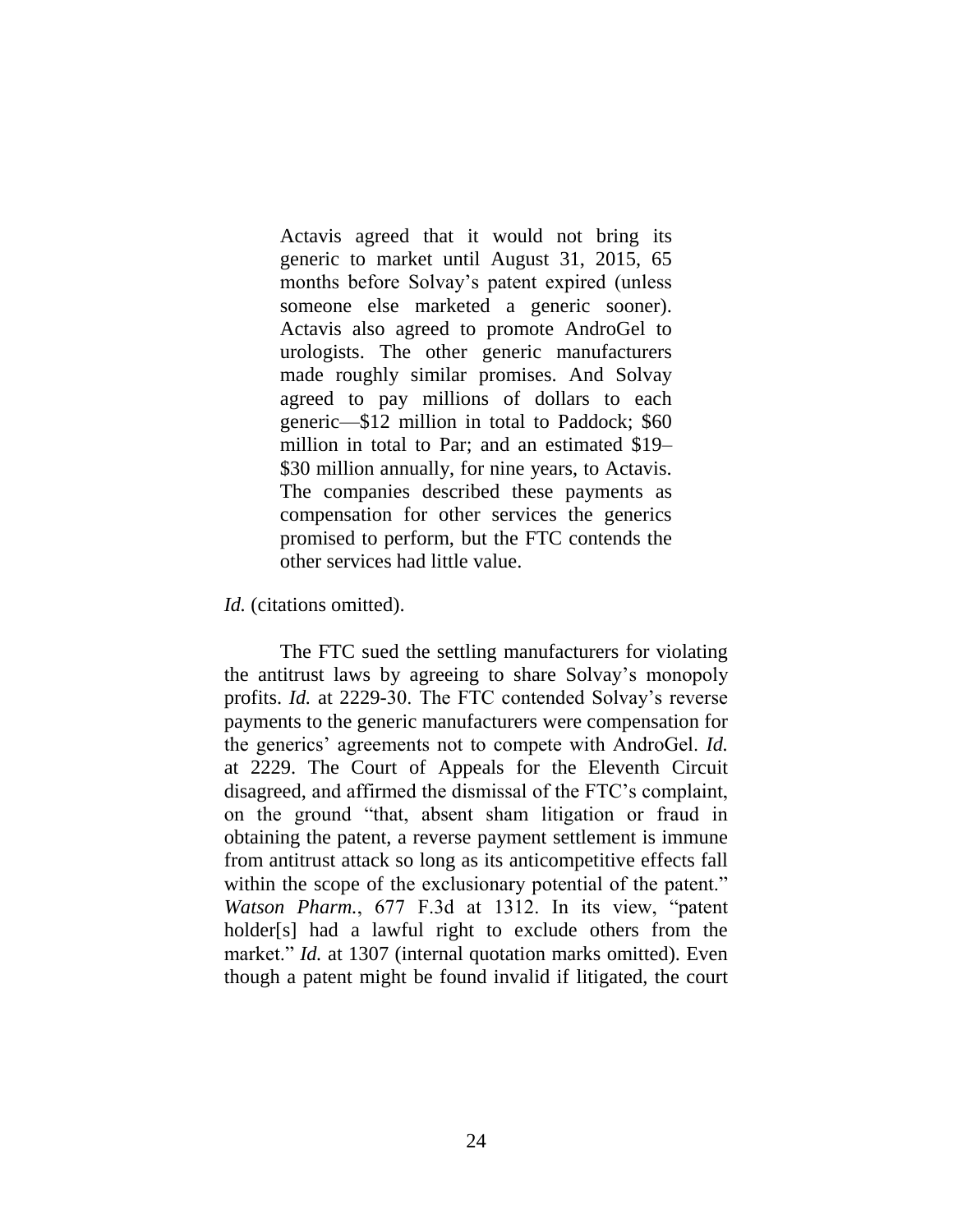> Actavis agreed that it would not bring its generic to market until August 31, 2015, 65 months before Solvay's patent expired (unless someone else marketed a generic sooner). Actavis also agreed to promote AndroGel to urologists. The other generic manufacturers made roughly similar promises. And Solvay agreed to pay millions of dollars to each generic—$12 million in total to Paddock; $60 million in total to Par; and an estimated $19–$30 million annually, for nine years, to Actavis. The companies described these payments as compensation for other services the generics promised to perform, but the FTC contends the other services had little value.

*Id.* (citations omitted).

The FTC sued the settling manufacturers for violating the antitrust laws by agreeing to share Solvay's monopoly profits. *Id.* at 2229-30. The FTC contended Solvay's reverse payments to the generic manufacturers were compensation for the generics' agreements not to compete with AndroGel. *Id.* at 2229. The Court of Appeals for the Eleventh Circuit disagreed, and affirmed the dismissal of the FTC's complaint, on the ground "that, absent sham litigation or fraud in obtaining the patent, a reverse payment settlement is immune from antitrust attack so long as its anticompetitive effects fall within the scope of the exclusionary potential of the patent." *Watson Pharm.*, 677 F.3d at 1312. In its view, "patent holder[s] had a lawful right to exclude others from the market." *Id.* at 1307 (internal quotation marks omitted). Even though a patent might be found invalid if litigated, the court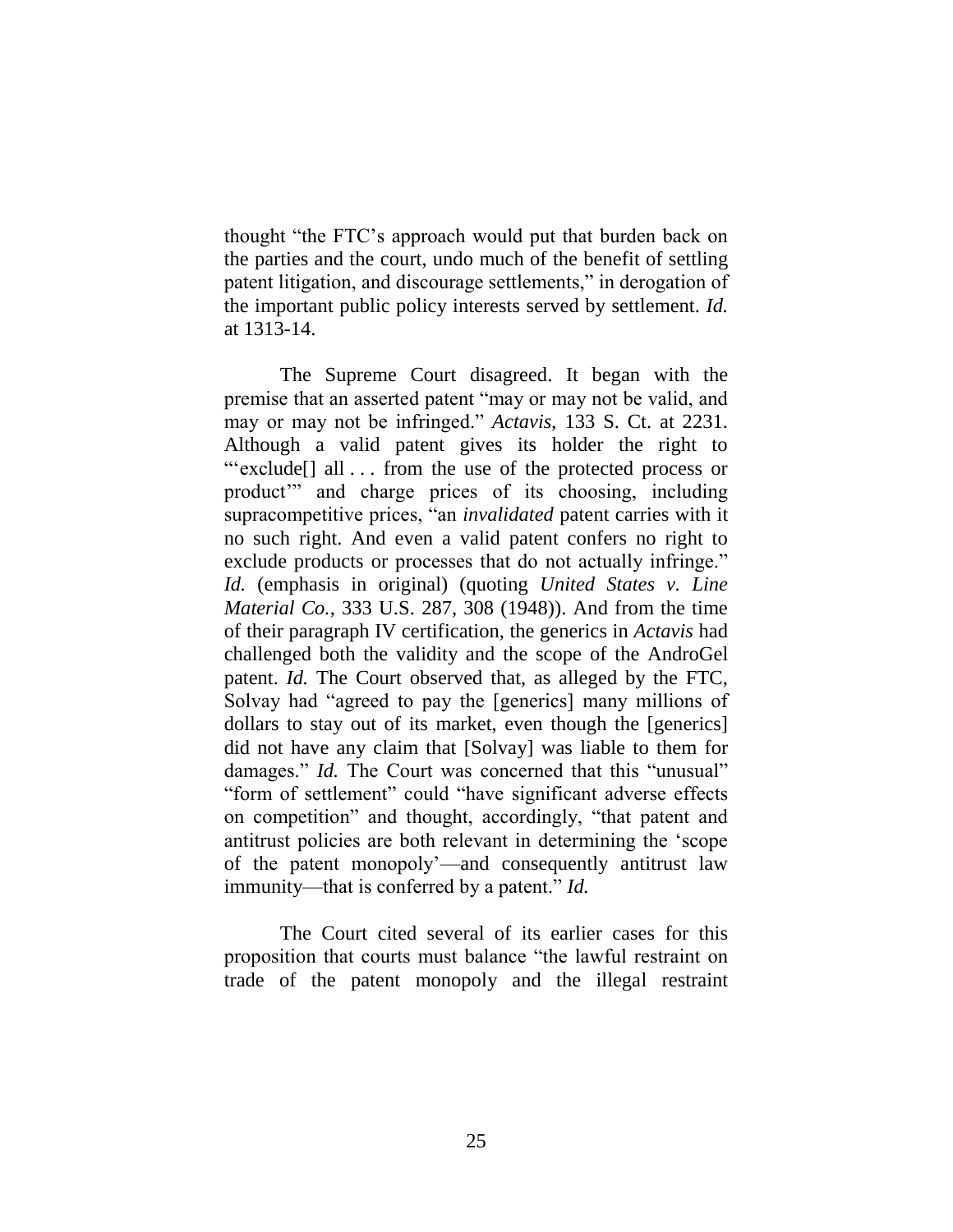thought "the FTC's approach would put that burden back on the parties and the court, undo much of the benefit of settling patent litigation, and discourage settlements," in derogation of the important public policy interests served by settlement. *Id.* at 1313-14.

The Supreme Court disagreed. It began with the premise that an asserted patent "may or may not be valid, and may or may not be infringed." *Actavis*, 133 S. Ct. at 2231. Although a valid patent gives its holder the right to "'exclude[] all . . . from the use of the protected process or product'" and charge prices of its choosing, including supracompetitive prices, "an *invalidated* patent carries with it no such right. And even a valid patent confers no right to exclude products or processes that do not actually infringe." *Id.* (emphasis in original) (quoting *United States v. Line Material Co.*, 333 U.S. 287, 308 (1948)). And from the time of their paragraph IV certification, the generics in *Actavis* had challenged both the validity and the scope of the AndroGel patent. *Id.* The Court observed that, as alleged by the FTC, Solvay had "agreed to pay the [generics] many millions of dollars to stay out of its market, even though the [generics] did not have any claim that [Solvay] was liable to them for damages." *Id.* The Court was concerned that this "unusual" "form of settlement" could "have significant adverse effects on competition" and thought, accordingly, "that patent and antitrust policies are both relevant in determining the 'scope of the patent monopoly'—and consequently antitrust law immunity—that is conferred by a patent." *Id.*

The Court cited several of its earlier cases for this proposition that courts must balance "the lawful restraint on trade of the patent monopoly and the illegal restraint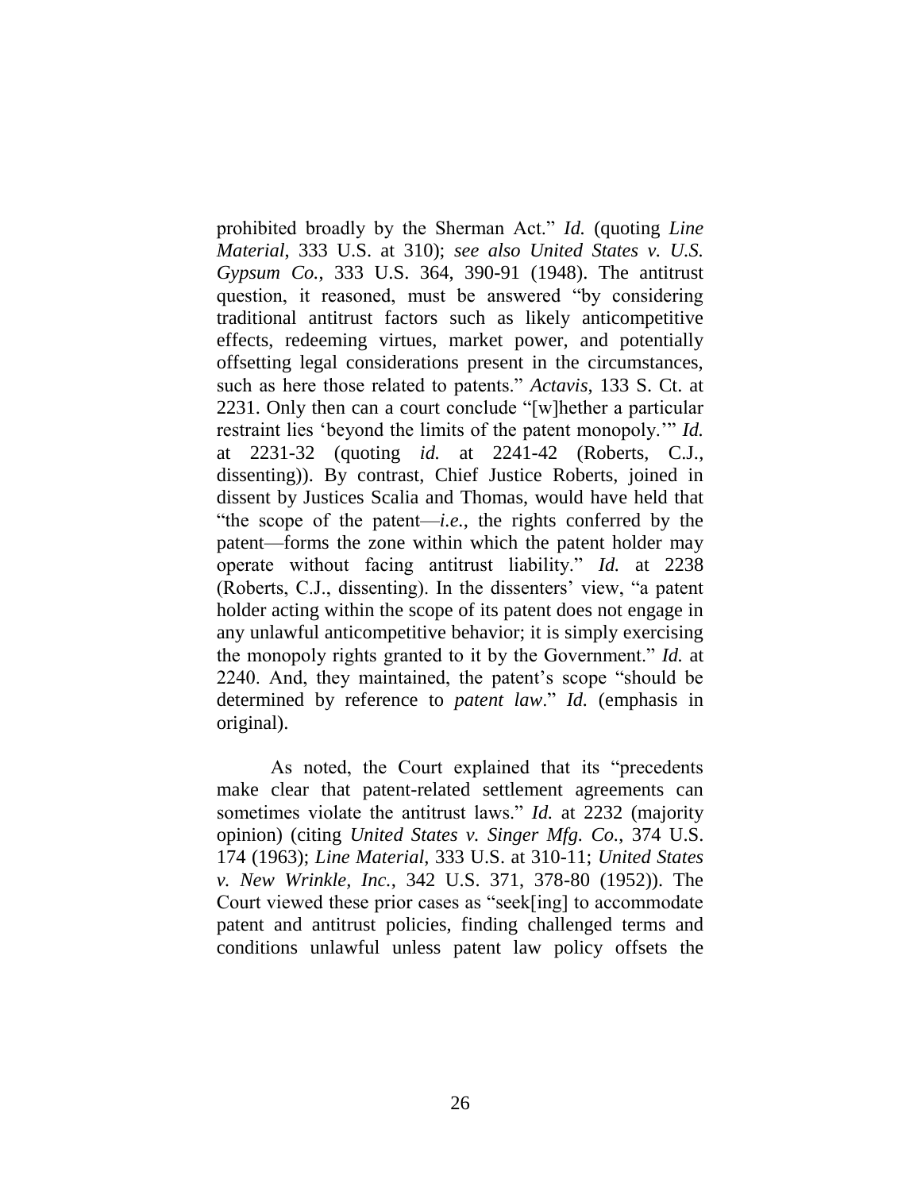prohibited broadly by the Sherman Act." *Id.* (quoting *Line Material*, 333 U.S. at 310); *see also United States v. U.S. Gypsum Co.*, 333 U.S. 364, 390-91 (1948). The antitrust question, it reasoned, must be answered "by considering traditional antitrust factors such as likely anticompetitive effects, redeeming virtues, market power, and potentially offsetting legal considerations present in the circumstances, such as here those related to patents." *Actavis*, 133 S. Ct. at 2231. Only then can a court conclude "[w]hether a particular restraint lies 'beyond the limits of the patent monopoly.'" *Id.* at 2231-32 (quoting *id.* at 2241-42 (Roberts, C.J., dissenting)). By contrast, Chief Justice Roberts, joined in dissent by Justices Scalia and Thomas, would have held that "the scope of the patent—*i.e.*, the rights conferred by the patent—forms the zone within which the patent holder may operate without facing antitrust liability." *Id.* at 2238 (Roberts, C.J., dissenting). In the dissenters' view, "a patent holder acting within the scope of its patent does not engage in any unlawful anticompetitive behavior; it is simply exercising the monopoly rights granted to it by the Government." *Id.* at 2240. And, they maintained, the patent's scope "should be determined by reference to *patent law*." *Id.* (emphasis in original).

As noted, the Court explained that its "precedents make clear that patent-related settlement agreements can sometimes violate the antitrust laws." *Id.* at 2232 (majority opinion) (citing *United States v. Singer Mfg. Co.*, 374 U.S. 174 (1963); *Line Material*, 333 U.S. at 310-11; *United States v. New Wrinkle, Inc.*, 342 U.S. 371, 378-80 (1952)). The Court viewed these prior cases as "seek[ing] to accommodate patent and antitrust policies, finding challenged terms and conditions unlawful unless patent law policy offsets the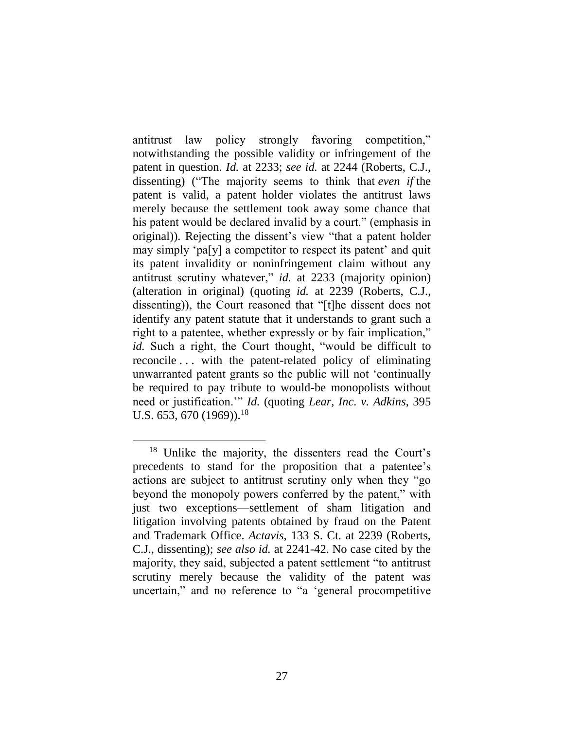antitrust law policy strongly favoring competition," notwithstanding the possible validity or infringement of the patent in question. *Id.* at 2233; *see id.* at 2244 (Roberts, C.J., dissenting) ("The majority seems to think that *even if* the patent is valid, a patent holder violates the antitrust laws merely because the settlement took away some chance that his patent would be declared invalid by a court." (emphasis in original)). Rejecting the dissent's view "that a patent holder may simply 'pa[y] a competitor to respect its patent' and quit its patent invalidity or noninfringement claim without any antitrust scrutiny whatever," *id.* at 2233 (majority opinion) (alteration in original) (quoting *id.* at 2239 (Roberts, C.J., dissenting)), the Court reasoned that "[t]he dissent does not identify any patent statute that it understands to grant such a right to a patentee, whether expressly or by fair implication," *id.* Such a right, the Court thought, "would be difficult to reconcile . . . with the patent-related policy of eliminating unwarranted patent grants so the public will not 'continually be required to pay tribute to would-be monopolists without need or justification.'" *Id.* (quoting *Lear, Inc. v. Adkins*, 395 U.S. 653, 670 (1969)).[18]

---

[18] Unlike the majority, the dissenters read the Court's precedents to stand for the proposition that a patentee's actions are subject to antitrust scrutiny only when they "go beyond the monopoly powers conferred by the patent," with just two exceptions—settlement of sham litigation and litigation involving patents obtained by fraud on the Patent and Trademark Office. *Actavis*, 133 S. Ct. at 2239 (Roberts, C.J., dissenting); *see also id.* at 2241-42. No case cited by the majority, they said, subjected a patent settlement "to antitrust scrutiny merely because the validity of the patent was uncertain," and no reference to "a 'general procompetitive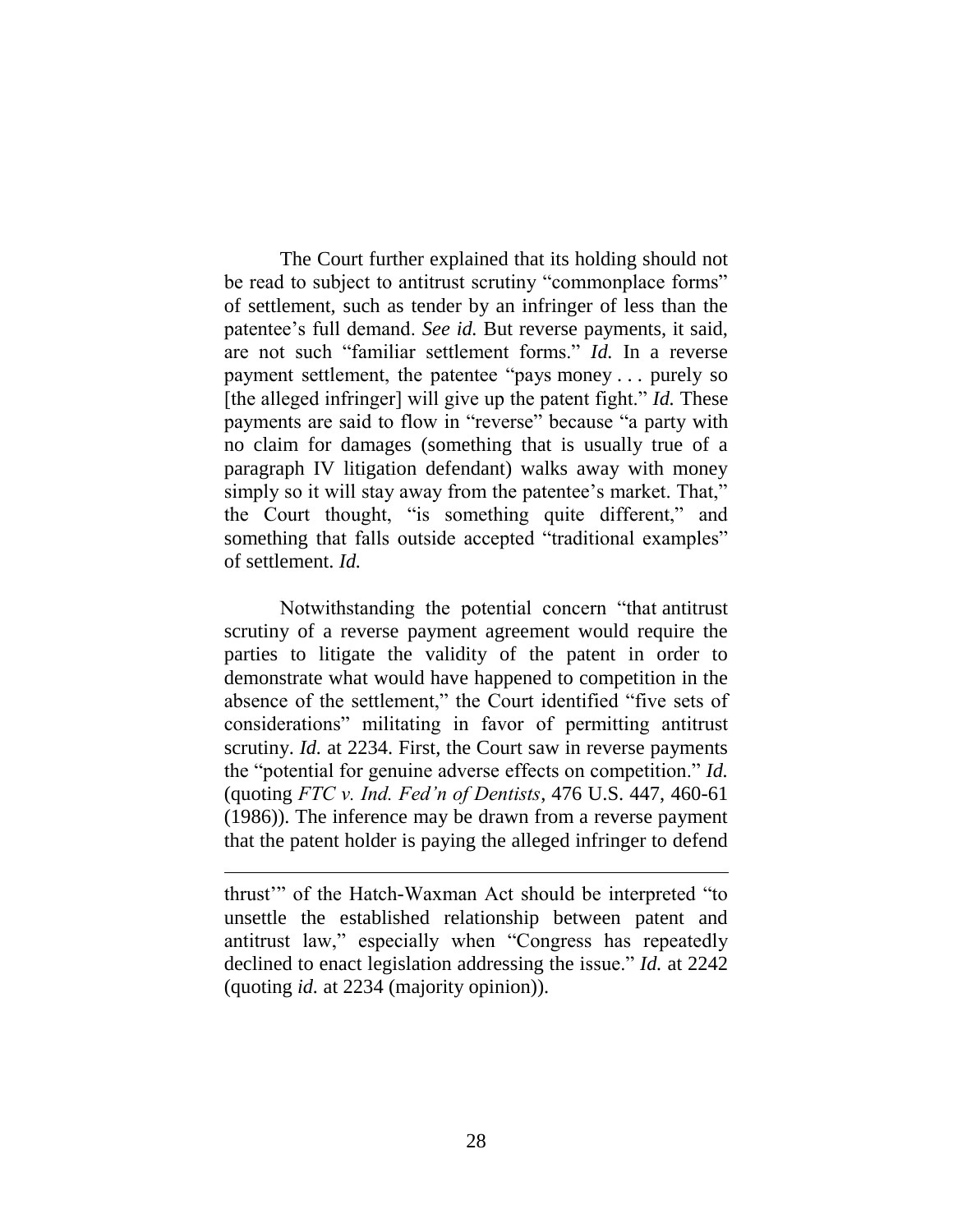The Court further explained that its holding should not be read to subject to antitrust scrutiny "commonplace forms" of settlement, such as tender by an infringer of less than the patentee's full demand. *See id.* But reverse payments, it said, are not such "familiar settlement forms." *Id.* In a reverse payment settlement, the patentee "pays money . . . purely so [the alleged infringer] will give up the patent fight." *Id.* These payments are said to flow in "reverse" because "a party with no claim for damages (something that is usually true of a paragraph IV litigation defendant) walks away with money simply so it will stay away from the patentee's market. That," the Court thought, "is something quite different," and something that falls outside accepted "traditional examples" of settlement. *Id.*

Notwithstanding the potential concern "that antitrust scrutiny of a reverse payment agreement would require the parties to litigate the validity of the patent in order to demonstrate what would have happened to competition in the absence of the settlement," the Court identified "five sets of considerations" militating in favor of permitting antitrust scrutiny. *Id.* at 2234. First, the Court saw in reverse payments the "potential for genuine adverse effects on competition." *Id.* (quoting *FTC v. Ind. Fed'n of Dentists*, 476 U.S. 447, 460-61 (1986)). The inference may be drawn from a reverse payment that the patent holder is paying the alleged infringer to defend

---

thrust'" of the Hatch-Waxman Act should be interpreted "to unsettle the established relationship between patent and antitrust law," especially when "Congress has repeatedly declined to enact legislation addressing the issue." *Id.* at 2242 (quoting *id.* at 2234 (majority opinion)).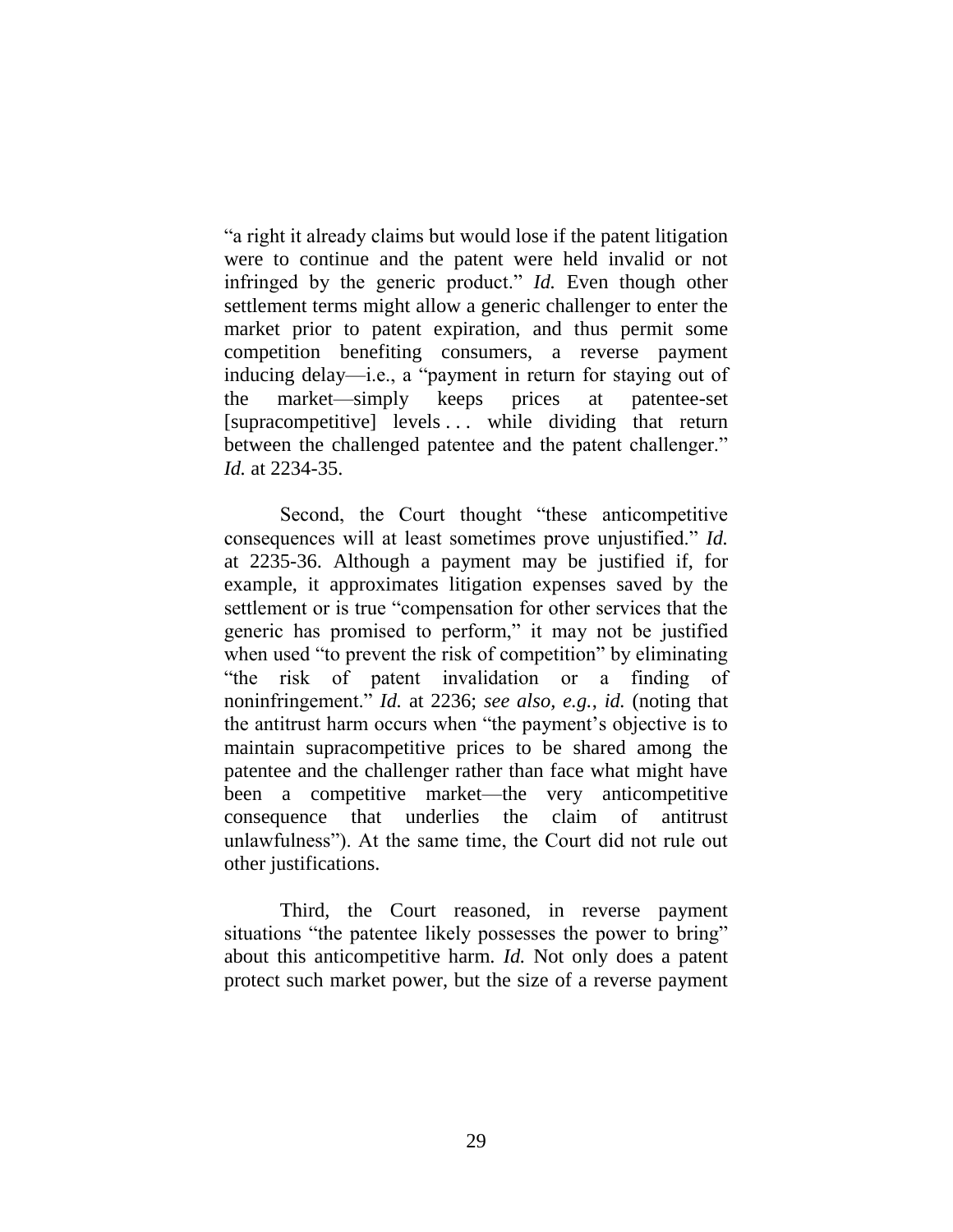"a right it already claims but would lose if the patent litigation were to continue and the patent were held invalid or not infringed by the generic product." *Id.* Even though other settlement terms might allow a generic challenger to enter the market prior to patent expiration, and thus permit some competition benefiting consumers, a reverse payment inducing delay—i.e., a "payment in return for staying out of the market—simply keeps prices at patentee-set [supracompetitive] levels . . . while dividing that return between the challenged patentee and the patent challenger." *Id.* at 2234-35.

Second, the Court thought "these anticompetitive consequences will at least sometimes prove unjustified." *Id.* at 2235-36. Although a payment may be justified if, for example, it approximates litigation expenses saved by the settlement or is true "compensation for other services that the generic has promised to perform," it may not be justified when used "to prevent the risk of competition" by eliminating "the risk of patent invalidation or a finding of noninfringement." *Id.* at 2236; *see also, e.g.*, *id.* (noting that the antitrust harm occurs when "the payment's objective is to maintain supracompetitive prices to be shared among the patentee and the challenger rather than face what might have been a competitive market—the very anticompetitive consequence that underlies the claim of antitrust unlawfulness"). At the same time, the Court did not rule out other justifications.

Third, the Court reasoned, in reverse payment situations "the patentee likely possesses the power to bring" about this anticompetitive harm. *Id.* Not only does a patent protect such market power, but the size of a reverse payment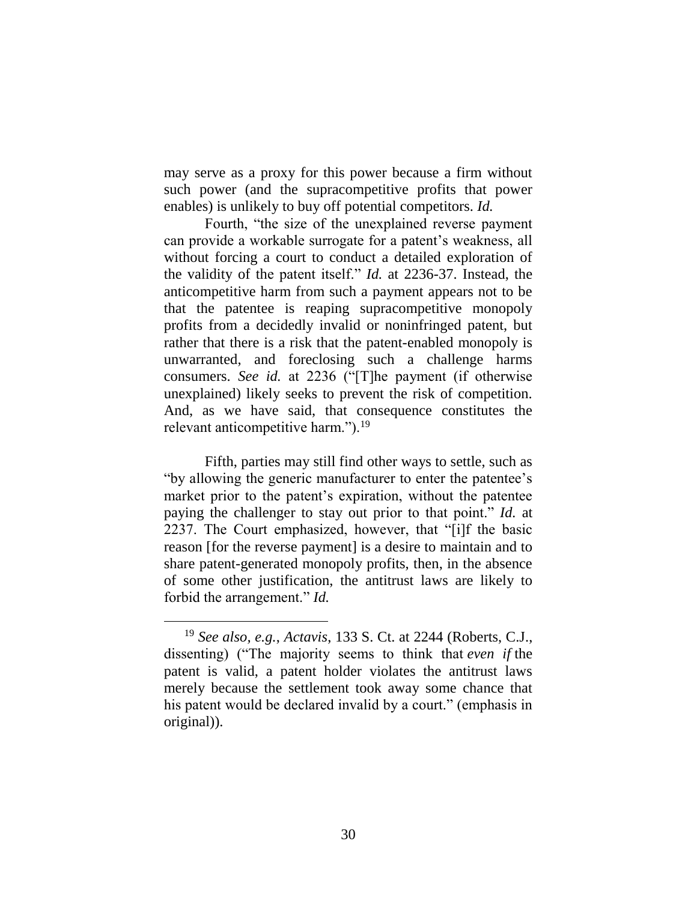may serve as a proxy for this power because a firm without such power (and the supracompetitive profits that power enables) is unlikely to buy off potential competitors. *Id.*

Fourth, "the size of the unexplained reverse payment can provide a workable surrogate for a patent's weakness, all without forcing a court to conduct a detailed exploration of the validity of the patent itself." *Id.* at 2236-37. Instead, the anticompetitive harm from such a payment appears not to be that the patentee is reaping supracompetitive monopoly profits from a decidedly invalid or noninfringed patent, but rather that there is a risk that the patent-enabled monopoly is unwarranted, and foreclosing such a challenge harms consumers. *See id.* at 2236 ("[T]he payment (if otherwise unexplained) likely seeks to prevent the risk of competition. And, as we have said, that consequence constitutes the relevant anticompetitive harm.").[19]

Fifth, parties may still find other ways to settle, such as "by allowing the generic manufacturer to enter the patentee's market prior to the patent's expiration, without the patentee paying the challenger to stay out prior to that point." *Id.* at 2237. The Court emphasized, however, that "[i]f the basic reason [for the reverse payment] is a desire to maintain and to share patent-generated monopoly profits, then, in the absence of some other justification, the antitrust laws are likely to forbid the arrangement." *Id.*

---

[19] *See also, e.g.*, *Actavis*, 133 S. Ct. at 2244 (Roberts, C.J., dissenting) ("The majority seems to think that *even if* the patent is valid, a patent holder violates the antitrust laws merely because the settlement took away some chance that his patent would be declared invalid by a court." (emphasis in original)).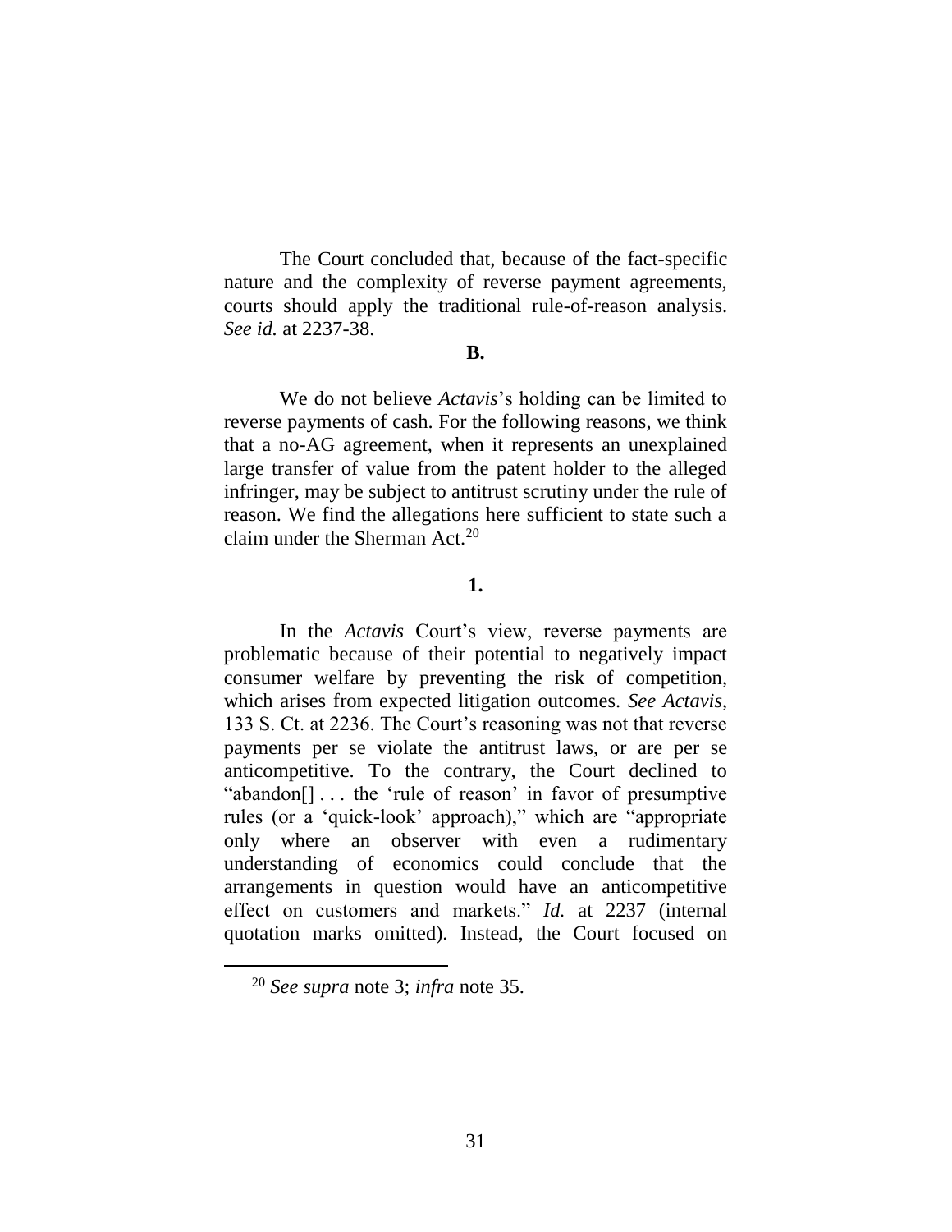The Court concluded that, because of the fact-specific nature and the complexity of reverse payment agreements, courts should apply the traditional rule-of-reason analysis. *See id.* at 2237-38.

**B.**

We do not believe *Actavis*'s holding can be limited to reverse payments of cash. For the following reasons, we think that a no-AG agreement, when it represents an unexplained large transfer of value from the patent holder to the alleged infringer, may be subject to antitrust scrutiny under the rule of reason. We find the allegations here sufficient to state such a claim under the Sherman Act.[20]

**1.**

In the *Actavis* Court's view, reverse payments are problematic because of their potential to negatively impact consumer welfare by preventing the risk of competition, which arises from expected litigation outcomes. *See Actavis*, 133 S. Ct. at 2236. The Court's reasoning was not that reverse payments per se violate the antitrust laws, or are per se anticompetitive. To the contrary, the Court declined to "abandon[] . . . the 'rule of reason' in favor of presumptive rules (or a 'quick-look' approach)," which are "appropriate only where an observer with even a rudimentary understanding of economics could conclude that the arrangements in question would have an anticompetitive effect on customers and markets." *Id.* at 2237 (internal quotation marks omitted). Instead, the Court focused on

---

[20] *See supra* note 3; *infra* note 35.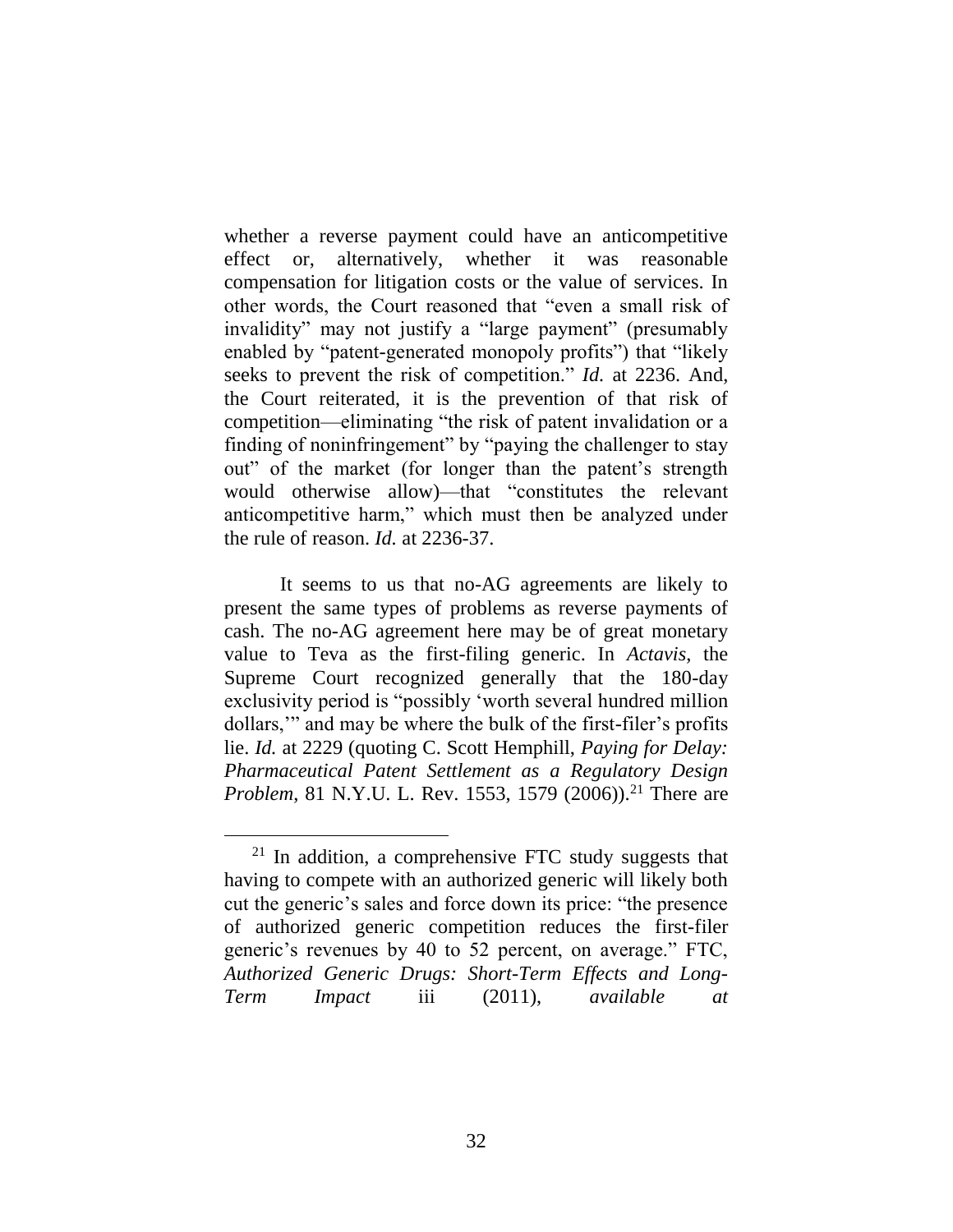whether a reverse payment could have an anticompetitive effect or, alternatively, whether it was reasonable compensation for litigation costs or the value of services. In other words, the Court reasoned that "even a small risk of invalidity" may not justify a "large payment" (presumably enabled by "patent-generated monopoly profits") that "likely seeks to prevent the risk of competition." *Id.* at 2236. And, the Court reiterated, it is the prevention of that risk of competition—eliminating "the risk of patent invalidation or a finding of noninfringement" by "paying the challenger to stay out" of the market (for longer than the patent's strength would otherwise allow)—that "constitutes the relevant anticompetitive harm," which must then be analyzed under the rule of reason. *Id.* at 2236-37.

It seems to us that no-AG agreements are likely to present the same types of problems as reverse payments of cash. The no-AG agreement here may be of great monetary value to Teva as the first-filing generic. In *Actavis*, the Supreme Court recognized generally that the 180-day exclusivity period is "possibly 'worth several hundred million dollars,'" and may be where the bulk of the first-filer's profits lie. *Id.* at 2229 (quoting C. Scott Hemphill, *Paying for Delay: Pharmaceutical Patent Settlement as a Regulatory Design Problem*, 81 N.Y.U. L. Rev. 1553, 1579 (2006)).[21] There are

[21] In addition, a comprehensive FTC study suggests that having to compete with an authorized generic will likely both cut the generic's sales and force down its price: "the presence of authorized generic competition reduces the first-filer generic's revenues by 40 to 52 percent, on average." FTC, *Authorized Generic Drugs: Short-Term Effects and Long-Term Impact* iii (2011), *available at*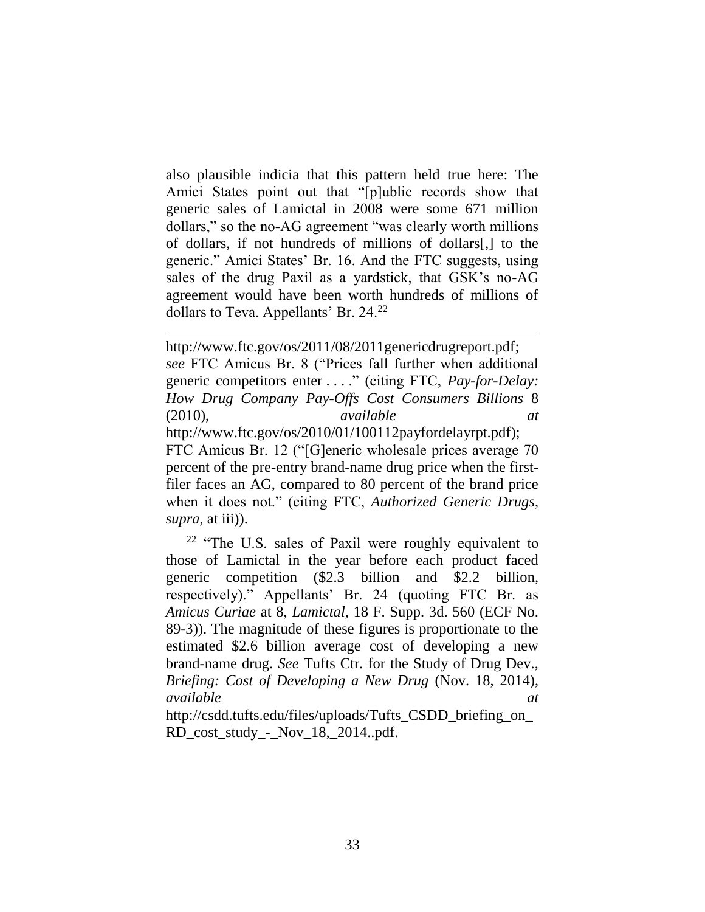also plausible indicia that this pattern held true here: The Amici States point out that "[p]ublic records show that generic sales of Lamictal in 2008 were some 671 million dollars," so the no-AG agreement "was clearly worth millions of dollars, if not hundreds of millions of dollars[,] to the generic." Amici States' Br. 16. And the FTC suggests, using sales of the drug Paxil as a yardstick, that GSK's no-AG agreement would have been worth hundreds of millions of dollars to Teva. Appellants' Br. 24.[22]

---

http://www.ftc.gov/os/2011/08/2011genericdrugreport.pdf; *see* FTC Amicus Br. 8 ("Prices fall further when additional generic competitors enter . . . ." (citing FTC, *Pay-for-Delay: How Drug Company Pay-Offs Cost Consumers Billions* 8 (2010), *available at* http://www.ftc.gov/os/2010/01/100112payfordelayrpt.pdf); FTC Amicus Br. 12 ("[G]eneric wholesale prices average 70 percent of the pre-entry brand-name drug price when the first-filer faces an AG, compared to 80 percent of the brand price when it does not." (citing FTC, *Authorized Generic Drugs*, *supra*, at iii)).

[22] "The U.S. sales of Paxil were roughly equivalent to those of Lamictal in the year before each product faced generic competition ($2.3 billion and $2.2 billion, respectively)." Appellants' Br. 24 (quoting FTC Br. as *Amicus Curiae* at 8, *Lamictal*, 18 F. Supp. 3d. 560 (ECF No. 89-3)). The magnitude of these figures is proportionate to the estimated $2.6 billion average cost of developing a new brand-name drug. *See* Tufts Ctr. for the Study of Drug Dev., *Briefing: Cost of Developing a New Drug* (Nov. 18, 2014), *available at* http://csdd.tufts.edu/files/uploads/Tufts_CSDD_briefing_on_RD_cost_study_-_Nov_18,_2014..pdf.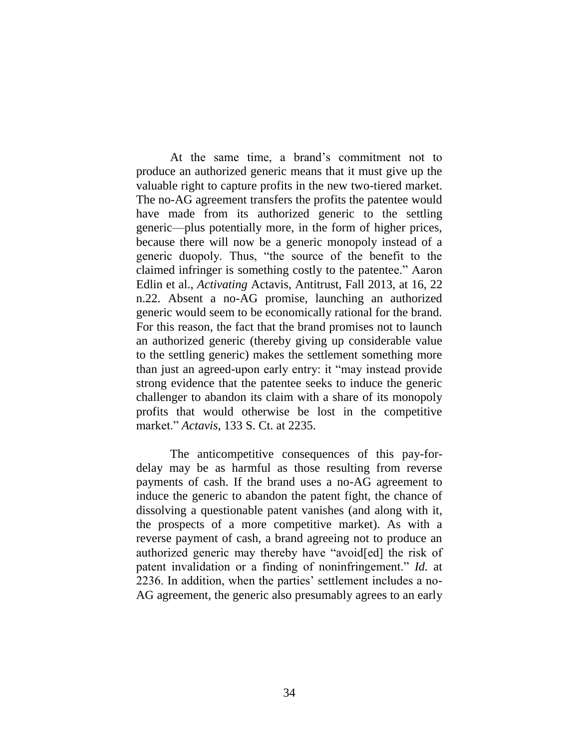At the same time, a brand's commitment not to produce an authorized generic means that it must give up the valuable right to capture profits in the new two-tiered market. The no-AG agreement transfers the profits the patentee would have made from its authorized generic to the settling generic—plus potentially more, in the form of higher prices, because there will now be a generic monopoly instead of a generic duopoly. Thus, "the source of the benefit to the claimed infringer is something costly to the patentee." Aaron Edlin et al., *Activating* Actavis, Antitrust, Fall 2013, at 16, 22 n.22. Absent a no-AG promise, launching an authorized generic would seem to be economically rational for the brand. For this reason, the fact that the brand promises not to launch an authorized generic (thereby giving up considerable value to the settling generic) makes the settlement something more than just an agreed-upon early entry: it "may instead provide strong evidence that the patentee seeks to induce the generic challenger to abandon its claim with a share of its monopoly profits that would otherwise be lost in the competitive market." *Actavis*, 133 S. Ct. at 2235.

The anticompetitive consequences of this pay-for-delay may be as harmful as those resulting from reverse payments of cash. If the brand uses a no-AG agreement to induce the generic to abandon the patent fight, the chance of dissolving a questionable patent vanishes (and along with it, the prospects of a more competitive market). As with a reverse payment of cash, a brand agreeing not to produce an authorized generic may thereby have "avoid[ed] the risk of patent invalidation or a finding of noninfringement." *Id.* at 2236. In addition, when the parties' settlement includes a no-AG agreement, the generic also presumably agrees to an early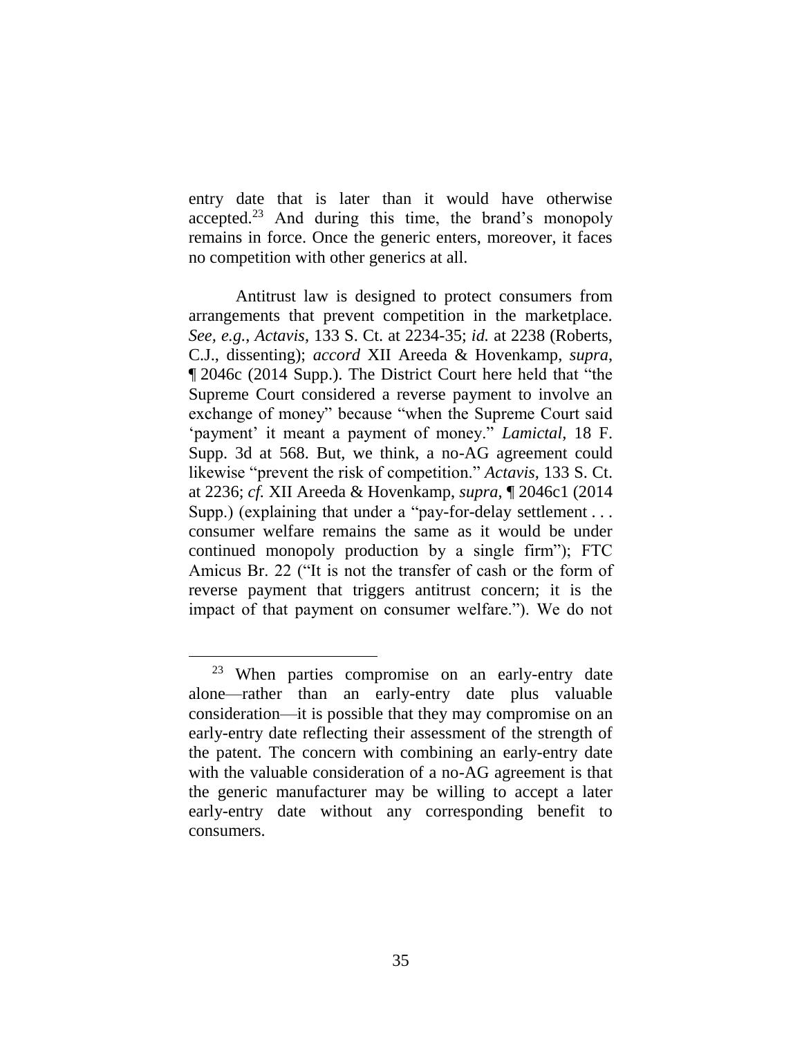entry date that is later than it would have otherwise accepted.[23] And during this time, the brand's monopoly remains in force. Once the generic enters, moreover, it faces no competition with other generics at all.

Antitrust law is designed to protect consumers from arrangements that prevent competition in the marketplace. *See, e.g.*, *Actavis*, 133 S. Ct. at 2234-35; *id.* at 2238 (Roberts, C.J., dissenting); *accord* XII Areeda & Hovenkamp, *supra*, ¶ 2046c (2014 Supp.). The District Court here held that "the Supreme Court considered a reverse payment to involve an exchange of money" because "when the Supreme Court said 'payment' it meant a payment of money." *Lamictal*, 18 F. Supp. 3d at 568. But, we think, a no-AG agreement could likewise "prevent the risk of competition." *Actavis*, 133 S. Ct. at 2236; *cf.* XII Areeda & Hovenkamp, *supra*, ¶ 2046c1 (2014 Supp.) (explaining that under a "pay-for-delay settlement . . . consumer welfare remains the same as it would be under continued monopoly production by a single firm"); FTC Amicus Br. 22 ("It is not the transfer of cash or the form of reverse payment that triggers antitrust concern; it is the impact of that payment on consumer welfare."). We do not

---

[23] When parties compromise on an early-entry date alone—rather than an early-entry date plus valuable consideration—it is possible that they may compromise on an early-entry date reflecting their assessment of the strength of the patent. The concern with combining an early-entry date with the valuable consideration of a no-AG agreement is that the generic manufacturer may be willing to accept a later early-entry date without any corresponding benefit to consumers.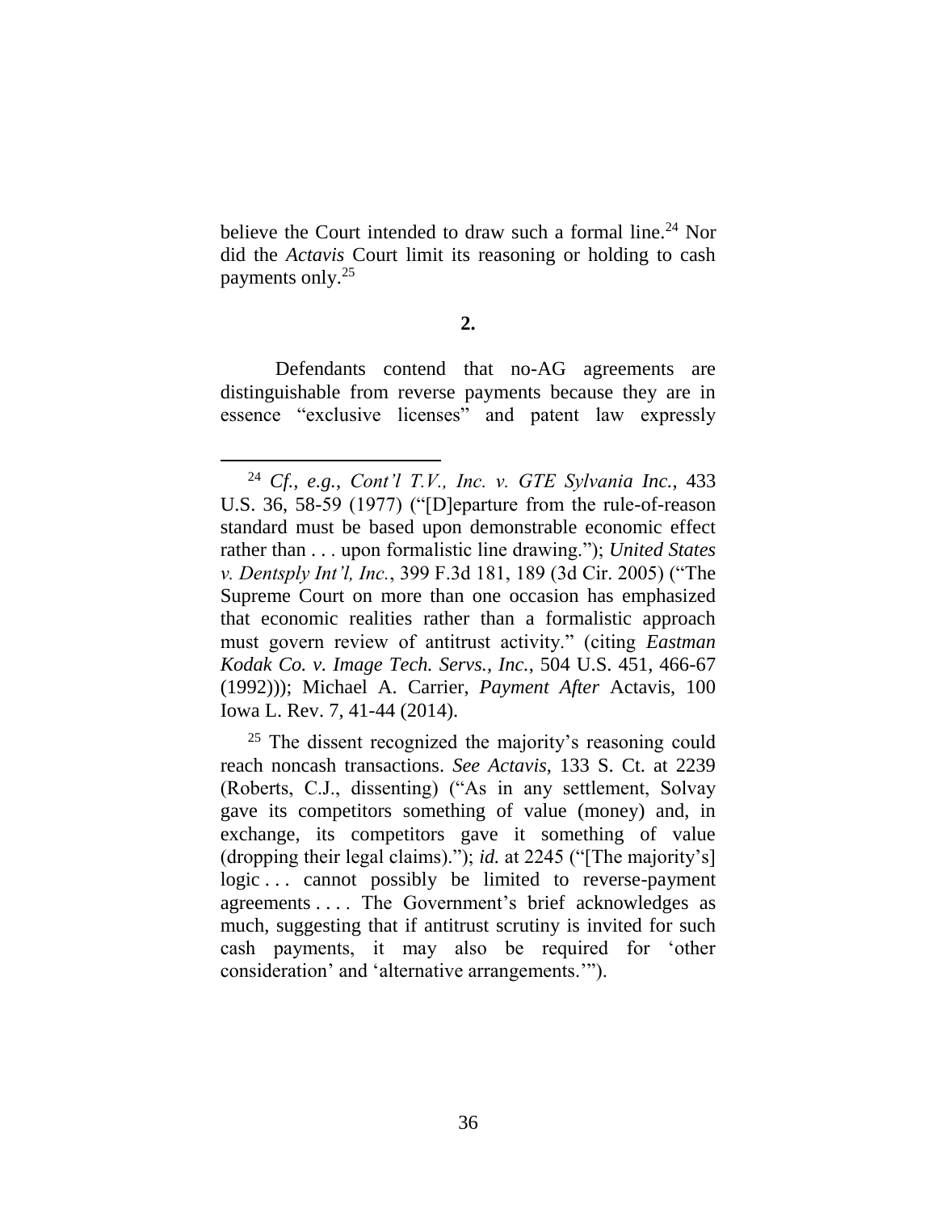believe the Court intended to draw such a formal line.[24] Nor did the *Actavis* Court limit its reasoning or holding to cash payments only.[25]

**2.**

Defendants contend that no-AG agreements are distinguishable from reverse payments because they are in essence "exclusive licenses" and patent law expressly

---

[24] *Cf., e.g.*, *Cont'l T.V., Inc. v. GTE Sylvania Inc.*, 433 U.S. 36, 58-59 (1977) ("[D]eparture from the rule-of-reason standard must be based upon demonstrable economic effect rather than . . . upon formalistic line drawing."); *United States v. Dentsply Int'l, Inc.*, 399 F.3d 181, 189 (3d Cir. 2005) ("The Supreme Court on more than one occasion has emphasized that economic realities rather than a formalistic approach must govern review of antitrust activity." (citing *Eastman Kodak Co. v. Image Tech. Servs., Inc.*, 504 U.S. 451, 466-67 (1992))); Michael A. Carrier, *Payment After* Actavis, 100 Iowa L. Rev. 7, 41-44 (2014).

[25] The dissent recognized the majority's reasoning could reach noncash transactions. *See Actavis*, 133 S. Ct. at 2239 (Roberts, C.J., dissenting) ("As in any settlement, Solvay gave its competitors something of value (money) and, in exchange, its competitors gave it something of value (dropping their legal claims)."); *id.* at 2245 ("[The majority's] logic . . . cannot possibly be limited to reverse-payment agreements . . . . The Government's brief acknowledges as much, suggesting that if antitrust scrutiny is invited for such cash payments, it may also be required for 'other consideration' and 'alternative arrangements.'").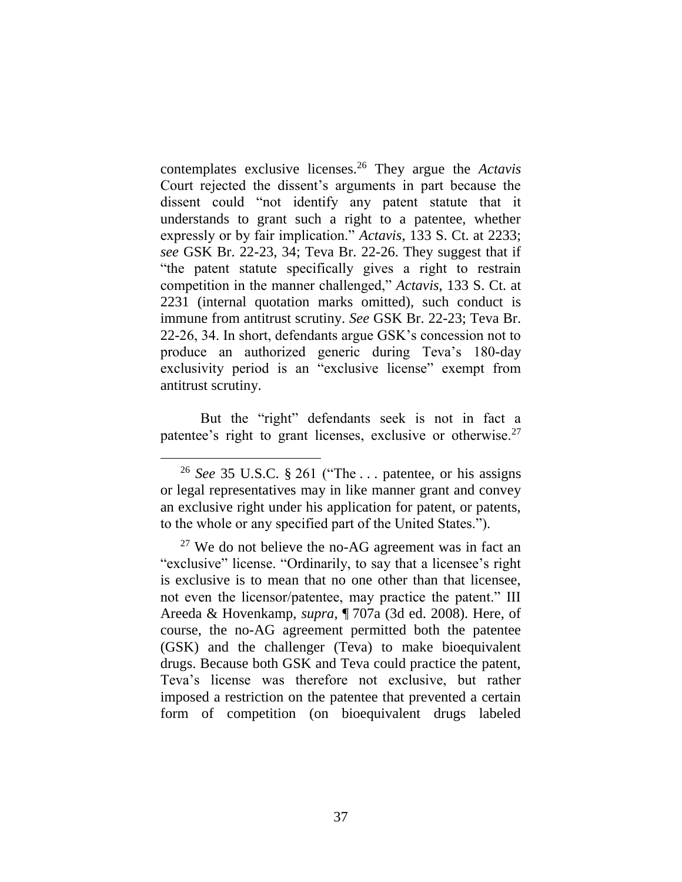contemplates exclusive licenses.[26] They argue the *Actavis* Court rejected the dissent's arguments in part because the dissent could "not identify any patent statute that it understands to grant such a right to a patentee, whether expressly or by fair implication." *Actavis*, 133 S. Ct. at 2233; *see* GSK Br. 22-23, 34; Teva Br. 22-26. They suggest that if "the patent statute specifically gives a right to restrain competition in the manner challenged," *Actavis*, 133 S. Ct. at 2231 (internal quotation marks omitted), such conduct is immune from antitrust scrutiny. *See* GSK Br. 22-23; Teva Br. 22-26, 34. In short, defendants argue GSK's concession not to produce an authorized generic during Teva's 180-day exclusivity period is an "exclusive license" exempt from antitrust scrutiny.

But the "right" defendants seek is not in fact a patentee's right to grant licenses, exclusive or otherwise.[27]

---

[26] *See* 35 U.S.C. § 261 ("The . . . patentee, or his assigns or legal representatives may in like manner grant and convey an exclusive right under his application for patent, or patents, to the whole or any specified part of the United States.").

[27] We do not believe the no-AG agreement was in fact an "exclusive" license. "Ordinarily, to say that a licensee's right is exclusive is to mean that no one other than that licensee, not even the licensor/patentee, may practice the patent." III Areeda & Hovenkamp, *supra*, ¶ 707a (3d ed. 2008). Here, of course, the no-AG agreement permitted both the patentee (GSK) and the challenger (Teva) to make bioequivalent drugs. Because both GSK and Teva could practice the patent, Teva's license was therefore not exclusive, but rather imposed a restriction on the patentee that prevented a certain form of competition (on bioequivalent drugs labeled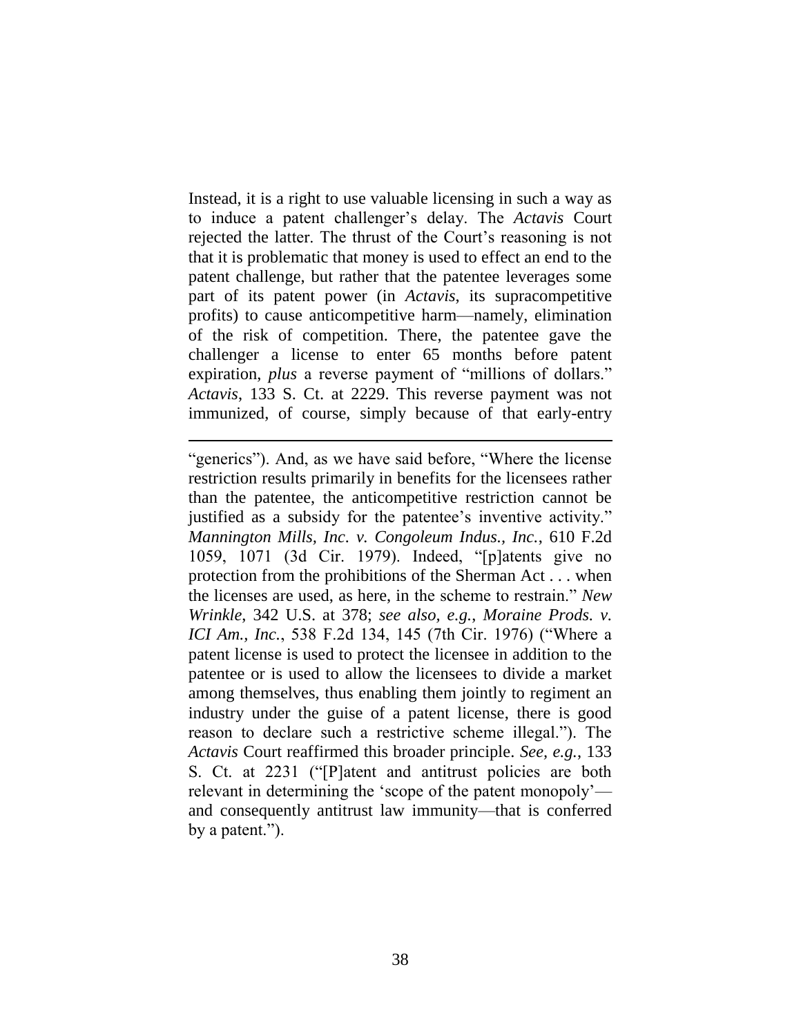Instead, it is a right to use valuable licensing in such a way as to induce a patent challenger's delay. The *Actavis* Court rejected the latter. The thrust of the Court's reasoning is not that it is problematic that money is used to effect an end to the patent challenge, but rather that the patentee leverages some part of its patent power (in *Actavis*, its supracompetitive profits) to cause anticompetitive harm—namely, elimination of the risk of competition. There, the patentee gave the challenger a license to enter 65 months before patent expiration, *plus* a reverse payment of "millions of dollars." *Actavis*, 133 S. Ct. at 2229. This reverse payment was not immunized, of course, simply because of that early-entry

---

"generics"). And, as we have said before, "Where the license restriction results primarily in benefits for the licensees rather than the patentee, the anticompetitive restriction cannot be justified as a subsidy for the patentee's inventive activity." *Mannington Mills, Inc. v. Congoleum Indus., Inc.*, 610 F.2d 1059, 1071 (3d Cir. 1979). Indeed, "[p]atents give no protection from the prohibitions of the Sherman Act . . . when the licenses are used, as here, in the scheme to restrain." *New Wrinkle*, 342 U.S. at 378; *see also, e.g.*, *Moraine Prods. v. ICI Am., Inc.*, 538 F.2d 134, 145 (7th Cir. 1976) ("Where a patent license is used to protect the licensee in addition to the patentee or is used to allow the licensees to divide a market among themselves, thus enabling them jointly to regiment an industry under the guise of a patent license, there is good reason to declare such a restrictive scheme illegal."). The *Actavis* Court reaffirmed this broader principle. *See, e.g.*, 133 S. Ct. at 2231 ("[P]atent and antitrust policies are both relevant in determining the 'scope of the patent monopoly'—and consequently antitrust law immunity—that is conferred by a patent.").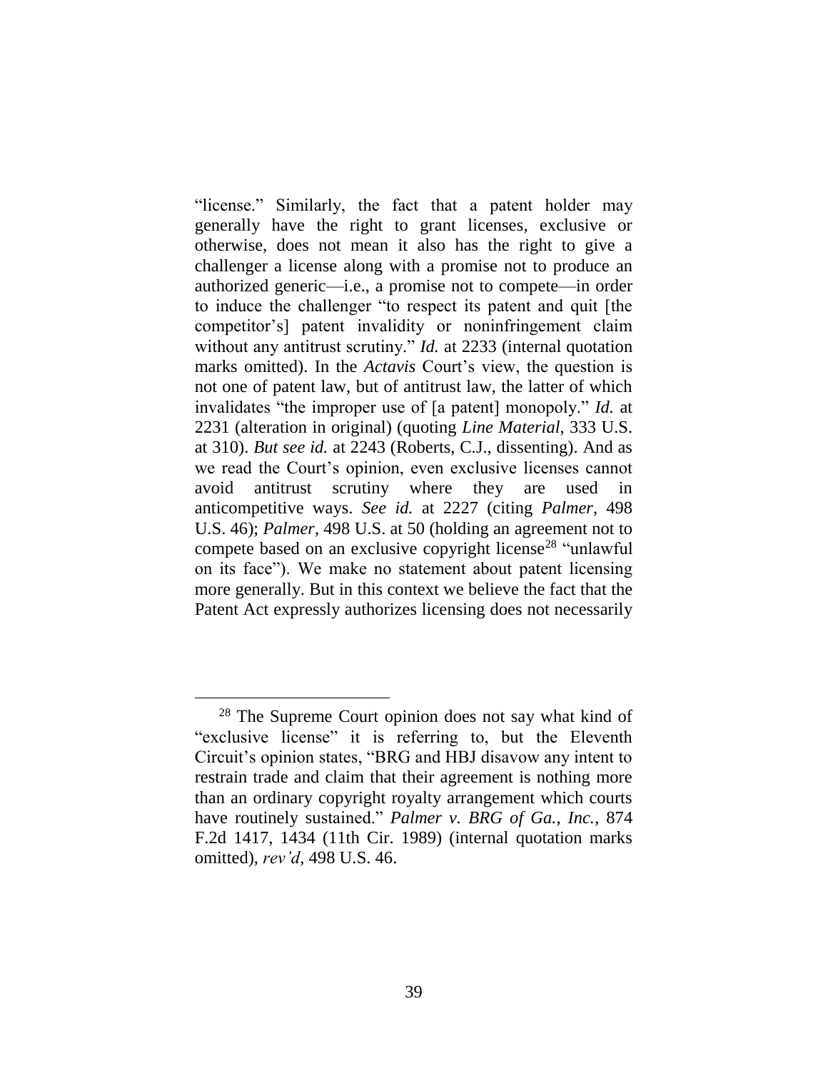"license." Similarly, the fact that a patent holder may generally have the right to grant licenses, exclusive or otherwise, does not mean it also has the right to give a challenger a license along with a promise not to produce an authorized generic—i.e., a promise not to compete—in order to induce the challenger "to respect its patent and quit [the competitor's] patent invalidity or noninfringement claim without any antitrust scrutiny." *Id.* at 2233 (internal quotation marks omitted). In the *Actavis* Court's view, the question is not one of patent law, but of antitrust law, the latter of which invalidates "the improper use of [a patent] monopoly." *Id.* at 2231 (alteration in original) (quoting *Line Material*, 333 U.S. at 310). *But see id.* at 2243 (Roberts, C.J., dissenting). And as we read the Court's opinion, even exclusive licenses cannot avoid antitrust scrutiny where they are used in anticompetitive ways. *See id.* at 2227 (citing *Palmer*, 498 U.S. 46); *Palmer*, 498 U.S. at 50 (holding an agreement not to compete based on an exclusive copyright license[28] "unlawful on its face"). We make no statement about patent licensing more generally. But in this context we believe the fact that the Patent Act expressly authorizes licensing does not necessarily

---

[28] The Supreme Court opinion does not say what kind of "exclusive license" it is referring to, but the Eleventh Circuit's opinion states, "BRG and HBJ disavow any intent to restrain trade and claim that their agreement is nothing more than an ordinary copyright royalty arrangement which courts have routinely sustained." *Palmer v. BRG of Ga., Inc.*, 874 F.2d 1417, 1434 (11th Cir. 1989) (internal quotation marks omitted), *rev'd*, 498 U.S. 46.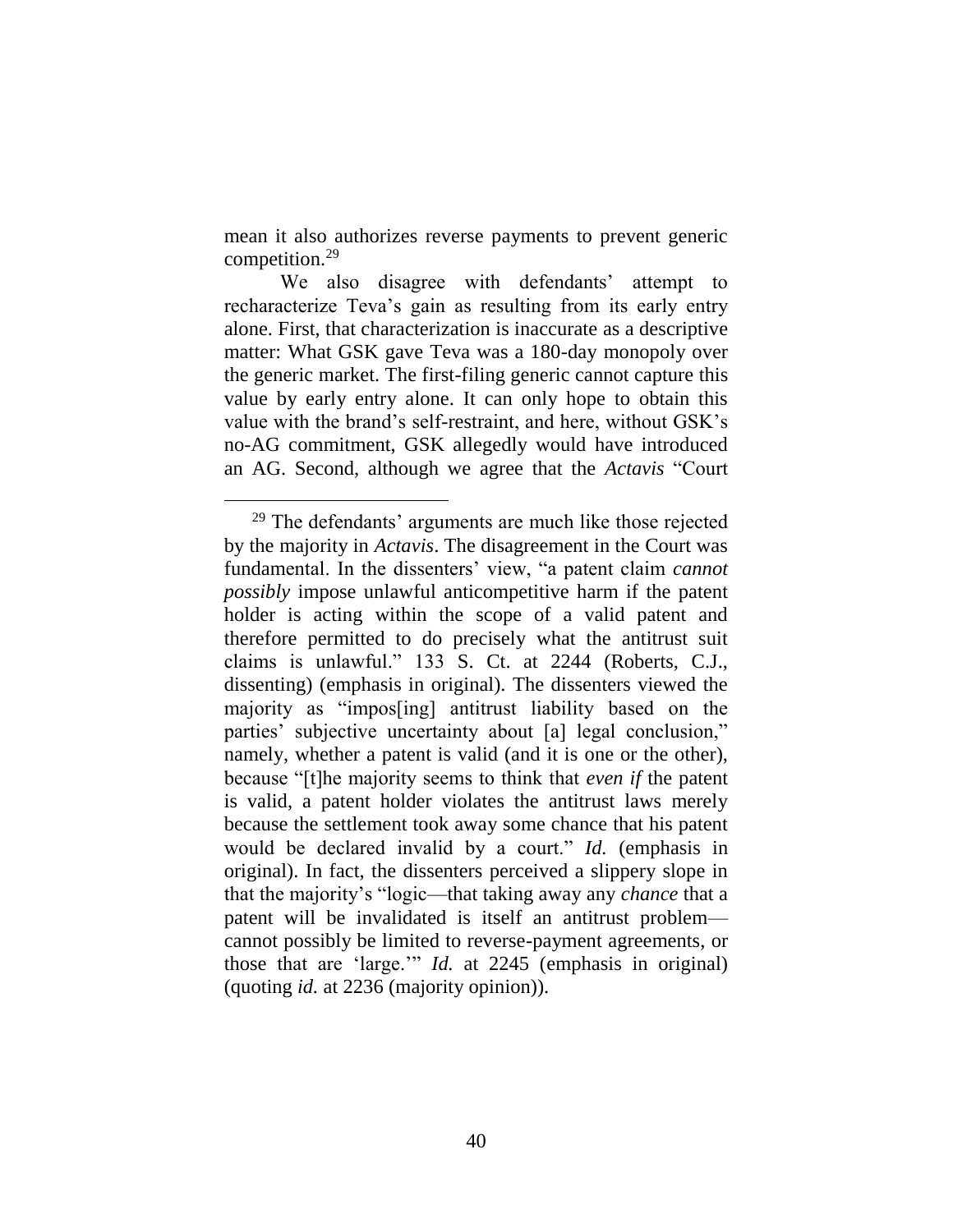mean it also authorizes reverse payments to prevent generic competition.[29]

We also disagree with defendants' attempt to recharacterize Teva's gain as resulting from its early entry alone. First, that characterization is inaccurate as a descriptive matter: What GSK gave Teva was a 180-day monopoly over the generic market. The first-filing generic cannot capture this value by early entry alone. It can only hope to obtain this value with the brand's self-restraint, and here, without GSK's no-AG commitment, GSK allegedly would have introduced an AG. Second, although we agree that the *Actavis* "Court

---

[29] The defendants' arguments are much like those rejected by the majority in *Actavis*. The disagreement in the Court was fundamental. In the dissenters' view, "a patent claim *cannot possibly* impose unlawful anticompetitive harm if the patent holder is acting within the scope of a valid patent and therefore permitted to do precisely what the antitrust suit claims is unlawful." 133 S. Ct. at 2244 (Roberts, C.J., dissenting) (emphasis in original). The dissenters viewed the majority as "impos[ing] antitrust liability based on the parties' subjective uncertainty about [a] legal conclusion," namely, whether a patent is valid (and it is one or the other), because "[t]he majority seems to think that *even if* the patent is valid, a patent holder violates the antitrust laws merely because the settlement took away some chance that his patent would be declared invalid by a court." *Id.* (emphasis in original). In fact, the dissenters perceived a slippery slope in that the majority's "logic—that taking away any *chance* that a patent will be invalidated is itself an antitrust problem—cannot possibly be limited to reverse-payment agreements, or those that are 'large.'" *Id.* at 2245 (emphasis in original) (quoting *id.* at 2236 (majority opinion)).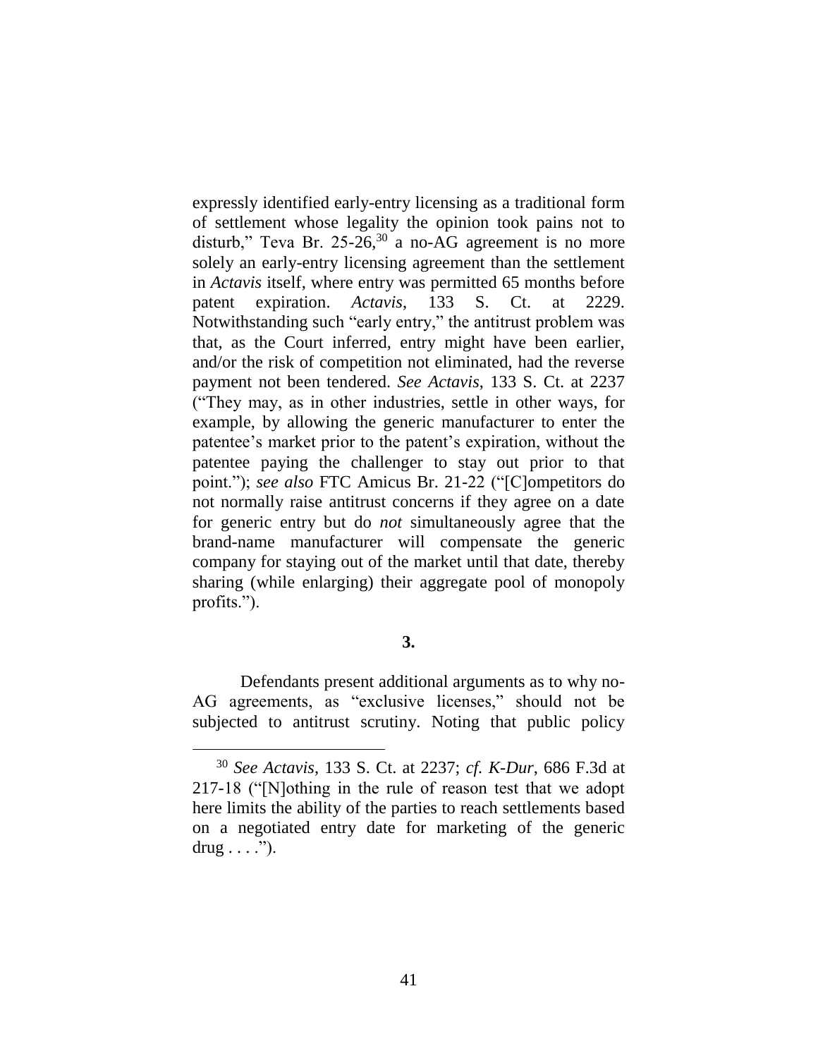expressly identified early-entry licensing as a traditional form of settlement whose legality the opinion took pains not to disturb," Teva Br. 25-26,[30] a no-AG agreement is no more solely an early-entry licensing agreement than the settlement in *Actavis* itself, where entry was permitted 65 months before patent expiration. *Actavis*, 133 S. Ct. at 2229. Notwithstanding such "early entry," the antitrust problem was that, as the Court inferred, entry might have been earlier, and/or the risk of competition not eliminated, had the reverse payment not been tendered. *See Actavis*, 133 S. Ct. at 2237 ("They may, as in other industries, settle in other ways, for example, by allowing the generic manufacturer to enter the patentee's market prior to the patent's expiration, without the patentee paying the challenger to stay out prior to that point."); *see also* FTC Amicus Br. 21-22 ("[C]ompetitors do not normally raise antitrust concerns if they agree on a date for generic entry but do *not* simultaneously agree that the brand-name manufacturer will compensate the generic company for staying out of the market until that date, thereby sharing (while enlarging) their aggregate pool of monopoly profits.").

**3.**

Defendants present additional arguments as to why no-AG agreements, as "exclusive licenses," should not be subjected to antitrust scrutiny. Noting that public policy

---

[30] *See Actavis*, 133 S. Ct. at 2237; *cf. K-Dur*, 686 F.3d at 217-18 ("[N]othing in the rule of reason test that we adopt here limits the ability of the parties to reach settlements based on a negotiated entry date for marketing of the generic drug . . . .").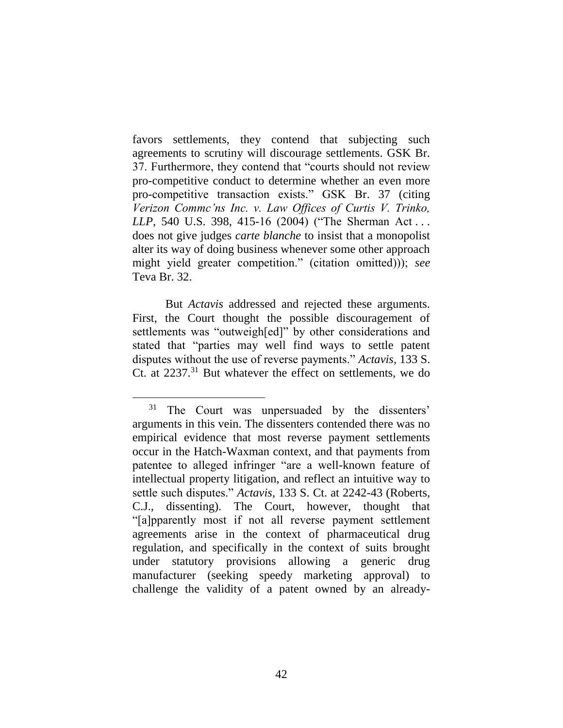favors settlements, they contend that subjecting such agreements to scrutiny will discourage settlements. GSK Br. 37. Furthermore, they contend that "courts should not review pro-competitive conduct to determine whether an even more pro-competitive transaction exists." GSK Br. 37 (citing *Verizon Commc'ns Inc. v. Law Offices of Curtis V. Trinko, LLP*, 540 U.S. 398, 415-16 (2004) ("The Sherman Act . . . does not give judges *carte blanche* to insist that a monopolist alter its way of doing business whenever some other approach might yield greater competition." (citation omitted))); *see* Teva Br. 32.

But *Actavis* addressed and rejected these arguments. First, the Court thought the possible discouragement of settlements was "outweigh[ed]" by other considerations and stated that "parties may well find ways to settle patent disputes without the use of reverse payments." *Actavis*, 133 S. Ct. at 2237.[31] But whatever the effect on settlements, we do

---

[31] The Court was unpersuaded by the dissenters' arguments in this vein. The dissenters contended there was no empirical evidence that most reverse payment settlements occur in the Hatch-Waxman context, and that payments from patentee to alleged infringer "are a well-known feature of intellectual property litigation, and reflect an intuitive way to settle such disputes." *Actavis*, 133 S. Ct. at 2242-43 (Roberts, C.J., dissenting). The Court, however, thought that "[a]pparently most if not all reverse payment settlement agreements arise in the context of pharmaceutical drug regulation, and specifically in the context of suits brought under statutory provisions allowing a generic drug manufacturer (seeking speedy marketing approval) to challenge the validity of a patent owned by an already-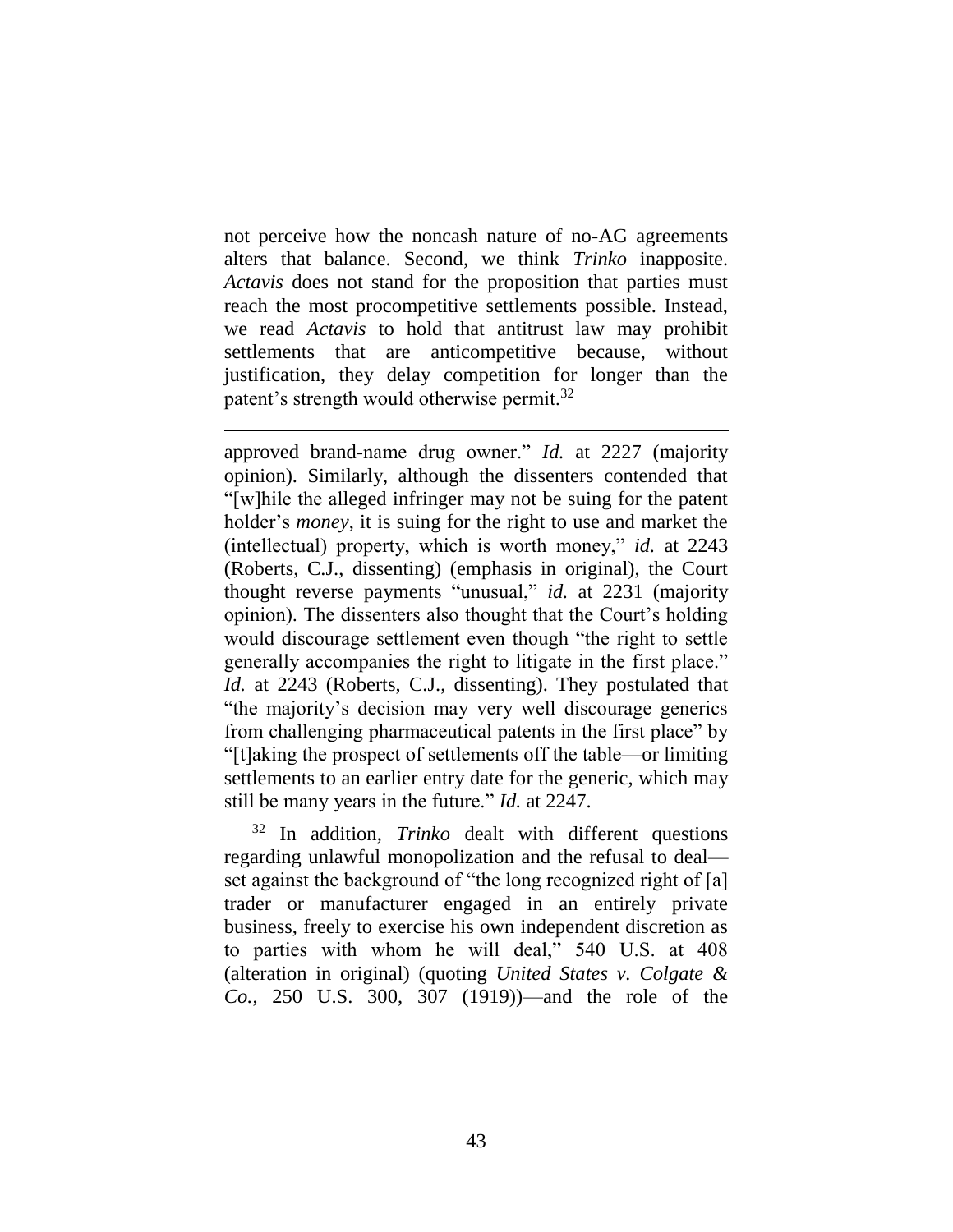not perceive how the noncash nature of no-AG agreements alters that balance. Second, we think *Trinko* inapposite. *Actavis* does not stand for the proposition that parties must reach the most procompetitive settlements possible. Instead, we read *Actavis* to hold that antitrust law may prohibit settlements that are anticompetitive because, without justification, they delay competition for longer than the patent's strength would otherwise permit.[32]

---

approved brand-name drug owner." *Id.* at 2227 (majority opinion). Similarly, although the dissenters contended that "[w]hile the alleged infringer may not be suing for the patent holder's *money*, it is suing for the right to use and market the (intellectual) property, which is worth money," *id.* at 2243 (Roberts, C.J., dissenting) (emphasis in original), the Court thought reverse payments "unusual," *id.* at 2231 (majority opinion). The dissenters also thought that the Court's holding would discourage settlement even though "the right to settle generally accompanies the right to litigate in the first place." *Id.* at 2243 (Roberts, C.J., dissenting). They postulated that "the majority's decision may very well discourage generics from challenging pharmaceutical patents in the first place" by "[t]aking the prospect of settlements off the table—or limiting settlements to an earlier entry date for the generic, which may still be many years in the future." *Id.* at 2247.

[32] In addition, *Trinko* dealt with different questions regarding unlawful monopolization and the refusal to deal—set against the background of "the long recognized right of [a] trader or manufacturer engaged in an entirely private business, freely to exercise his own independent discretion as to parties with whom he will deal," 540 U.S. at 408 (alteration in original) (quoting *United States v. Colgate & Co.*, 250 U.S. 300, 307 (1919))—and the role of the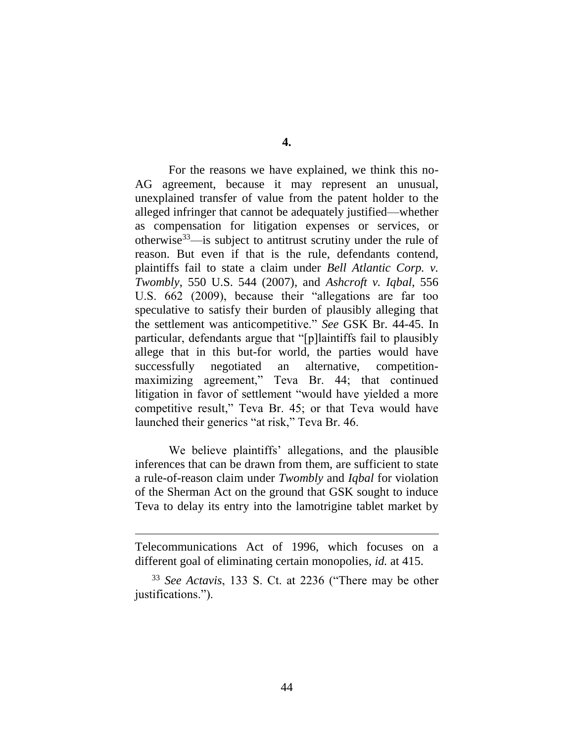**4.**

For the reasons we have explained, we think this no-AG agreement, because it may represent an unusual, unexplained transfer of value from the patent holder to the alleged infringer that cannot be adequately justified—whether as compensation for litigation expenses or services, or otherwise[33]—is subject to antitrust scrutiny under the rule of reason. But even if that is the rule, defendants contend, plaintiffs fail to state a claim under *Bell Atlantic Corp. v. Twombly*, 550 U.S. 544 (2007), and *Ashcroft v. Iqbal*, 556 U.S. 662 (2009), because their "allegations are far too speculative to satisfy their burden of plausibly alleging that the settlement was anticompetitive." *See* GSK Br. 44-45. In particular, defendants argue that "[p]laintiffs fail to plausibly allege that in this but-for world, the parties would have successfully negotiated an alternative, competition-maximizing agreement," Teva Br. 44; that continued litigation in favor of settlement "would have yielded a more competitive result," Teva Br. 45; or that Teva would have launched their generics "at risk," Teva Br. 46.

We believe plaintiffs' allegations, and the plausible inferences that can be drawn from them, are sufficient to state a rule-of-reason claim under *Twombly* and *Iqbal* for violation of the Sherman Act on the ground that GSK sought to induce Teva to delay its entry into the lamotrigine tablet market by

---

Telecommunications Act of 1996, which focuses on a different goal of eliminating certain monopolies, *id.* at 415.

[33] *See Actavis*, 133 S. Ct. at 2236 ("There may be other justifications.").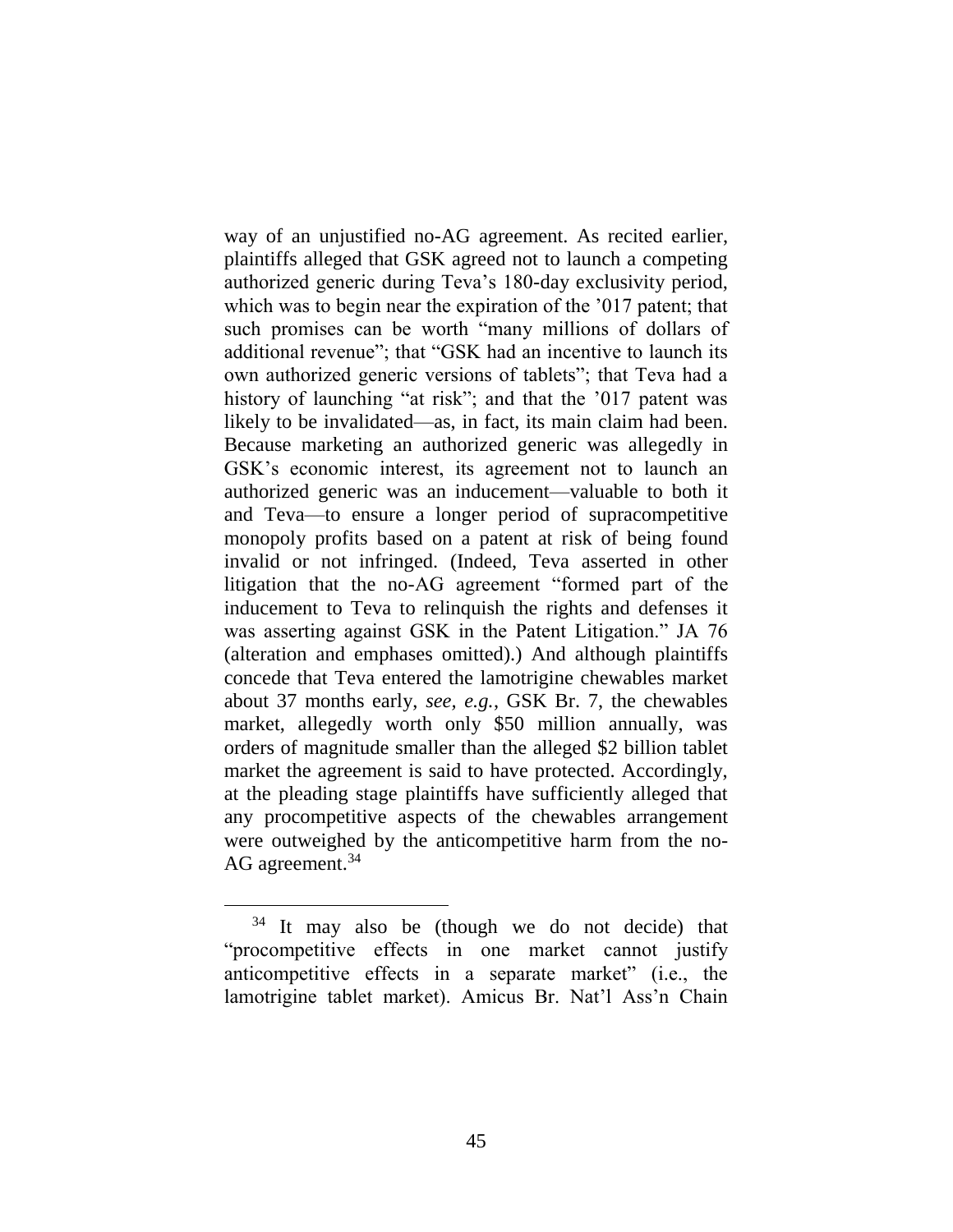way of an unjustified no-AG agreement. As recited earlier, plaintiffs alleged that GSK agreed not to launch a competing authorized generic during Teva's 180-day exclusivity period, which was to begin near the expiration of the '017 patent; that such promises can be worth "many millions of dollars of additional revenue"; that "GSK had an incentive to launch its own authorized generic versions of tablets"; that Teva had a history of launching "at risk"; and that the '017 patent was likely to be invalidated—as, in fact, its main claim had been. Because marketing an authorized generic was allegedly in GSK's economic interest, its agreement not to launch an authorized generic was an inducement—valuable to both it and Teva—to ensure a longer period of supracompetitive monopoly profits based on a patent at risk of being found invalid or not infringed. (Indeed, Teva asserted in other litigation that the no-AG agreement "formed part of the inducement to Teva to relinquish the rights and defenses it was asserting against GSK in the Patent Litigation." JA 76 (alteration and emphases omitted).) And although plaintiffs concede that Teva entered the lamotrigine chewables market about 37 months early, *see, e.g.*, GSK Br. 7, the chewables market, allegedly worth only $50 million annually, was orders of magnitude smaller than the alleged $2 billion tablet market the agreement is said to have protected. Accordingly, at the pleading stage plaintiffs have sufficiently alleged that any procompetitive aspects of the chewables arrangement were outweighed by the anticompetitive harm from the no-AG agreement.[34]

[34] It may also be (though we do not decide) that "procompetitive effects in one market cannot justify anticompetitive effects in a separate market" (i.e., the lamotrigine tablet market). Amicus Br. Nat'l Ass'n Chain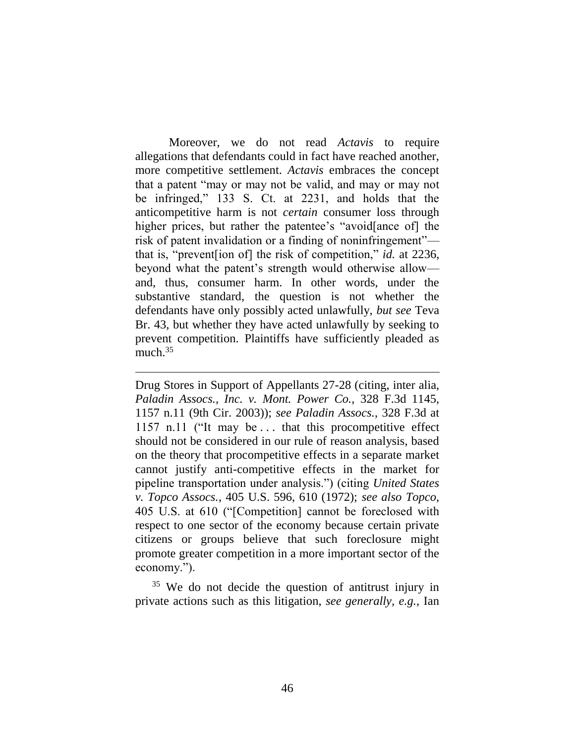Moreover, we do not read *Actavis* to require allegations that defendants could in fact have reached another, more competitive settlement. *Actavis* embraces the concept that a patent "may or may not be valid, and may or may not be infringed," 133 S. Ct. at 2231, and holds that the anticompetitive harm is not *certain* consumer loss through higher prices, but rather the patentee's "avoid[ance of] the risk of patent invalidation or a finding of noninfringement"—that is, "prevent[ion of] the risk of competition," *id.* at 2236, beyond what the patent's strength would otherwise allow—and, thus, consumer harm. In other words, under the substantive standard, the question is not whether the defendants have only possibly acted unlawfully, *but see* Teva Br. 43, but whether they have acted unlawfully by seeking to prevent competition. Plaintiffs have sufficiently pleaded as much.[35]

---

Drug Stores in Support of Appellants 27-28 (citing, inter alia, *Paladin Assocs., Inc. v. Mont. Power Co.*, 328 F.3d 1145, 1157 n.11 (9th Cir. 2003)); *see Paladin Assocs.*, 328 F.3d at 1157 n.11 ("It may be . . . that this procompetitive effect should not be considered in our rule of reason analysis, based on the theory that procompetitive effects in a separate market cannot justify anti-competitive effects in the market for pipeline transportation under analysis.") (citing *United States v. Topco Assocs.*, 405 U.S. 596, 610 (1972); *see also Topco*, 405 U.S. at 610 ("[Competition] cannot be foreclosed with respect to one sector of the economy because certain private citizens or groups believe that such foreclosure might promote greater competition in a more important sector of the economy.").

[35] We do not decide the question of antitrust injury in private actions such as this litigation, *see generally, e.g.*, Ian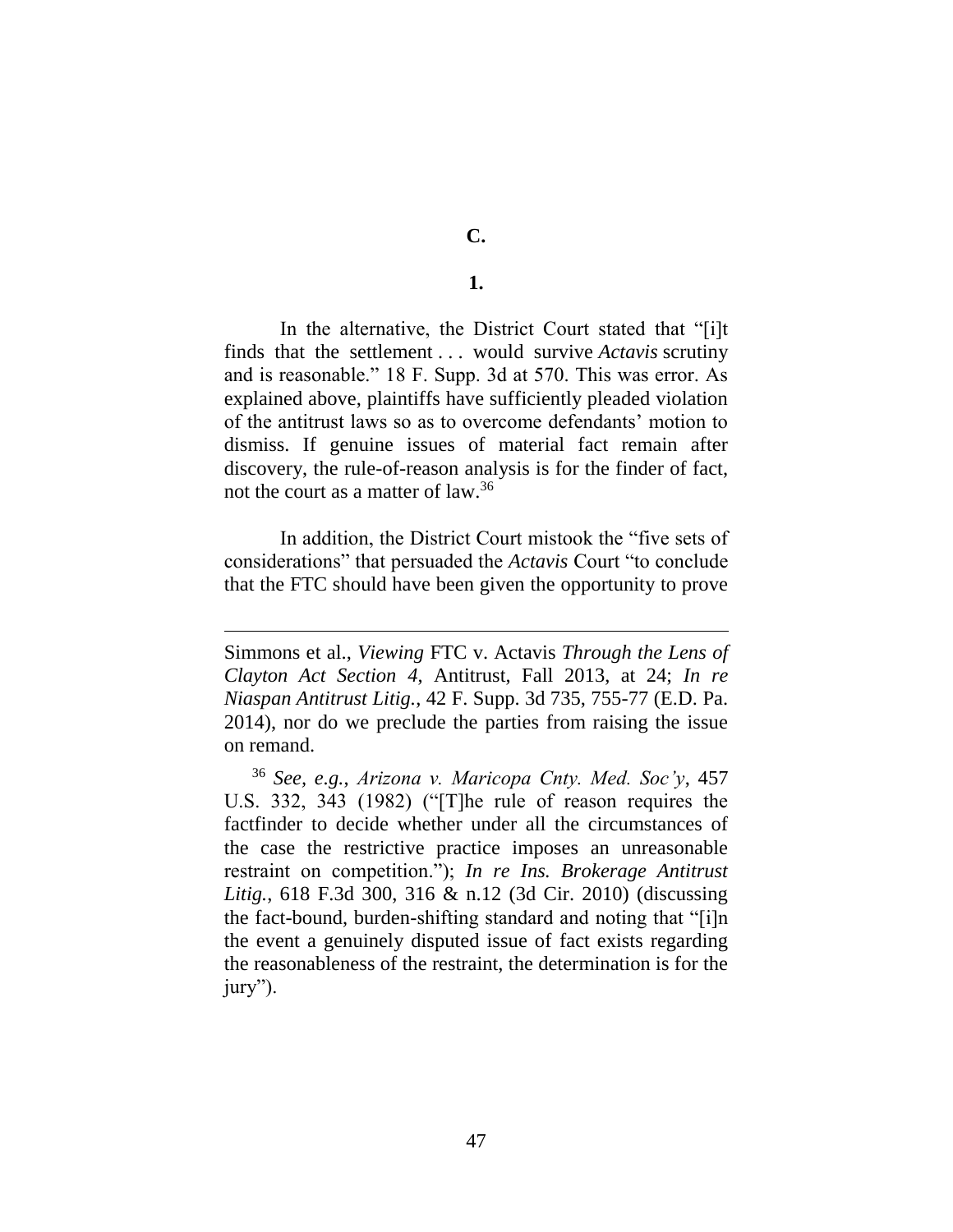## C.

### 1.

In the alternative, the District Court stated that "[i]t finds that the settlement . . . would survive *Actavis* scrutiny and is reasonable." 18 F. Supp. 3d at 570. This was error. As explained above, plaintiffs have sufficiently pleaded violation of the antitrust laws so as to overcome defendants' motion to dismiss. If genuine issues of material fact remain after discovery, the rule-of-reason analysis is for the finder of fact, not the court as a matter of law.[36]

In addition, the District Court mistook the "five sets of considerations" that persuaded the *Actavis* Court "to conclude that the FTC should have been given the opportunity to prove

---

Simmons et al., *Viewing* FTC v. Actavis *Through the Lens of Clayton Act Section 4*, Antitrust, Fall 2013, at 24; *In re Niaspan Antitrust Litig.*, 42 F. Supp. 3d 735, 755-77 (E.D. Pa. 2014), nor do we preclude the parties from raising the issue on remand.

[36] *See, e.g.*, *Arizona v. Maricopa Cnty. Med. Soc'y*, 457 U.S. 332, 343 (1982) ("[T]he rule of reason requires the factfinder to decide whether under all the circumstances of the case the restrictive practice imposes an unreasonable restraint on competition."); *In re Ins. Brokerage Antitrust Litig.*, 618 F.3d 300, 316 & n.12 (3d Cir. 2010) (discussing the fact-bound, burden-shifting standard and noting that "[i]n the event a genuinely disputed issue of fact exists regarding the reasonableness of the restraint, the determination is for the jury").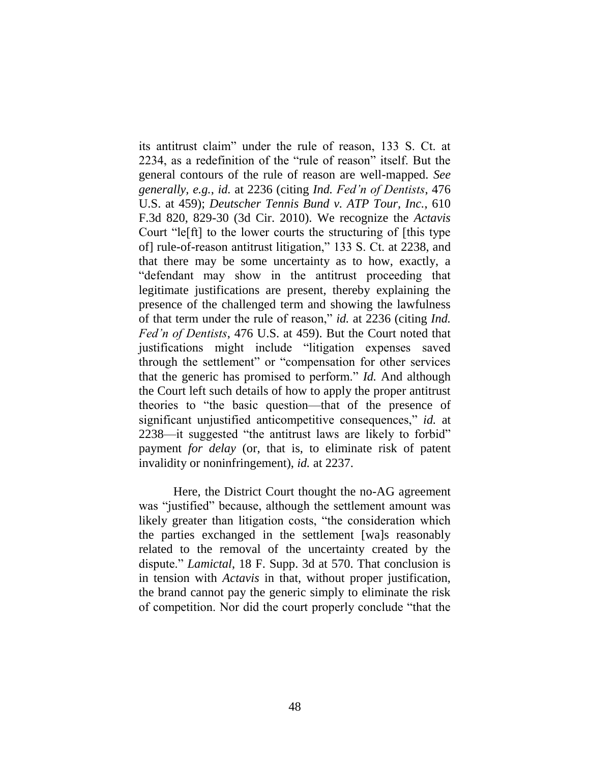its antitrust claim" under the rule of reason, 133 S. Ct. at 2234, as a redefinition of the "rule of reason" itself. But the general contours of the rule of reason are well-mapped. *See generally, e.g.*, *id.* at 2236 (citing *Ind. Fed'n of Dentists*, 476 U.S. at 459); *Deutscher Tennis Bund v. ATP Tour, Inc.*, 610 F.3d 820, 829-30 (3d Cir. 2010). We recognize the *Actavis* Court "le[ft] to the lower courts the structuring of [this type of] rule-of-reason antitrust litigation," 133 S. Ct. at 2238, and that there may be some uncertainty as to how, exactly, a "defendant may show in the antitrust proceeding that legitimate justifications are present, thereby explaining the presence of the challenged term and showing the lawfulness of that term under the rule of reason," *id.* at 2236 (citing *Ind. Fed'n of Dentists*, 476 U.S. at 459). But the Court noted that justifications might include "litigation expenses saved through the settlement" or "compensation for other services that the generic has promised to perform." *Id.* And although the Court left such details of how to apply the proper antitrust theories to "the basic question—that of the presence of significant unjustified anticompetitive consequences," *id.* at 2238—it suggested "the antitrust laws are likely to forbid" payment *for delay* (or, that is, to eliminate risk of patent invalidity or noninfringement), *id.* at 2237.

Here, the District Court thought the no-AG agreement was "justified" because, although the settlement amount was likely greater than litigation costs, "the consideration which the parties exchanged in the settlement [wa]s reasonably related to the removal of the uncertainty created by the dispute." *Lamictal*, 18 F. Supp. 3d at 570. That conclusion is in tension with *Actavis* in that, without proper justification, the brand cannot pay the generic simply to eliminate the risk of competition. Nor did the court properly conclude "that the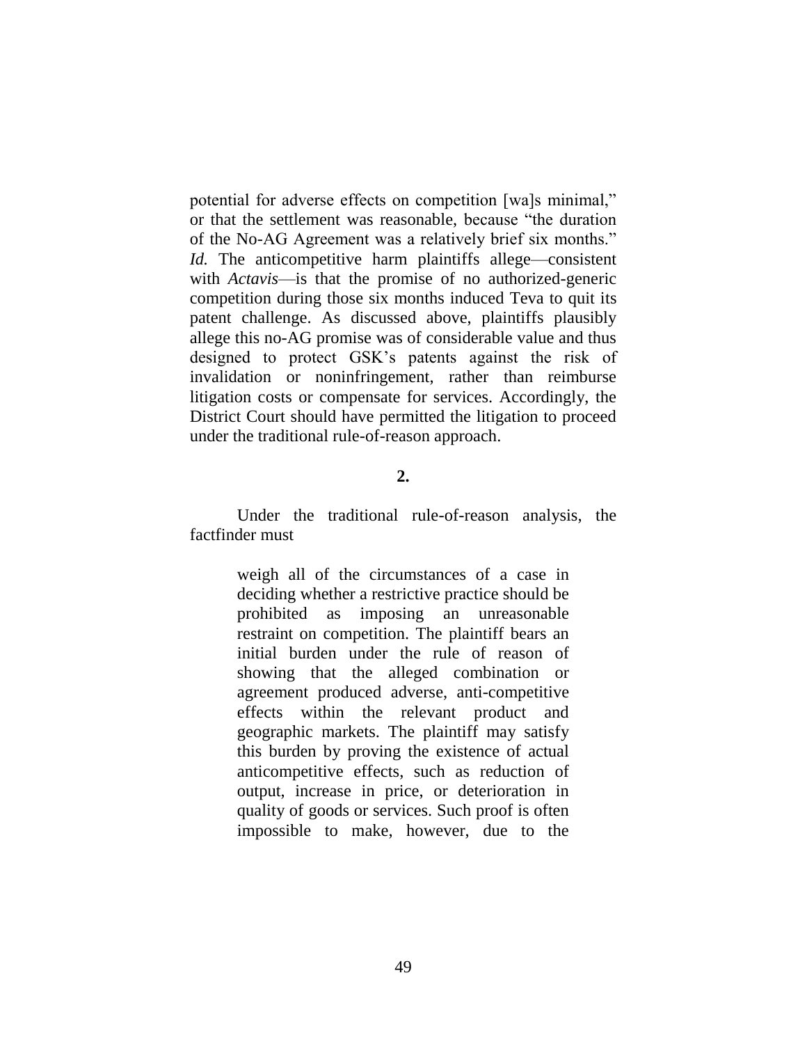potential for adverse effects on competition [wa]s minimal," or that the settlement was reasonable, because "the duration of the No-AG Agreement was a relatively brief six months." *Id.* The anticompetitive harm plaintiffs allege—consistent with *Actavis*—is that the promise of no authorized-generic competition during those six months induced Teva to quit its patent challenge. As discussed above, plaintiffs plausibly allege this no-AG promise was of considerable value and thus designed to protect GSK's patents against the risk of invalidation or noninfringement, rather than reimburse litigation costs or compensate for services. Accordingly, the District Court should have permitted the litigation to proceed under the traditional rule-of-reason approach.

**2.**

Under the traditional rule-of-reason analysis, the factfinder must

> weigh all of the circumstances of a case in deciding whether a restrictive practice should be prohibited as imposing an unreasonable restraint on competition. The plaintiff bears an initial burden under the rule of reason of showing that the alleged combination or agreement produced adverse, anti-competitive effects within the relevant product and geographic markets. The plaintiff may satisfy this burden by proving the existence of actual anticompetitive effects, such as reduction of output, increase in price, or deterioration in quality of goods or services. Such proof is often impossible to make, however, due to the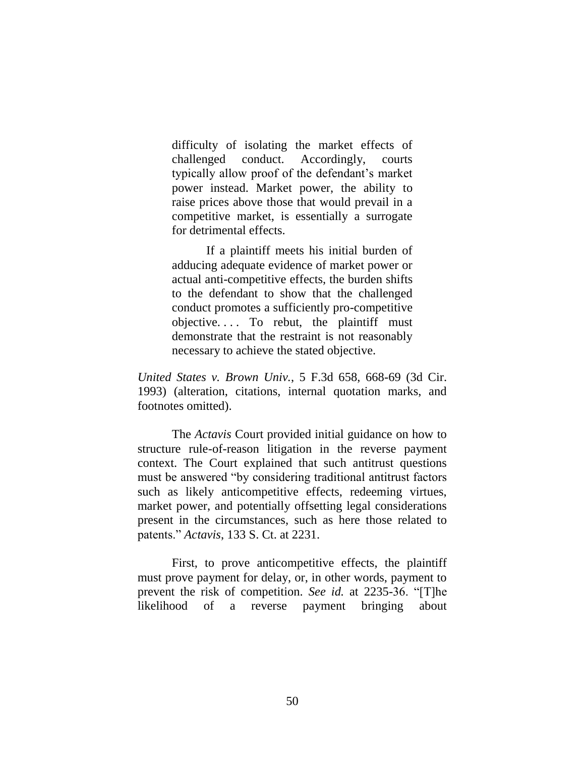> difficulty of isolating the market effects of challenged conduct. Accordingly, courts typically allow proof of the defendant's market power instead. Market power, the ability to raise prices above those that would prevail in a competitive market, is essentially a surrogate for detrimental effects.
>
> If a plaintiff meets his initial burden of adducing adequate evidence of market power or actual anti-competitive effects, the burden shifts to the defendant to show that the challenged conduct promotes a sufficiently pro-competitive objective. . . . To rebut, the plaintiff must demonstrate that the restraint is not reasonably necessary to achieve the stated objective.

*United States v. Brown Univ.*, 5 F.3d 658, 668-69 (3d Cir. 1993) (alteration, citations, internal quotation marks, and footnotes omitted).

The *Actavis* Court provided initial guidance on how to structure rule-of-reason litigation in the reverse payment context. The Court explained that such antitrust questions must be answered "by considering traditional antitrust factors such as likely anticompetitive effects, redeeming virtues, market power, and potentially offsetting legal considerations present in the circumstances, such as here those related to patents." *Actavis*, 133 S. Ct. at 2231.

First, to prove anticompetitive effects, the plaintiff must prove payment for delay, or, in other words, payment to prevent the risk of competition. *See id.* at 2235-36. "[T]he likelihood of a reverse payment bringing about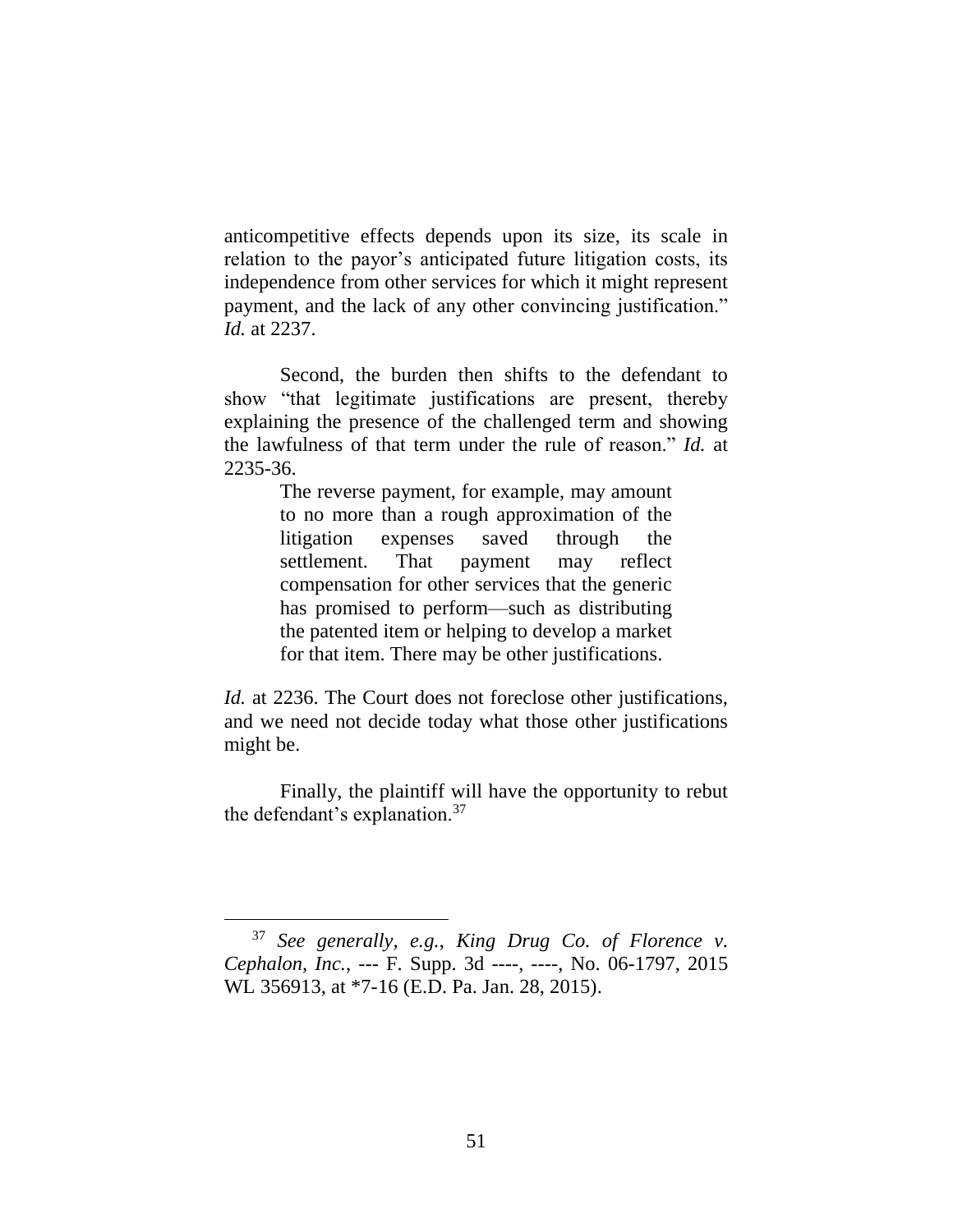anticompetitive effects depends upon its size, its scale in relation to the payor's anticipated future litigation costs, its independence from other services for which it might represent payment, and the lack of any other convincing justification." *Id.* at 2237.

Second, the burden then shifts to the defendant to show "that legitimate justifications are present, thereby explaining the presence of the challenged term and showing the lawfulness of that term under the rule of reason." *Id.* at 2235-36.

> The reverse payment, for example, may amount to no more than a rough approximation of the litigation expenses saved through the settlement. That payment may reflect compensation for other services that the generic has promised to perform—such as distributing the patented item or helping to develop a market for that item. There may be other justifications.

*Id.* at 2236. The Court does not foreclose other justifications, and we need not decide today what those other justifications might be.

Finally, the plaintiff will have the opportunity to rebut the defendant's explanation.[37]

---

[37] *See generally*, *e.g.*, *King Drug Co. of Florence v. Cephalon, Inc.*, --- F. Supp. 3d ----, ----, No. 06-1797, 2015 WL 356913, at *7-16 (E.D. Pa. Jan. 28, 2015).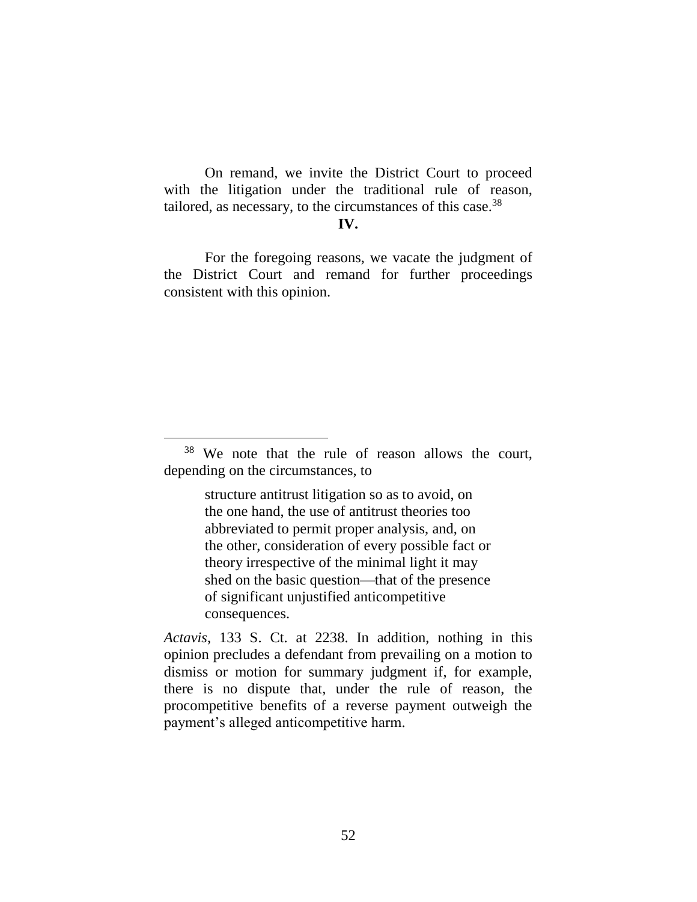On remand, we invite the District Court to proceed with the litigation under the traditional rule of reason, tailored, as necessary, to the circumstances of this case.[38]

## IV.

For the foregoing reasons, we vacate the judgment of the District Court and remand for further proceedings consistent with this opinion.

---

[38] We note that the rule of reason allows the court, depending on the circumstances, to

> structure antitrust litigation so as to avoid, on the one hand, the use of antitrust theories too abbreviated to permit proper analysis, and, on the other, consideration of every possible fact or theory irrespective of the minimal light it may shed on the basic question—that of the presence of significant unjustified anticompetitive consequences.

*Actavis*, 133 S. Ct. at 2238. In addition, nothing in this opinion precludes a defendant from prevailing on a motion to dismiss or motion for summary judgment if, for example, there is no dispute that, under the rule of reason, the procompetitive benefits of a reverse payment outweigh the payment's alleged anticompetitive harm.